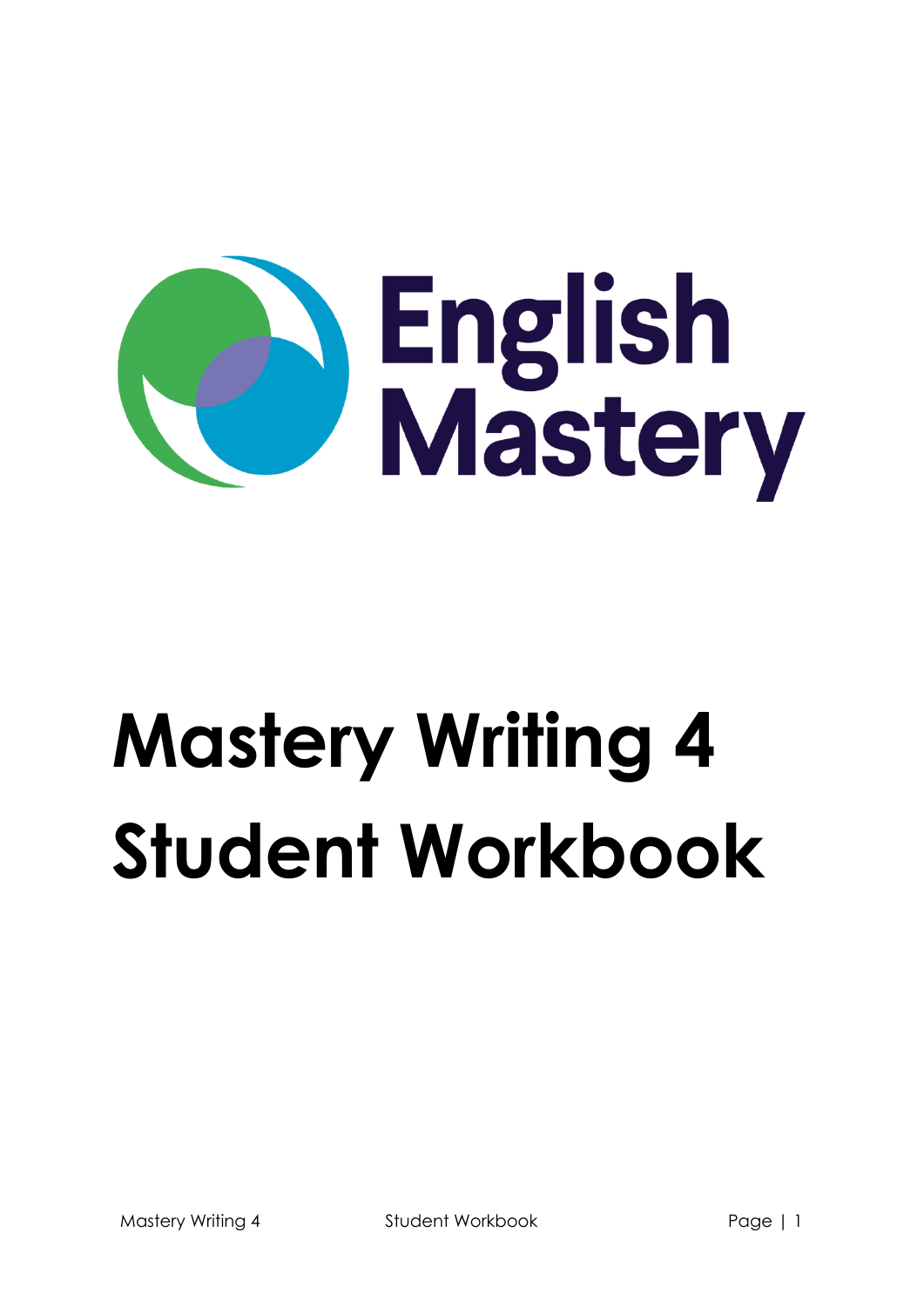English Mastery

# Mastery Writing 4
# Student Workbook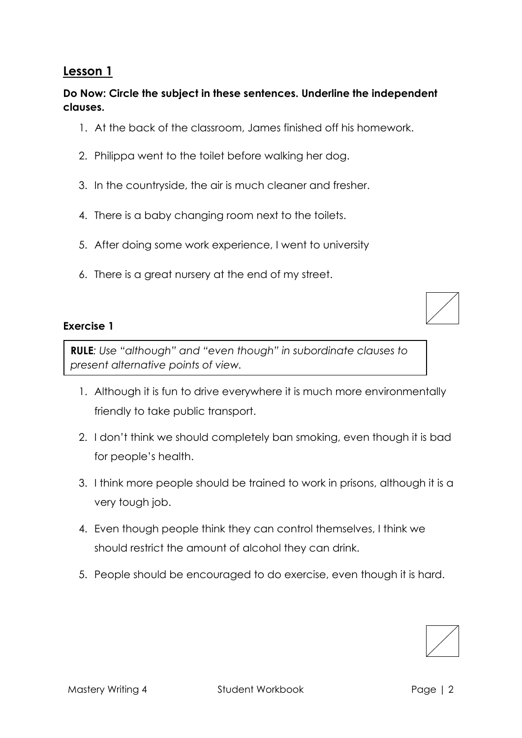## Lesson 1

**Do Now: Circle the subject in these sentences. Underline the independent clauses.**

1. At the back of the classroom, James finished off his homework.
2. Philippa went to the toilet before walking her dog.
3. In the countryside, the air is much cleaner and fresher.
4. There is a baby changing room next to the toilets.
5. After doing some work experience, I went to university
6. There is a great nursery at the end of my street.

### Exercise 1

> **RULE***: Use "although" and "even though" in subordinate clauses to present alternative points of view.*

1. Although it is fun to drive everywhere it is much more environmentally friendly to take public transport.
2. I don't think we should completely ban smoking, even though it is bad for people's health.
3. I think more people should be trained to work in prisons, although it is a very tough job.
4. Even though people think they can control themselves, I think we should restrict the amount of alcohol they can drink.
5. People should be encouraged to do exercise, even though it is hard.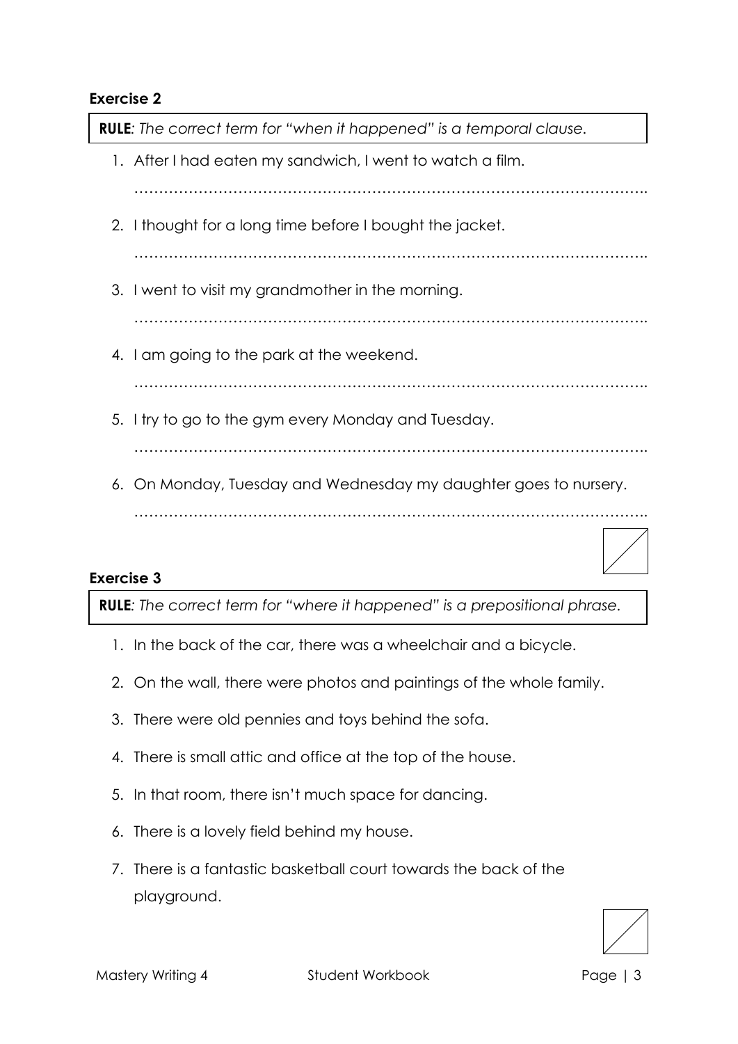**Exercise 2**

**RULE***: The correct term for "when it happened" is a temporal clause.*

1. After I had eaten my sandwich, I went to watch a film.

   …………………………………………………………………………………………..

2. I thought for a long time before I bought the jacket.

   …………………………………………………………………………………………..

3. I went to visit my grandmother in the morning.

   …………………………………………………………………………………………..

4. I am going to the park at the weekend.

   …………………………………………………………………………………………..

5. I try to go to the gym every Monday and Tuesday.

   …………………………………………………………………………………………..

6. On Monday, Tuesday and Wednesday my daughter goes to nursery.

   …………………………………………………………………………………………..

**Exercise 3**

**RULE***: The correct term for "where it happened" is a prepositional phrase.*

1. In the back of the car, there was a wheelchair and a bicycle.
2. On the wall, there were photos and paintings of the whole family.
3. There were old pennies and toys behind the sofa.
4. There is small attic and office at the top of the house.
5. In that room, there isn't much space for dancing.
6. There is a lovely field behind my house.
7. There is a fantastic basketball court towards the back of the playground.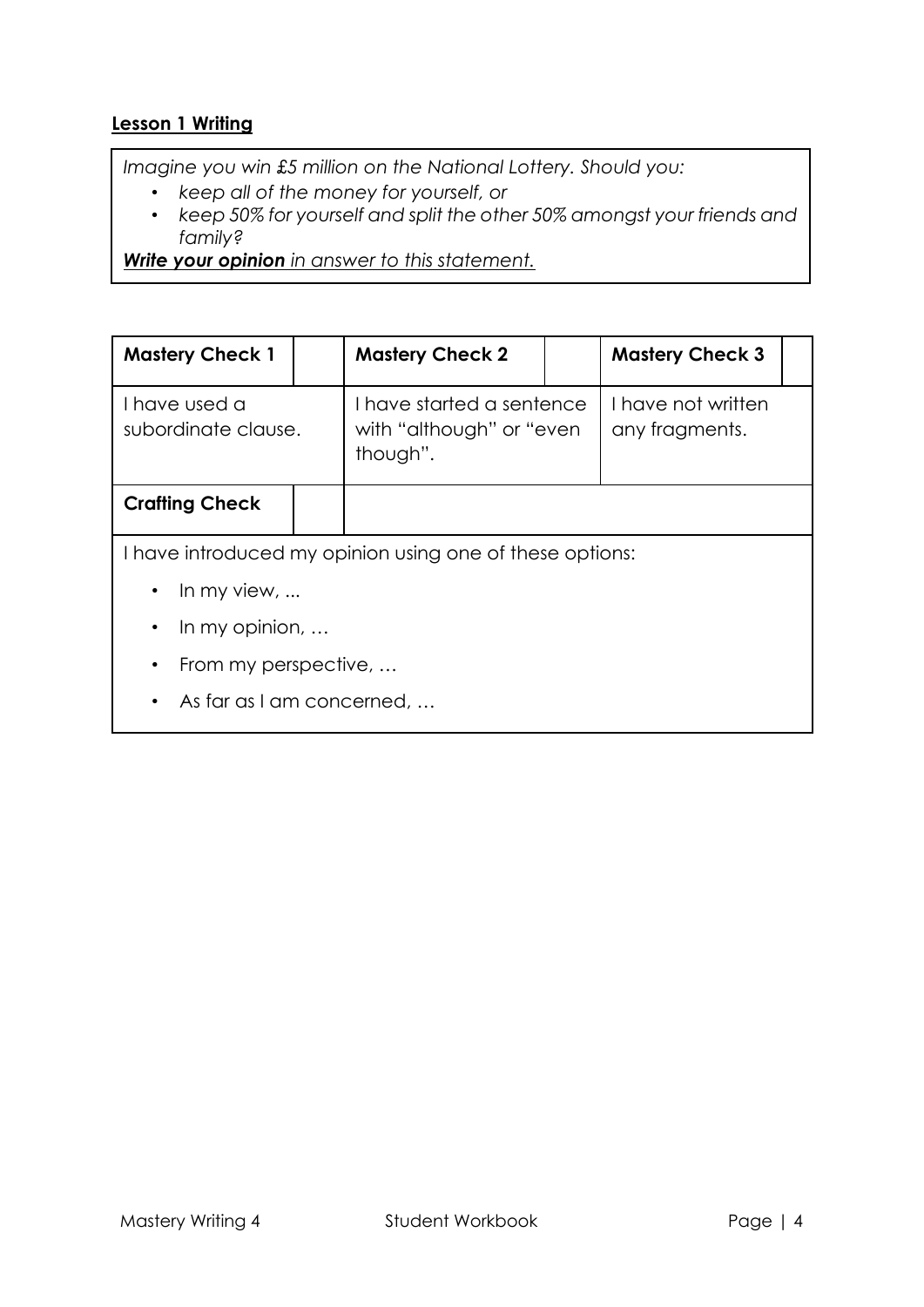## **Lesson 1 Writing**

*Imagine you win £5 million on the National Lottery. Should you:*

- *keep all of the money for yourself, or*
- *keep 50% for yourself and split the other 50% amongst your friends and family?*

***Write your opinion** in answer to this statement.*

| **Mastery Check 1** | | **Mastery Check 2** | | **Mastery Check 3** | |
|---|---|---|---|---|---|
| I have used a subordinate clause. | | I have started a sentence with "although" or "even though". | | I have not written any fragments. | |
| **Crafting Check** | | | | | |

I have introduced my opinion using one of these options:

- In my view, ...
- In my opinion, …
- From my perspective, …
- As far as I am concerned, …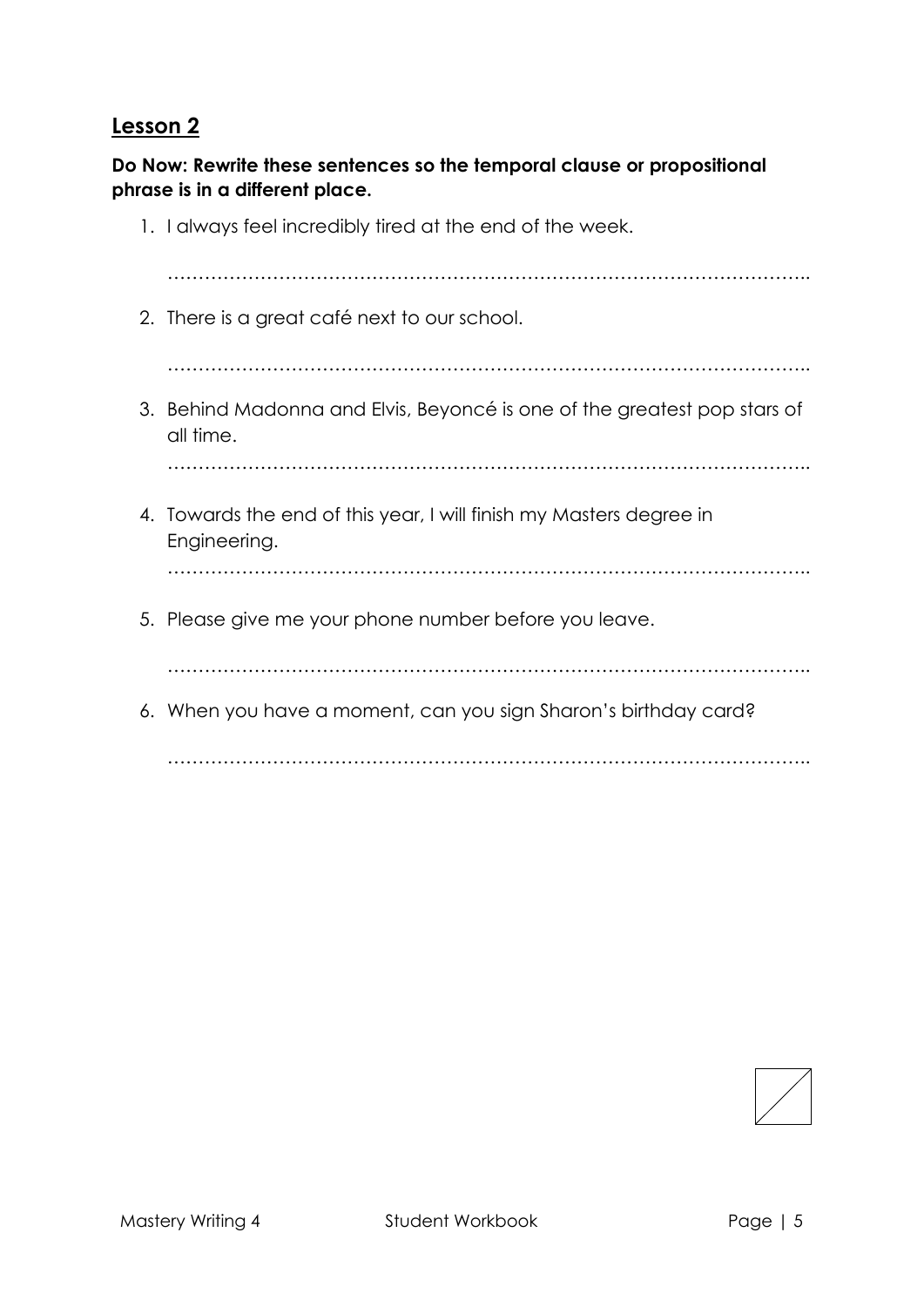## Lesson 2

**Do Now: Rewrite these sentences so the temporal clause or propositional phrase is in a different place.**

1. I always feel incredibly tired at the end of the week.

   ……………………………………………………………………………………………..

2. There is a great café next to our school.

   ……………………………………………………………………………………………..

3. Behind Madonna and Elvis, Beyoncé is one of the greatest pop stars of all time.

   ……………………………………………………………………………………………..

4. Towards the end of this year, I will finish my Masters degree in Engineering.

   ……………………………………………………………………………………………..

5. Please give me your phone number before you leave.

   ……………………………………………………………………………………………..

6. When you have a moment, can you sign Sharon's birthday card?

   ……………………………………………………………………………………………..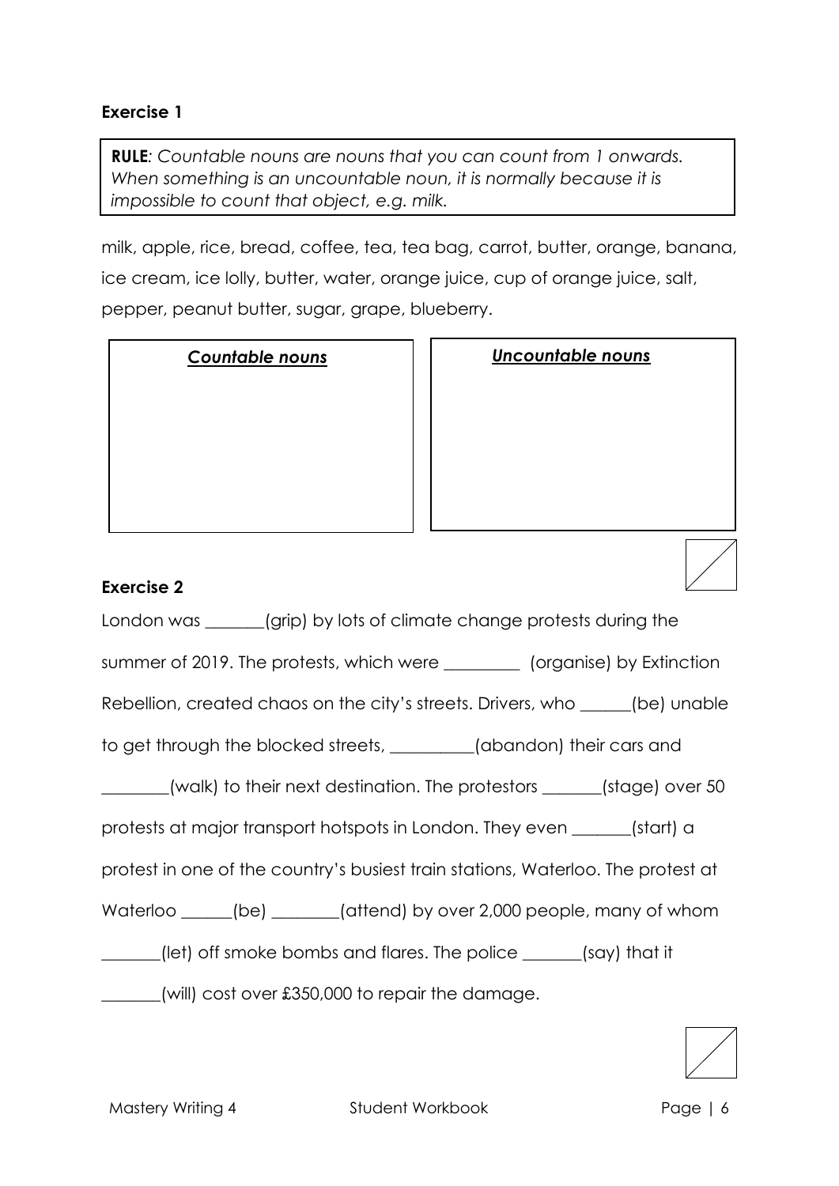### Exercise 1

**RULE**: *Countable nouns are nouns that you can count from 1 onwards. When something is an uncountable noun, it is normally because it is impossible to count that object, e.g. milk.*

milk, apple, rice, bread, coffee, tea, tea bag, carrot, butter, orange, banana, ice cream, ice lolly, butter, water, orange juice, cup of orange juice, salt, pepper, peanut butter, sugar, grape, blueberry.

| ***Countable nouns*** | ***Uncountable nouns*** |
| --- | --- |
| | |

### Exercise 2

London was _______(grip) by lots of climate change protests during the summer of 2019. The protests, which were _________ (organise) by Extinction Rebellion, created chaos on the city's streets. Drivers, who ______(be) unable to get through the blocked streets, __________(abandon) their cars and ________(walk) to their next destination. The protestors _______(stage) over 50 protests at major transport hotspots in London. They even _______(start) a protest in one of the country's busiest train stations, Waterloo. The protest at Waterloo ______(be) ________(attend) by over 2,000 people, many of whom _______(let) off smoke bombs and flares. The police _______(say) that it _______(will) cost over £350,000 to repair the damage.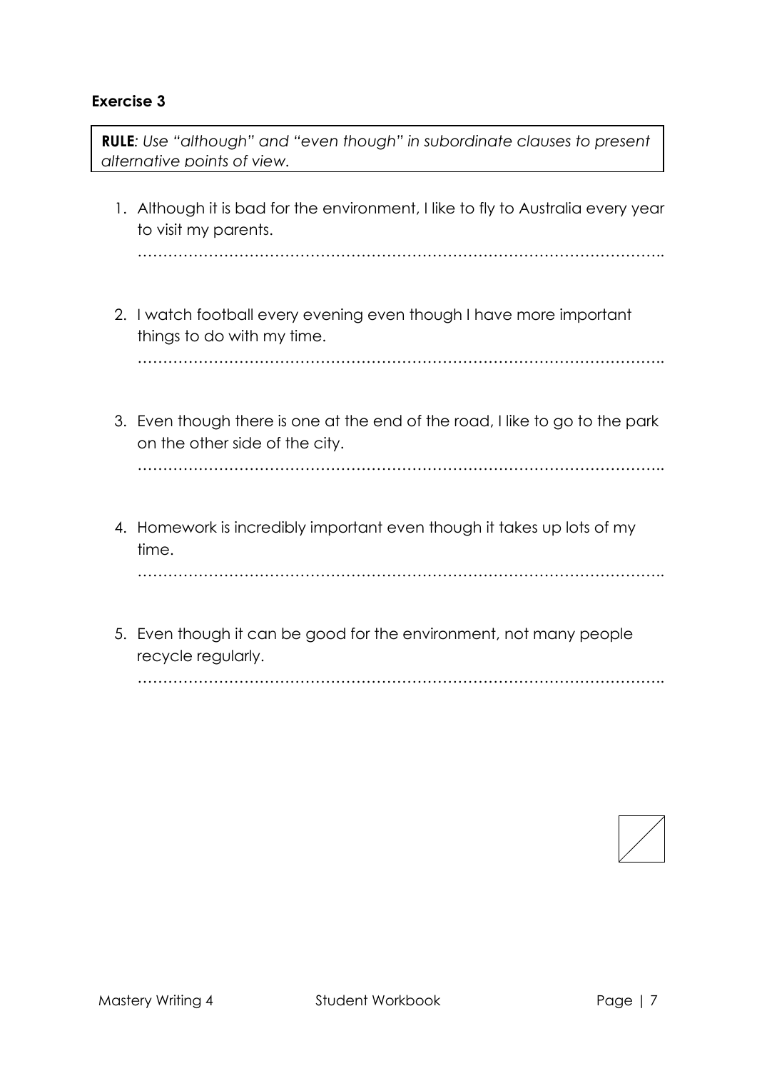### Exercise 3

**RULE**: *Use "although" and "even though" in subordinate clauses to present alternative points of view.*

1. Although it is bad for the environment, I like to fly to Australia every year to visit my parents.

   ……………………………………………………………………………………………

2. I watch football every evening even though I have more important things to do with my time.

   ……………………………………………………………………………………………

3. Even though there is one at the end of the road, I like to go to the park on the other side of the city.

   ……………………………………………………………………………………………

4. Homework is incredibly important even though it takes up lots of my time.

   ……………………………………………………………………………………………

5. Even though it can be good for the environment, not many people recycle regularly.

   ……………………………………………………………………………………………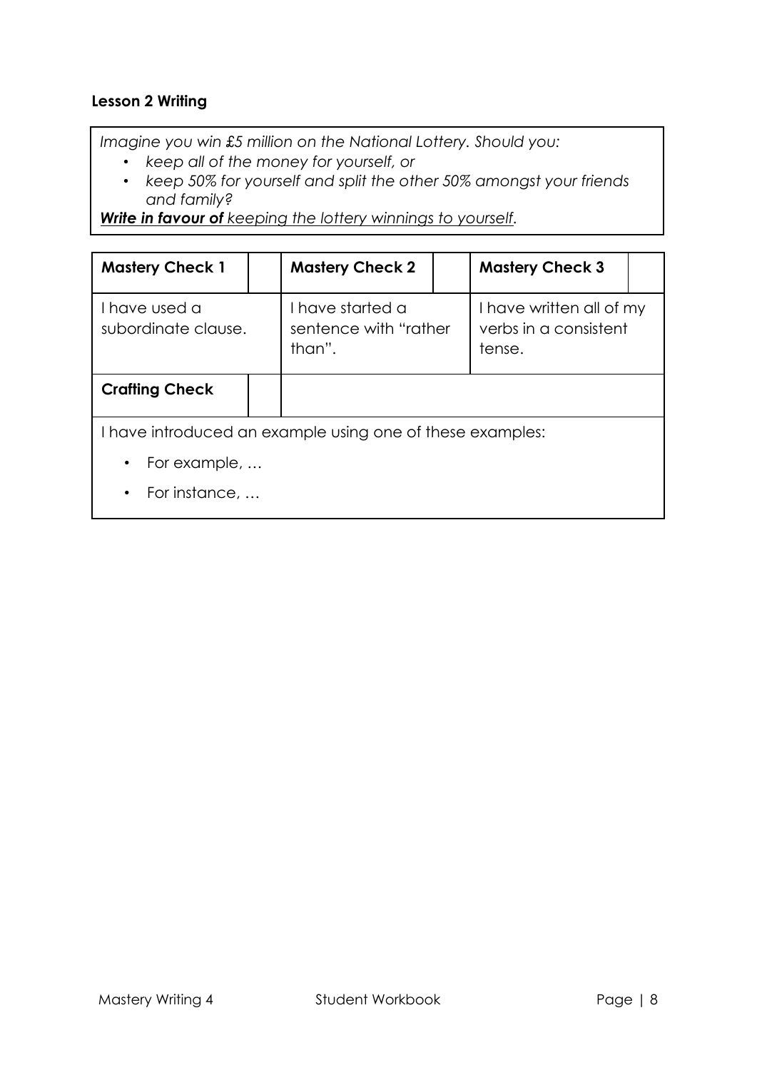**Lesson 2 Writing**

*Imagine you win £5 million on the National Lottery. Should you:*

- *keep all of the money for yourself, or*
- *keep 50% for yourself and split the other 50% amongst your friends and family?*

***Write in favour of** keeping the lottery winnings to yourself.*

| **Mastery Check 1** | | **Mastery Check 2** | | **Mastery Check 3** | |
|---|---|---|---|---|---|
| I have used a subordinate clause. | | I have started a sentence with "rather than". | | I have written all of my verbs in a consistent tense. | |
| **Crafting Check** | | | | | |
| I have introduced an example using one of these examples:<br>• For example, …<br>• For instance, … | | | | | |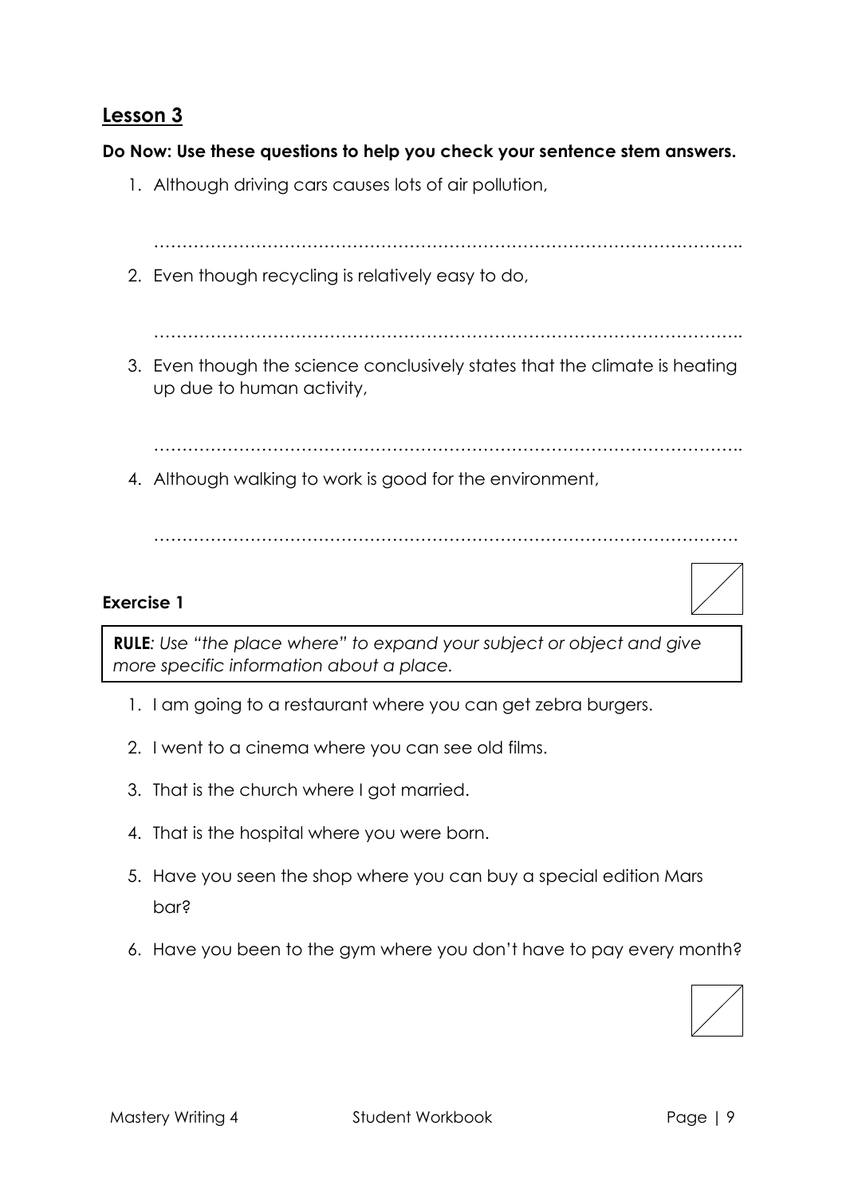## Lesson 3

**Do Now: Use these questions to help you check your sentence stem answers.**

1. Although driving cars causes lots of air pollution,

   …………………………………………………………………………………………..

2. Even though recycling is relatively easy to do,

   …………………………………………………………………………………………..

3. Even though the science conclusively states that the climate is heating up due to human activity,

   …………………………………………………………………………………………..

4. Although walking to work is good for the environment,

   …………………………………………………………………………………………

### Exercise 1

> **RULE***: Use "the place where" to expand your subject or object and give more specific information about a place.*

1. I am going to a restaurant where you can get zebra burgers.
2. I went to a cinema where you can see old films.
3. That is the church where I got married.
4. That is the hospital where you were born.
5. Have you seen the shop where you can buy a special edition Mars bar?
6. Have you been to the gym where you don't have to pay every month?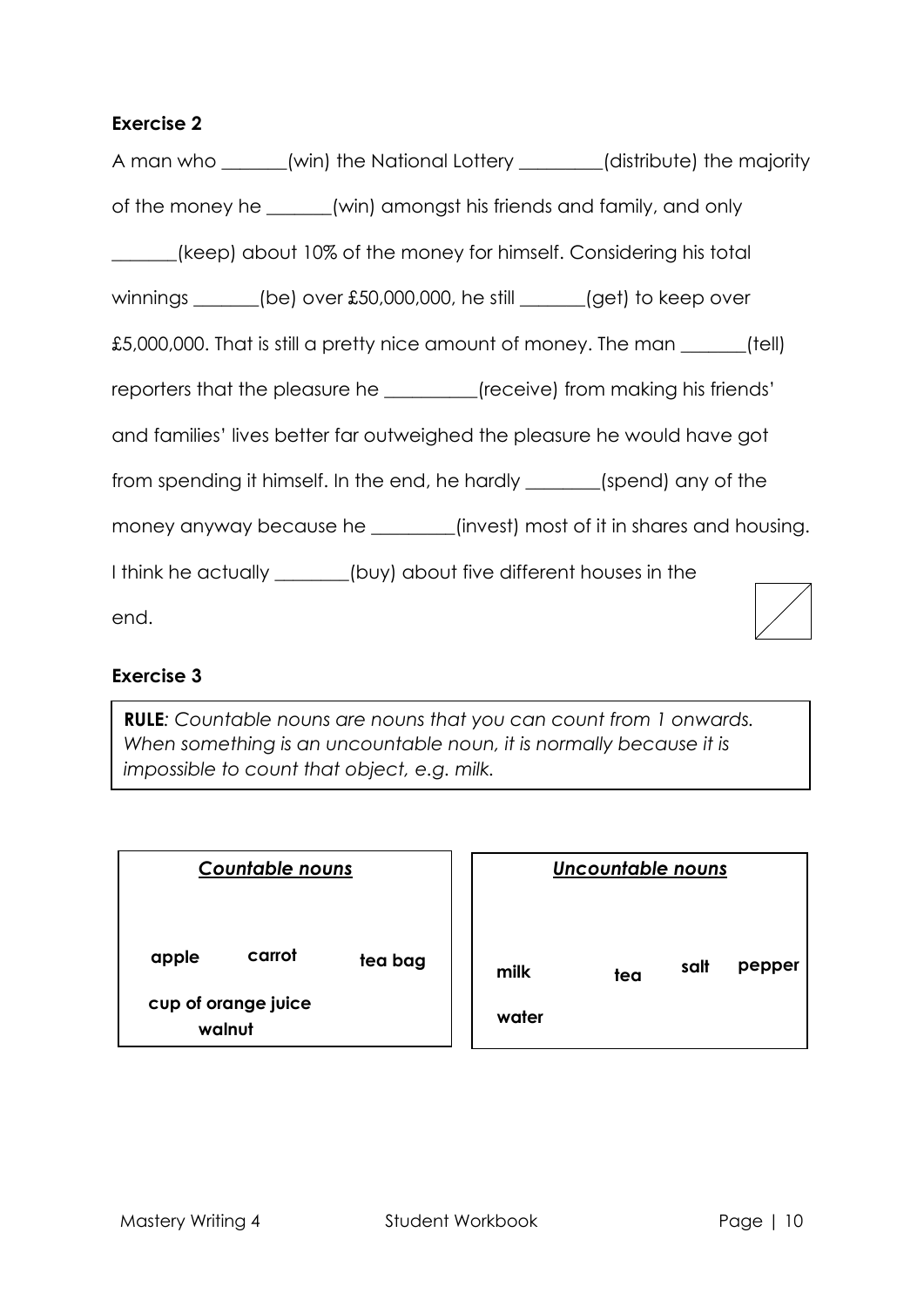**Exercise 2**

A man who _______(win) the National Lottery _________(distribute) the majority of the money he _______(win) amongst his friends and family, and only _______(keep) about 10% of the money for himself. Considering his total winnings _______(be) over £50,000,000, he still _______(get) to keep over £5,000,000. That is still a pretty nice amount of money. The man _______(tell) reporters that the pleasure he __________(receive) from making his friends' and families' lives better far outweighed the pleasure he would have got from spending it himself. In the end, he hardly ________(spend) any of the money anyway because he _________(invest) most of it in shares and housing. I think he actually ________(buy) about five different houses in the end.

**Exercise 3**

**RULE***: Countable nouns are nouns that you can count from 1 onwards. When something is an uncountable noun, it is normally because it is impossible to count that object, e.g. milk.*

| ***Countable nouns*** | ***Uncountable nouns*** |
|---|---|
| **apple**, **carrot**, **tea bag**, **cup of orange juice**, **walnut** | **milk**, **tea**, **salt**, **pepper**, **water** |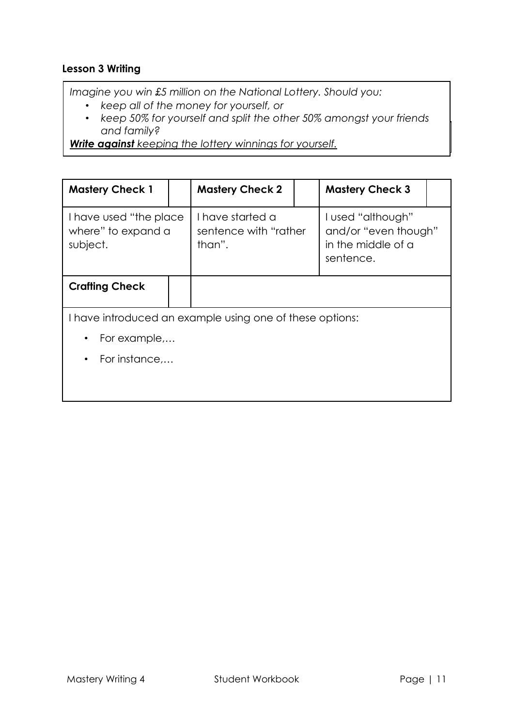**Lesson 3 Writing**

*Imagine you win £5 million on the National Lottery. Should you:*

- *keep all of the money for yourself, or*
- *keep 50% for yourself and split the other 50% amongst your friends and family?*

***Write against** keeping the lottery winnings for yourself.*

| **Mastery Check 1** | | **Mastery Check 2** | | **Mastery Check 3** | |
|---|---|---|---|---|---|
| I have used "the place where" to expand a subject. | | I have started a sentence with "rather than". | | I used "although" and/or "even though" in the middle of a sentence. | |
| **Crafting Check** | | | | | |

I have introduced an example using one of these options:

- For example,…
- For instance,…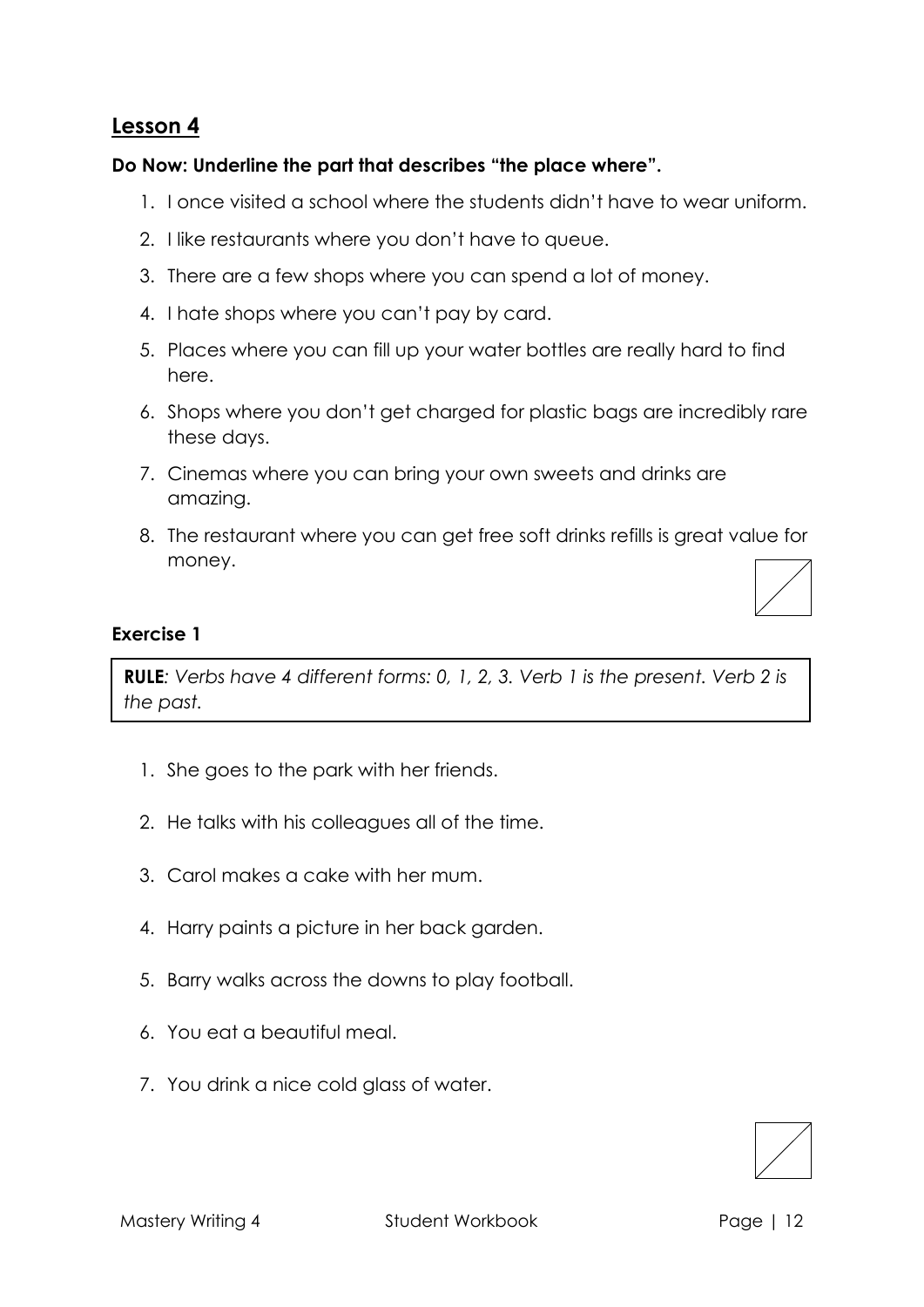## Lesson 4

**Do Now: Underline the part that describes "the place where".**

1. I once visited a school where the students didn't have to wear uniform.
2. I like restaurants where you don't have to queue.
3. There are a few shops where you can spend a lot of money.
4. I hate shops where you can't pay by card.
5. Places where you can fill up your water bottles are really hard to find here.
6. Shops where you don't get charged for plastic bags are incredibly rare these days.
7. Cinemas where you can bring your own sweets and drinks are amazing.
8. The restaurant where you can get free soft drinks refills is great value for money.

### Exercise 1

**RULE***: Verbs have 4 different forms: 0, 1, 2, 3. Verb 1 is the present. Verb 2 is the past.*

1. She goes to the park with her friends.
2. He talks with his colleagues all of the time.
3. Carol makes a cake with her mum.
4. Harry paints a picture in her back garden.
5. Barry walks across the downs to play football.
6. You eat a beautiful meal.
7. You drink a nice cold glass of water.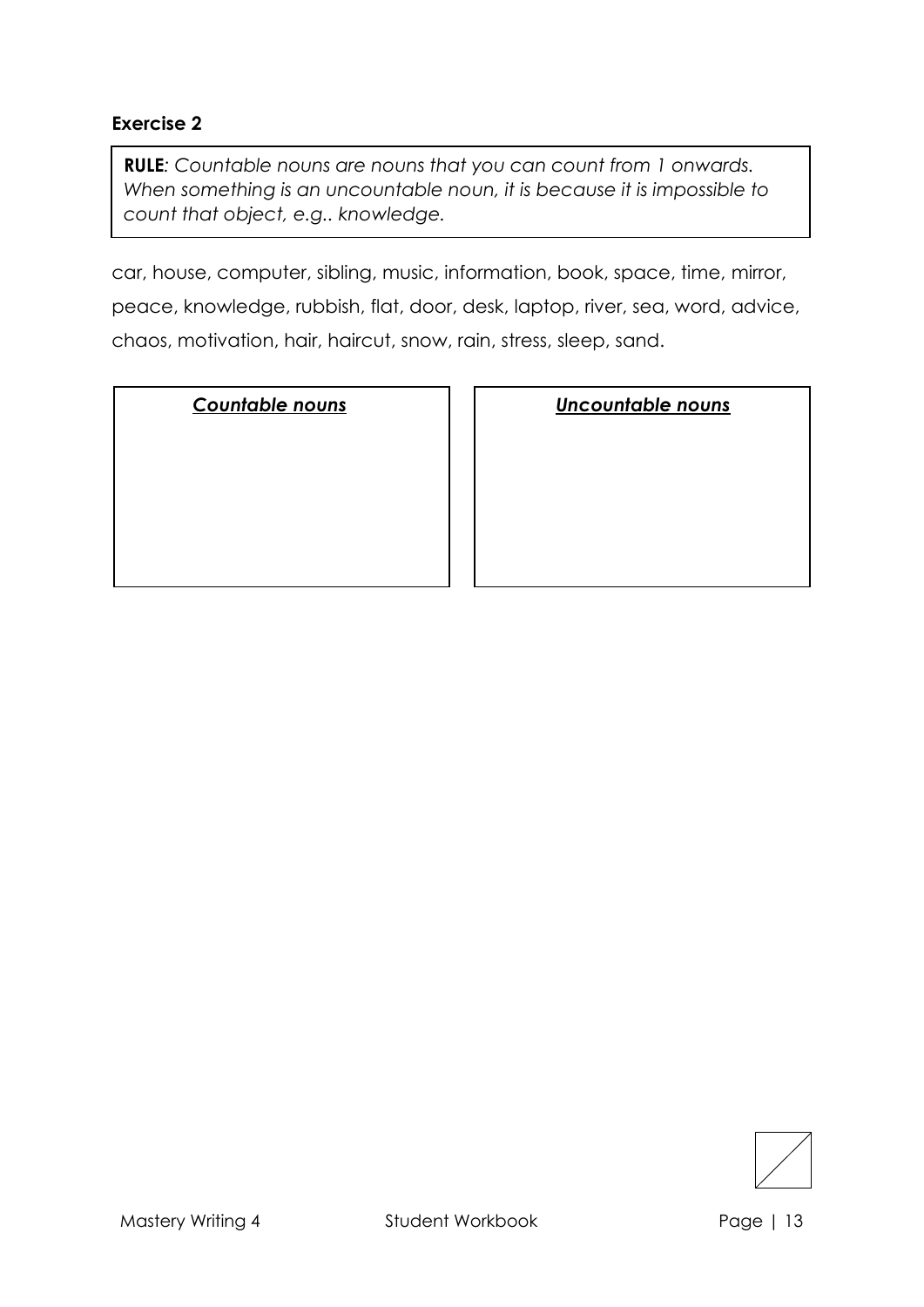### Exercise 2

**RULE**: *Countable nouns are nouns that you can count from 1 onwards. When something is an uncountable noun, it is because it is impossible to count that object, e.g.. knowledge.*

car, house, computer, sibling, music, information, book, space, time, mirror, peace, knowledge, rubbish, flat, door, desk, laptop, river, sea, word, advice, chaos, motivation, hair, haircut, snow, rain, stress, sleep, sand.

| ***Countable nouns*** | ***Uncountable nouns*** |
| --- | --- |
| | |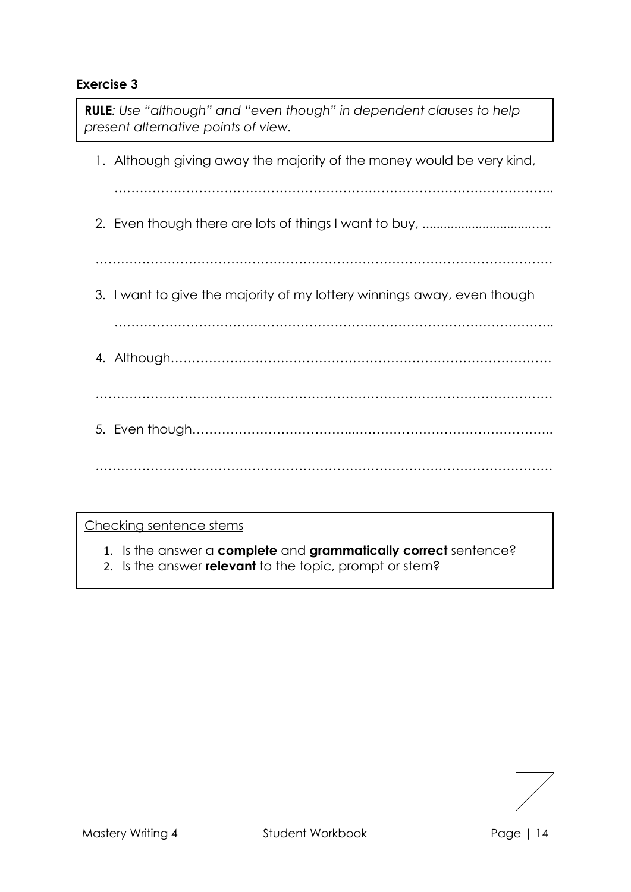**Exercise 3**

**RULE**: *Use "although" and "even though" in dependent clauses to help present alternative points of view.*

1. Although giving away the majority of the money would be very kind,

   ……………………………………………………………………………………………..

2. Even though there are lots of things I want to buy, ……………………………..

   ……………………………………………………………………………………………

3. I want to give the majority of my lottery winnings away, even though

   ……………………………………………………………………………………………..

4. Although………………………………………………………………………………

   ……………………………………………………………………………………………

5. Even though…………………………………………………………………………..

   ……………………………………………………………………………………………

Checking sentence stems

1. Is the answer a **complete** and **grammatically correct** sentence?
2. Is the answer **relevant** to the topic, prompt or stem?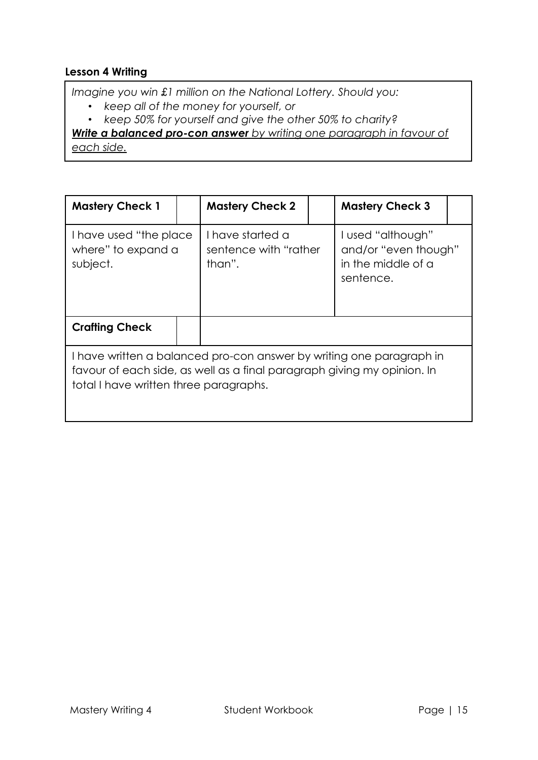**Lesson 4 Writing**

*Imagine you win £1 million on the National Lottery. Should you:*

- *keep all of the money for yourself, or*
- *keep 50% for yourself and give the other 50% to charity?*

***Write a balanced pro-con answer** by writing one paragraph in favour of each side.*

| **Mastery Check 1** | | **Mastery Check 2** | | **Mastery Check 3** | |
|---|---|---|---|---|---|
| I have used "the place where" to expand a subject. | | I have started a sentence with "rather than". | | I used "although" and/or "even though" in the middle of a sentence. | |
| **Crafting Check** | | | | | |
| I have written a balanced pro-con answer by writing one paragraph in favour of each side, as well as a final paragraph giving my opinion. In total I have written three paragraphs. | | | | | |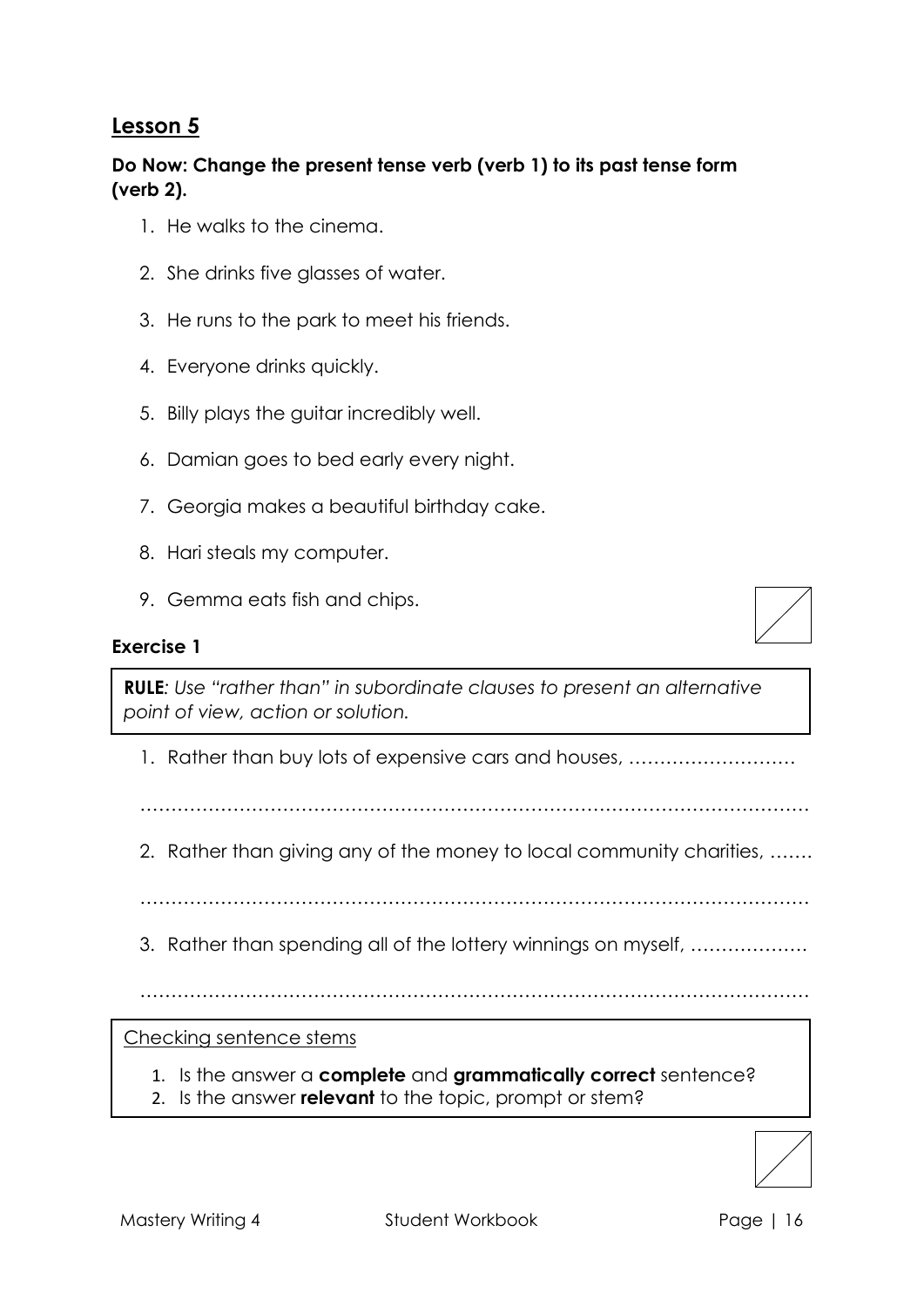## Lesson 5

**Do Now: Change the present tense verb (verb 1) to its past tense form (verb 2).**

1. He walks to the cinema.
2. She drinks five glasses of water.
3. He runs to the park to meet his friends.
4. Everyone drinks quickly.
5. Billy plays the guitar incredibly well.
6. Damian goes to bed early every night.
7. Georgia makes a beautiful birthday cake.
8. Hari steals my computer.
9. Gemma eats fish and chips.

### Exercise 1

> **RULE**: *Use "rather than" in subordinate clauses to present an alternative point of view, action or solution.*

1. Rather than buy lots of expensive cars and houses, ………………………

………………………………………………………………………………………………

2. Rather than giving any of the money to local community charities, …….

………………………………………………………………………………………………

3. Rather than spending all of the lottery winnings on myself, ………………

………………………………………………………………………………………………

> Checking sentence stems
>
> 1. Is the answer a **complete** and **grammatically correct** sentence?
> 2. Is the answer **relevant** to the topic, prompt or stem?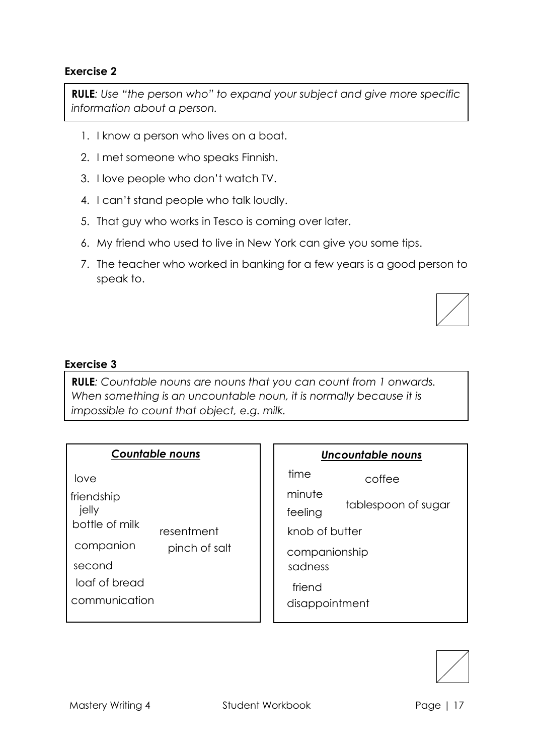**Exercise 2**

**RULE***: Use "the person who" to expand your subject and give more specific information about a person.*

1. I know a person who lives on a boat.
2. I met someone who speaks Finnish.
3. I love people who don't watch TV.
4. I can't stand people who talk loudly.
5. That guy who works in Tesco is coming over later.
6. My friend who used to live in New York can give you some tips.
7. The teacher who worked in banking for a few years is a good person to speak to.

**Exercise 3**

**RULE***: Countable nouns are nouns that you can count from 1 onwards. When something is an uncountable noun, it is normally because it is impossible to count that object, e.g. milk.*

***Countable nouns***

love
friendship
jelly
bottle of milk
resentment
companion
pinch of salt
second
loaf of bread
communication

***Uncountable nouns***

time
coffee
minute
tablespoon of sugar
feeling
knob of butter
companionship
sadness
friend
disappointment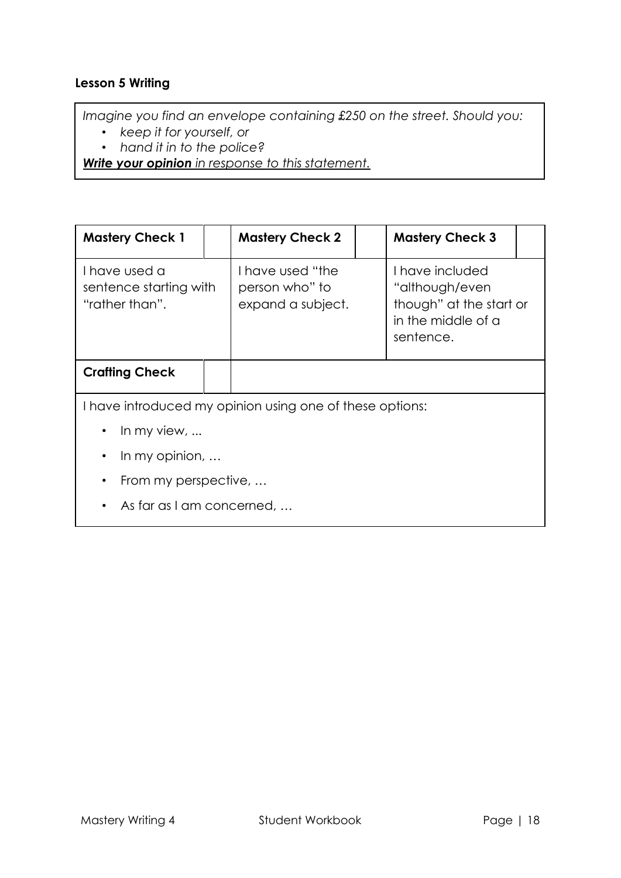**Lesson 5 Writing**

*Imagine you find an envelope containing £250 on the street. Should you:*

- *keep it for yourself, or*
- *hand it in to the police?*

***Write your opinion** in response to this statement.*

| Mastery Check 1 | | Mastery Check 2 | | Mastery Check 3 | |
|---|---|---|---|---|---|
| I have used a sentence starting with "rather than". | | I have used "the person who" to expand a subject. | | I have included "although/even though" at the start or in the middle of a sentence. | |
| **Crafting Check** | | | | | |

I have introduced my opinion using one of these options:

- In my view, ...
- In my opinion, …
- From my perspective, …
- As far as I am concerned, …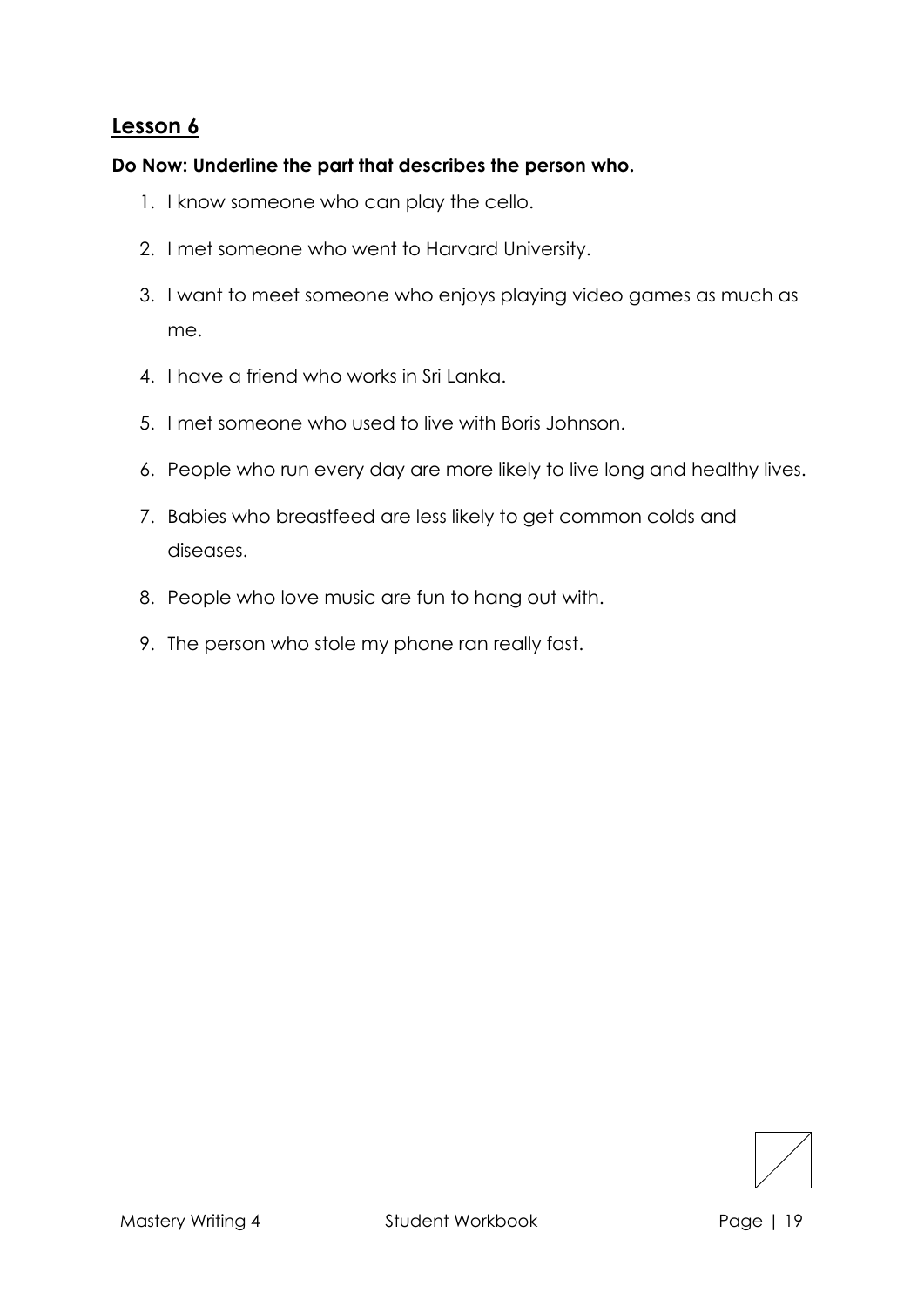## Lesson 6

**Do Now: Underline the part that describes the person who.**

1. I know someone who can play the cello.
2. I met someone who went to Harvard University.
3. I want to meet someone who enjoys playing video games as much as me.
4. I have a friend who works in Sri Lanka.
5. I met someone who used to live with Boris Johnson.
6. People who run every day are more likely to live long and healthy lives.
7. Babies who breastfeed are less likely to get common colds and diseases.
8. People who love music are fun to hang out with.
9. The person who stole my phone ran really fast.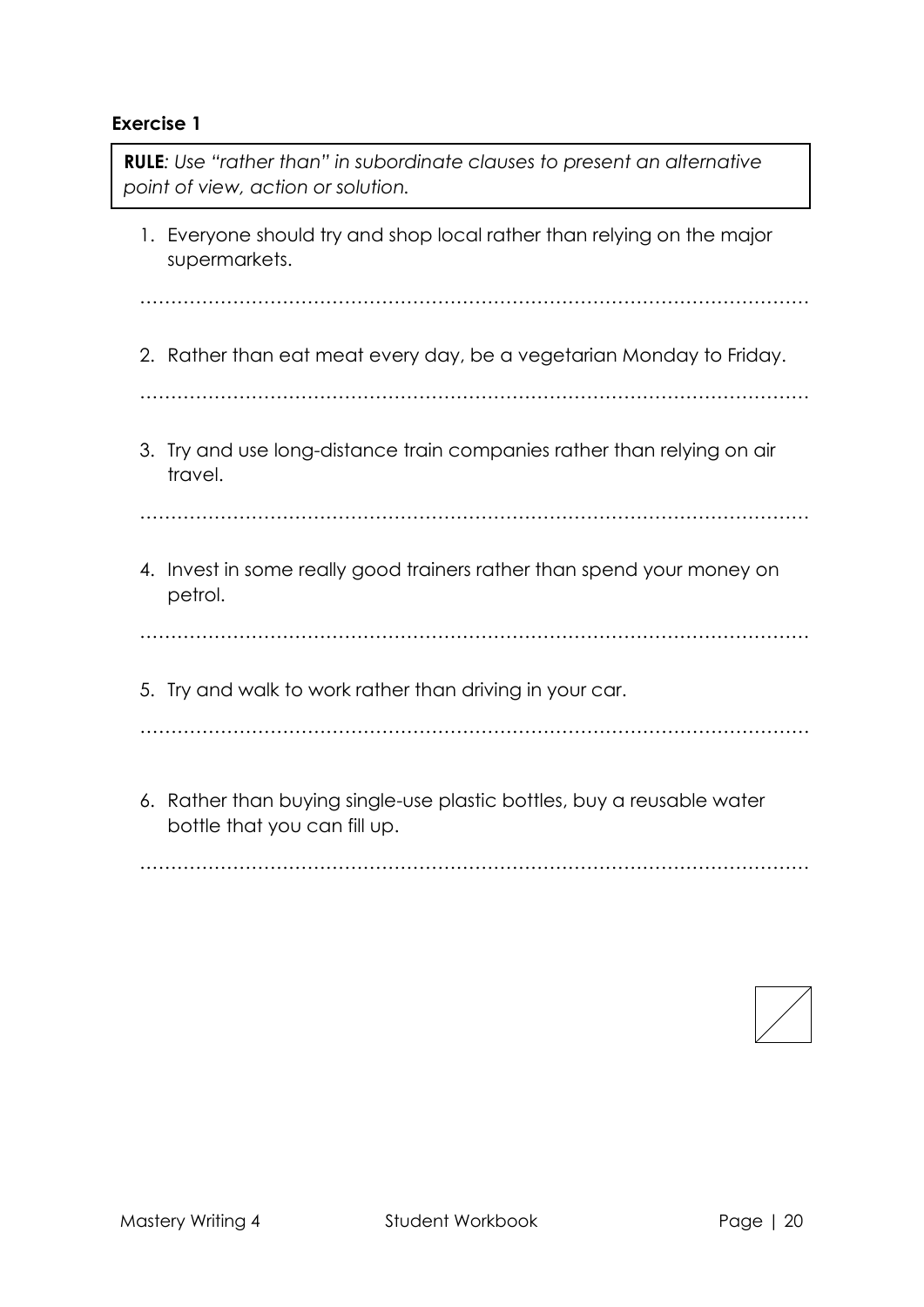**Exercise 1**

> **RULE**: *Use "rather than" in subordinate clauses to present an alternative point of view, action or solution.*

1. Everyone should try and shop local rather than relying on the major supermarkets.

………………………………………………………………………………………………

2. Rather than eat meat every day, be a vegetarian Monday to Friday.

………………………………………………………………………………………………

3. Try and use long-distance train companies rather than relying on air travel.

………………………………………………………………………………………………

4. Invest in some really good trainers rather than spend your money on petrol.

………………………………………………………………………………………………

5. Try and walk to work rather than driving in your car.

………………………………………………………………………………………………

6. Rather than buying single-use plastic bottles, buy a reusable water bottle that you can fill up.

………………………………………………………………………………………………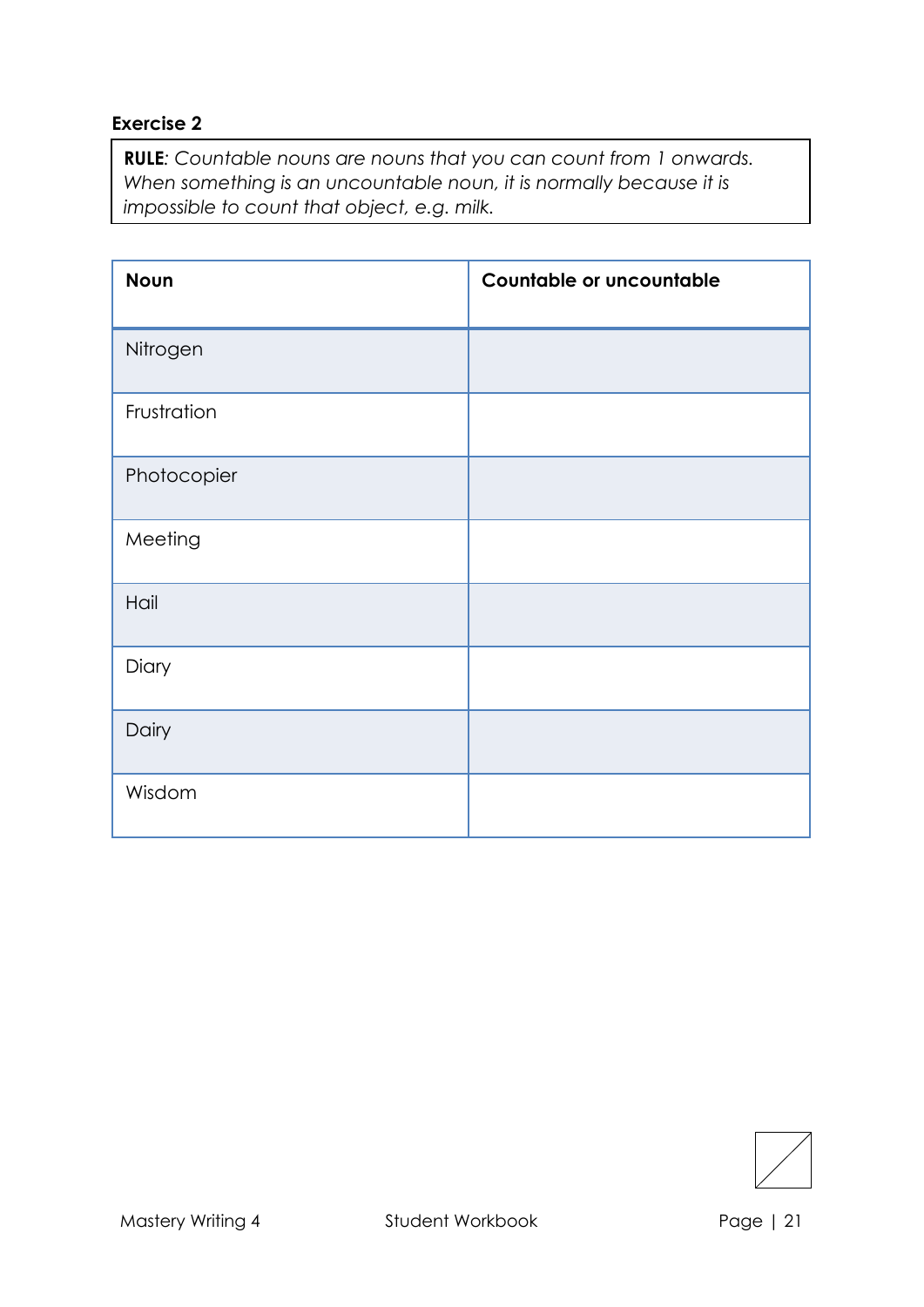**Exercise 2**

**RULE**: *Countable nouns are nouns that you can count from 1 onwards. When something is an uncountable noun, it is normally because it is impossible to count that object, e.g. milk.*

| **Noun** | **Countable or uncountable** |
|---|---|
| Nitrogen | |
| Frustration | |
| Photocopier | |
| Meeting | |
| Hail | |
| Diary | |
| Dairy | |
| Wisdom | |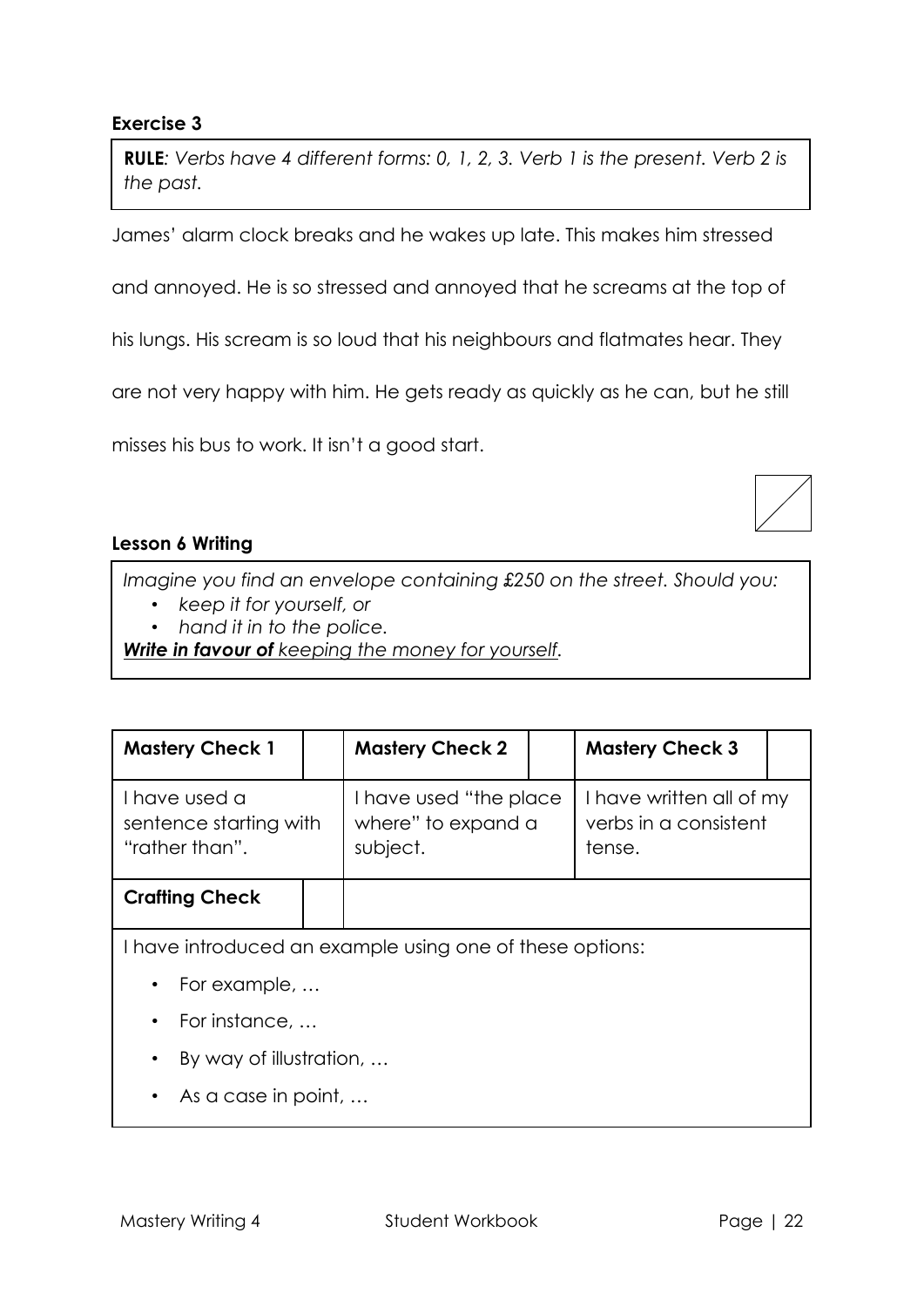**Exercise 3**

> **RULE**: *Verbs have 4 different forms: 0, 1, 2, 3. Verb 1 is the present. Verb 2 is the past.*

James' alarm clock breaks and he wakes up late. This makes him stressed and annoyed. He is so stressed and annoyed that he screams at the top of his lungs. His scream is so loud that his neighbours and flatmates hear. They are not very happy with him. He gets ready as quickly as he can, but he still misses his bus to work. It isn't a good start.

**Lesson 6 Writing**

> *Imagine you find an envelope containing £250 on the street. Should you:*
> - *keep it for yourself, or*
> - *hand it in to the police.*
>
> ***Write in favour of** keeping the money for yourself.*

| **Mastery Check 1** | | **Mastery Check 2** | | **Mastery Check 3** | |
|---|---|---|---|---|---|
| I have used a sentence starting with "rather than". | | I have used "the place where" to expand a subject. | | I have written all of my verbs in a consistent tense. | |

| **Crafting Check** | |
|---|---|
| I have introduced an example using one of these options: <br> • For example, … <br> • For instance, … <br> • By way of illustration, … <br> • As a case in point, … | |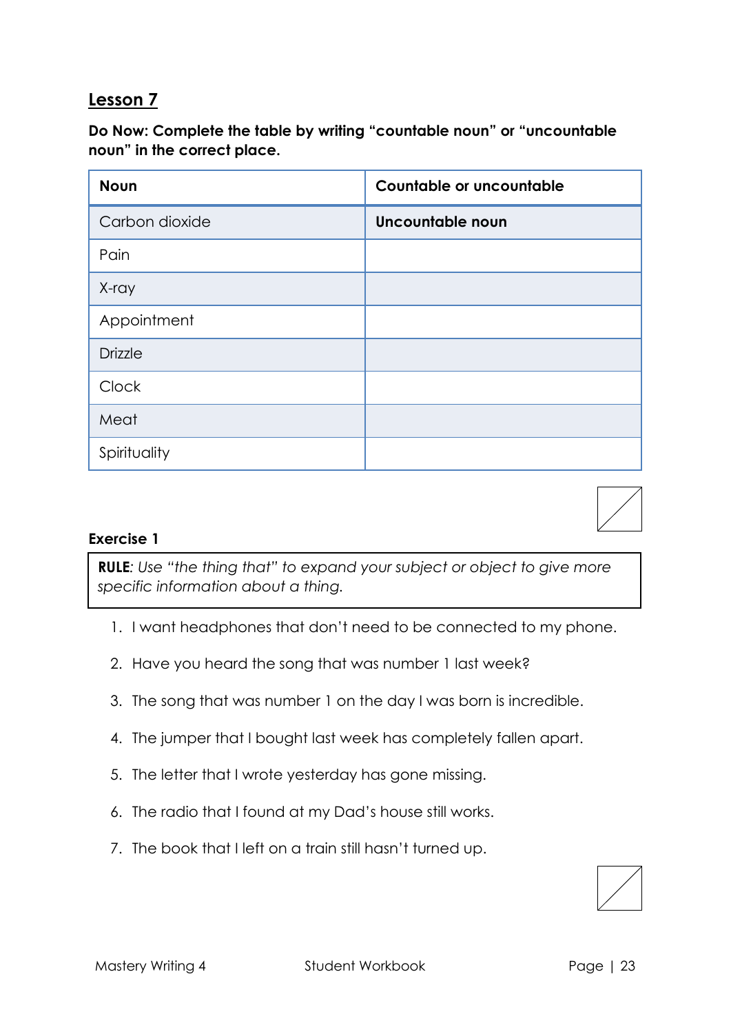## Lesson 7

**Do Now: Complete the table by writing "countable noun" or "uncountable noun" in the correct place.**

| Noun | Countable or uncountable |
| --- | --- |
| Carbon dioxide | **Uncountable noun** |
| Pain | |
| X-ray | |
| Appointment | |
| Drizzle | |
| Clock | |
| Meat | |
| Spirituality | |

**Exercise 1**

> **RULE**: *Use "the thing that" to expand your subject or object to give more specific information about a thing.*

1. I want headphones that don't need to be connected to my phone.
2. Have you heard the song that was number 1 last week?
3. The song that was number 1 on the day I was born is incredible.
4. The jumper that I bought last week has completely fallen apart.
5. The letter that I wrote yesterday has gone missing.
6. The radio that I found at my Dad's house still works.
7. The book that I left on a train still hasn't turned up.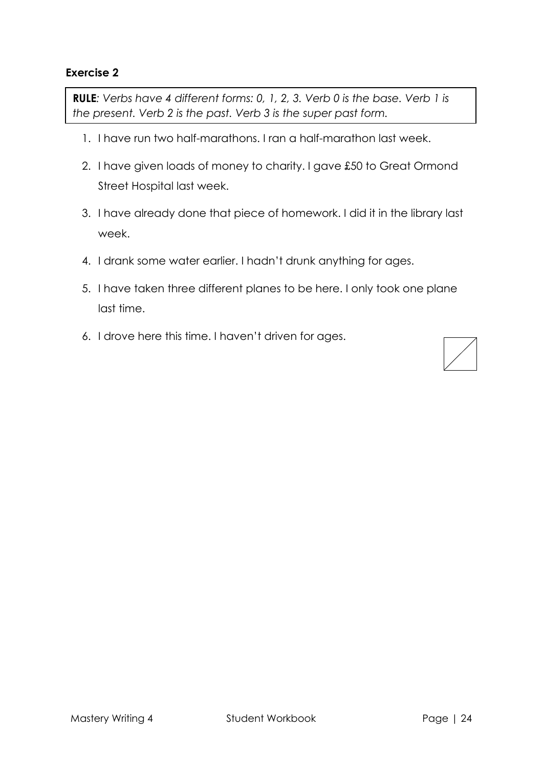**Exercise 2**

**RULE**: *Verbs have 4 different forms: 0, 1, 2, 3. Verb 0 is the base. Verb 1 is the present. Verb 2 is the past. Verb 3 is the super past form.*

1. I have run two half-marathons. I ran a half-marathon last week.
2. I have given loads of money to charity. I gave £50 to Great Ormond Street Hospital last week.
3. I have already done that piece of homework. I did it in the library last week.
4. I drank some water earlier. I hadn't drunk anything for ages.
5. I have taken three different planes to be here. I only took one plane last time.
6. I drove here this time. I haven't driven for ages.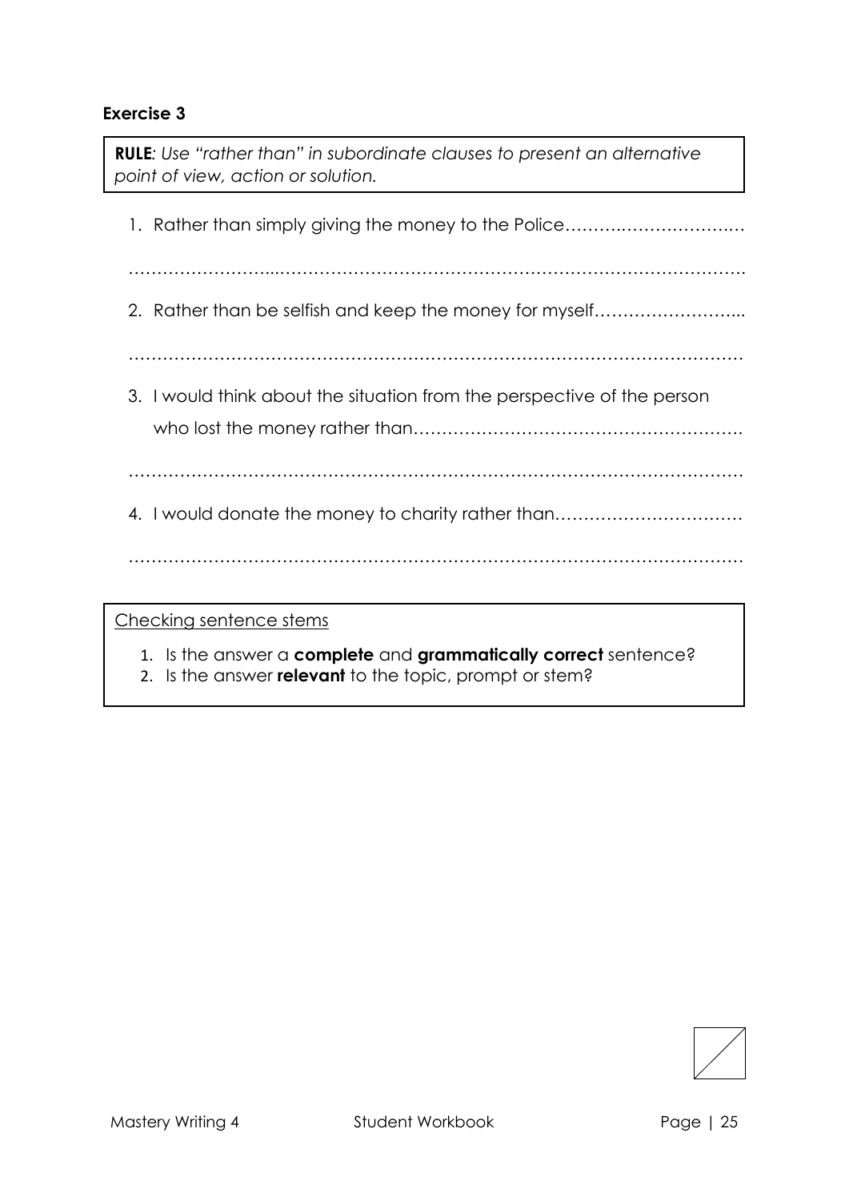### Exercise 3

**RULE**: *Use "rather than" in subordinate clauses to present an alternative point of view, action or solution.*

1. Rather than simply giving the money to the Police……………………………………

……………………………………………………………………………………………………

2. Rather than be selfish and keep the money for myself…………………………

……………………………………………………………………………………………………

3. I would think about the situation from the perspective of the person who lost the money rather than……………………………………………………

……………………………………………………………………………………………………

4. I would donate the money to charity rather than……………………………

……………………………………………………………………………………………………

Checking sentence stems

1. Is the answer a **complete** and **grammatically correct** sentence?
2. Is the answer **relevant** to the topic, prompt or stem?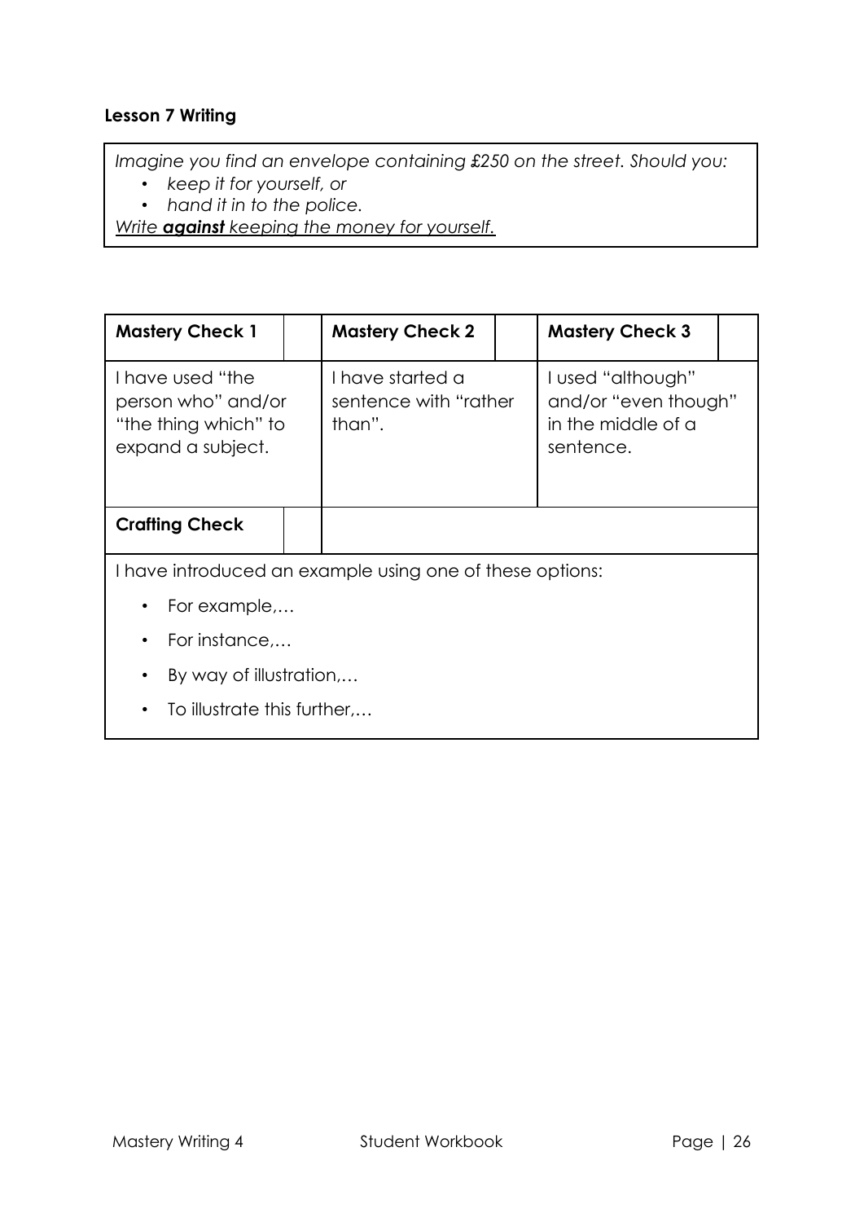**Lesson 7 Writing**

*Imagine you find an envelope containing £250 on the street. Should you:*

- *keep it for yourself, or*
- *hand it in to the police.*

*Write **against** keeping the money for yourself.*

| **Mastery Check 1** | | **Mastery Check 2** | | **Mastery Check 3** | |
|---|---|---|---|---|---|
| I have used "the person who" and/or "the thing which" to expand a subject. | | I have started a sentence with "rather than". | | I used "although" and/or "even though" in the middle of a sentence. | |
| **Crafting Check** | | | | | |

I have introduced an example using one of these options:

- For example,…
- For instance,…
- By way of illustration,…
- To illustrate this further,…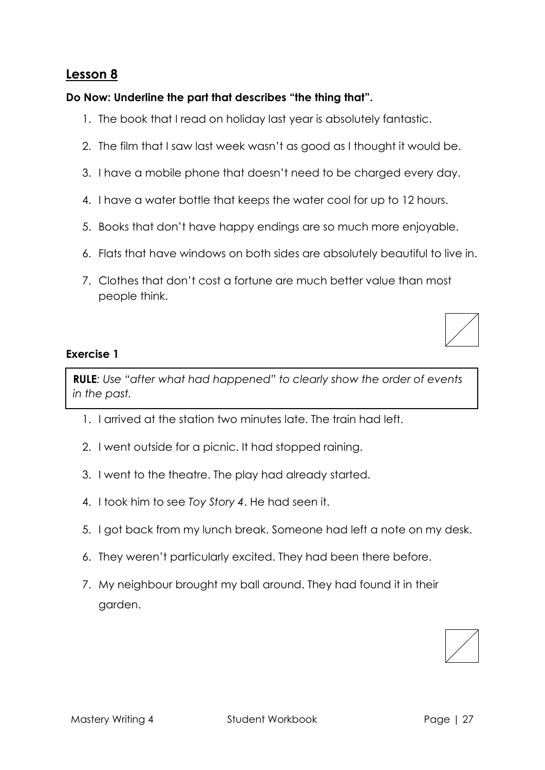## Lesson 8

**Do Now: Underline the part that describes "the thing that".**

1. The book that I read on holiday last year is absolutely fantastic.
2. The film that I saw last week wasn't as good as I thought it would be.
3. I have a mobile phone that doesn't need to be charged every day.
4. I have a water bottle that keeps the water cool for up to 12 hours.
5. Books that don't have happy endings are so much more enjoyable.
6. Flats that have windows on both sides are absolutely beautiful to live in.
7. Clothes that don't cost a fortune are much better value than most people think.

### Exercise 1

**RULE***: Use "after what had happened" to clearly show the order of events in the past.*

1. I arrived at the station two minutes late. The train had left.
2. I went outside for a picnic. It had stopped raining.
3. I went to the theatre. The play had already started.
4. I took him to see *Toy Story 4*. He had seen it.
5. I got back from my lunch break. Someone had left a note on my desk.
6. They weren't particularly excited. They had been there before.
7. My neighbour brought my ball around. They had found it in their garden.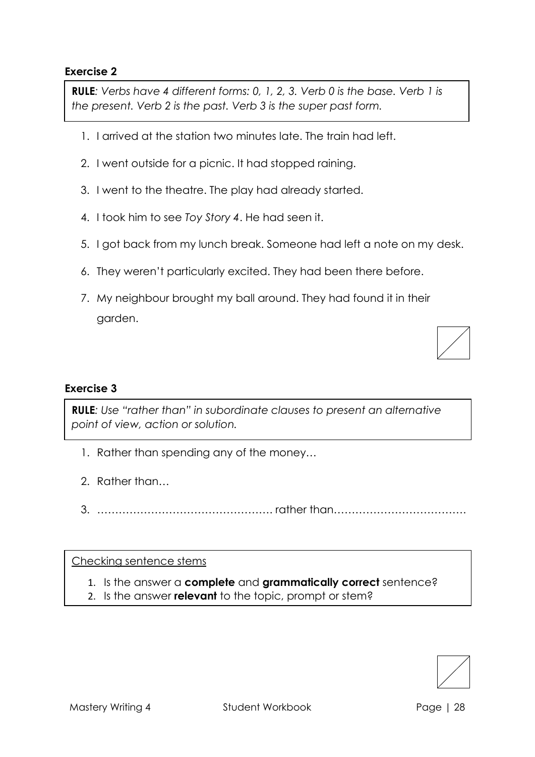### Exercise 2

> **RULE**: *Verbs have 4 different forms: 0, 1, 2, 3. Verb 0 is the base. Verb 1 is the present. Verb 2 is the past. Verb 3 is the super past form.*

1. I arrived at the station two minutes late. The train had left.
2. I went outside for a picnic. It had stopped raining.
3. I went to the theatre. The play had already started.
4. I took him to see *Toy Story 4*. He had seen it.
5. I got back from my lunch break. Someone had left a note on my desk.
6. They weren't particularly excited. They had been there before.
7. My neighbour brought my ball around. They had found it in their garden.

### Exercise 3

> **RULE**: *Use "rather than" in subordinate clauses to present an alternative point of view, action or solution.*

1. Rather than spending any of the money…
2. Rather than…
3. …………………………………………. rather than……………………………….

> Checking sentence stems
>
> 1. Is the answer a **complete** and **grammatically correct** sentence?
> 2. Is the answer **relevant** to the topic, prompt or stem?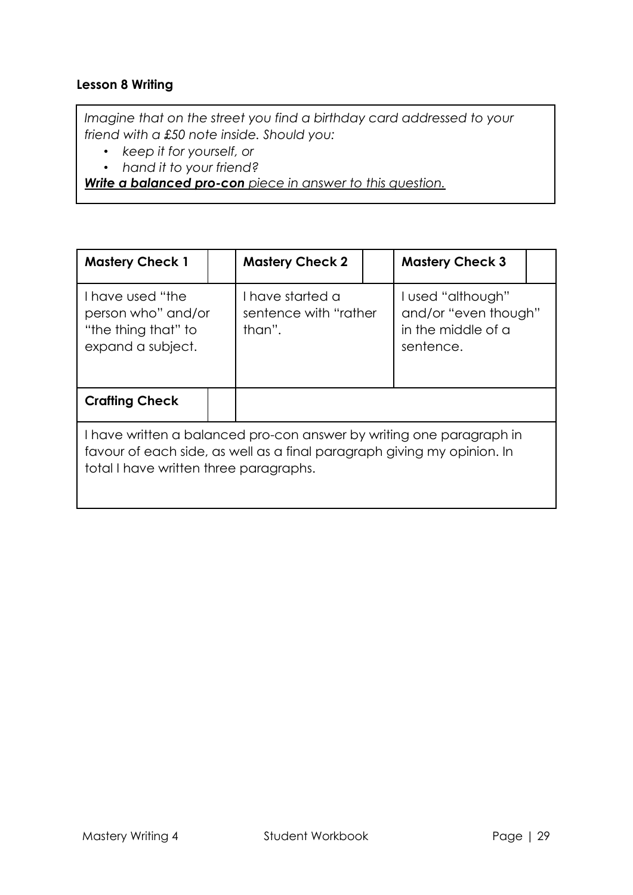**Lesson 8 Writing**

*Imagine that on the street you find a birthday card addressed to your friend with a £50 note inside. Should you:*

- *keep it for yourself, or*
- *hand it to your friend?*

***Write a balanced pro-con** piece in answer to this question.*

| **Mastery Check 1** | | **Mastery Check 2** | | **Mastery Check 3** | |
|---|---|---|---|---|---|
| I have used "the person who" and/or "the thing that" to expand a subject. | | I have started a sentence with "rather than". | | I used "although" and/or "even though" in the middle of a sentence. | |
| **Crafting Check** | | | | | |
| I have written a balanced pro-con answer by writing one paragraph in favour of each side, as well as a final paragraph giving my opinion. In total I have written three paragraphs. | | | | | |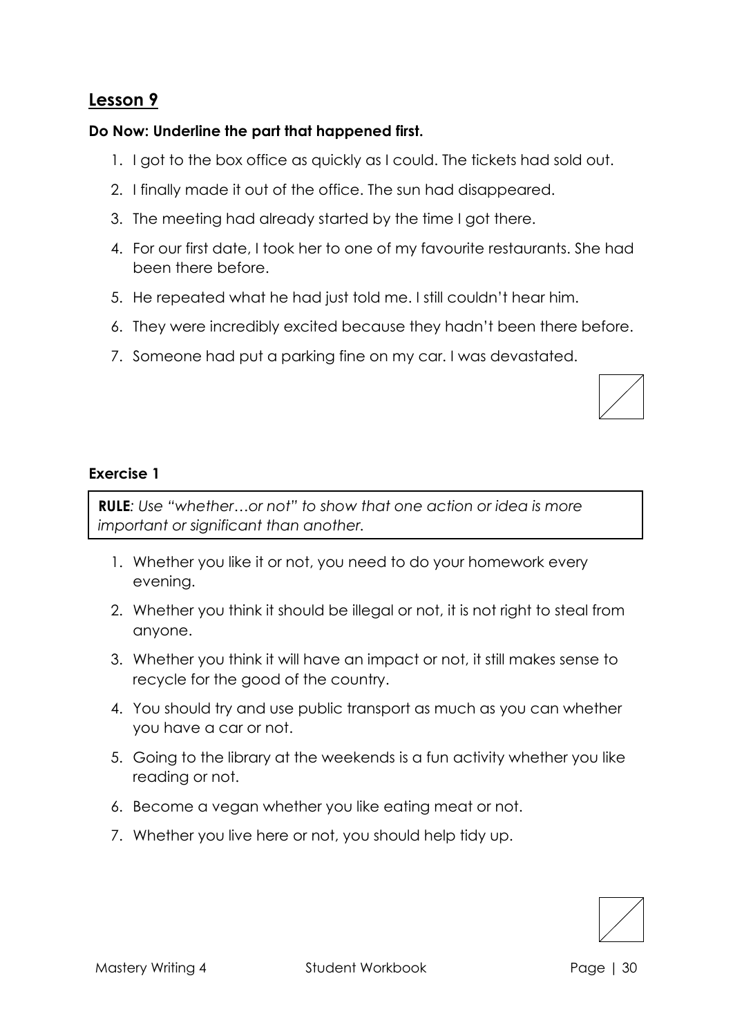## Lesson 9

**Do Now: Underline the part that happened first.**

1. I got to the box office as quickly as I could. The tickets had sold out.
2. I finally made it out of the office. The sun had disappeared.
3. The meeting had already started by the time I got there.
4. For our first date, I took her to one of my favourite restaurants. She had been there before.
5. He repeated what he had just told me. I still couldn't hear him.
6. They were incredibly excited because they hadn't been there before.
7. Someone had put a parking fine on my car. I was devastated.

### Exercise 1

> ***RULE**: Use "whether…or not" to show that one action or idea is more important or significant than another.*

1. Whether you like it or not, you need to do your homework every evening.
2. Whether you think it should be illegal or not, it is not right to steal from anyone.
3. Whether you think it will have an impact or not, it still makes sense to recycle for the good of the country.
4. You should try and use public transport as much as you can whether you have a car or not.
5. Going to the library at the weekends is a fun activity whether you like reading or not.
6. Become a vegan whether you like eating meat or not.
7. Whether you live here or not, you should help tidy up.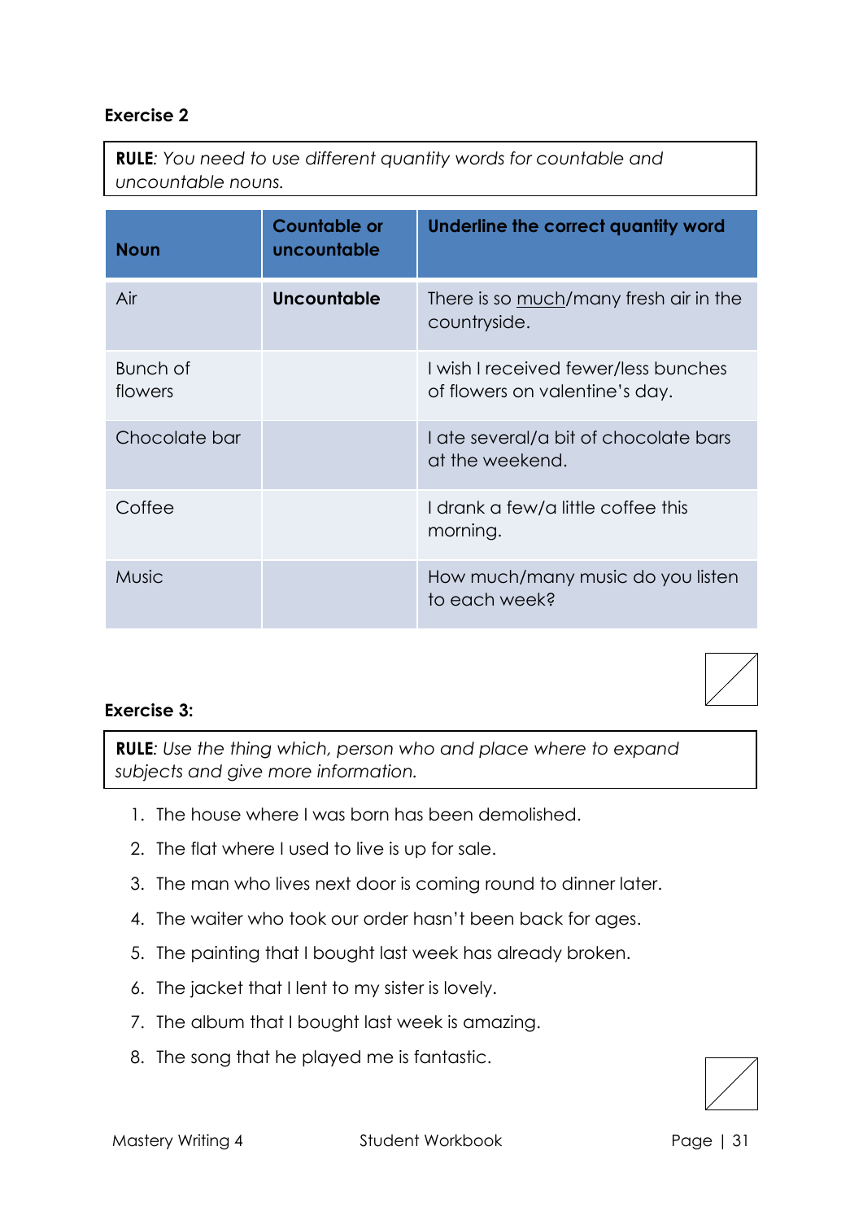**Exercise 2**

**RULE**: *You need to use different quantity words for countable and uncountable nouns.*

| Noun | Countable or uncountable | Underline the correct quantity word |
|---|---|---|
| Air | **Uncountable** | There is so <u>much</u>/many fresh air in the countryside. |
| Bunch of flowers | | I wish I received fewer/less bunches of flowers on valentine's day. |
| Chocolate bar | | I ate several/a bit of chocolate bars at the weekend. |
| Coffee | | I drank a few/a little coffee this morning. |
| Music | | How much/many music do you listen to each week? |

**Exercise 3:**

**RULE**: *Use the thing which, person who and place where to expand subjects and give more information.*

1. The house where I was born has been demolished.
2. The flat where I used to live is up for sale.
3. The man who lives next door is coming round to dinner later.
4. The waiter who took our order hasn't been back for ages.
5. The painting that I bought last week has already broken.
6. The jacket that I lent to my sister is lovely.
7. The album that I bought last week is amazing.
8. The song that he played me is fantastic.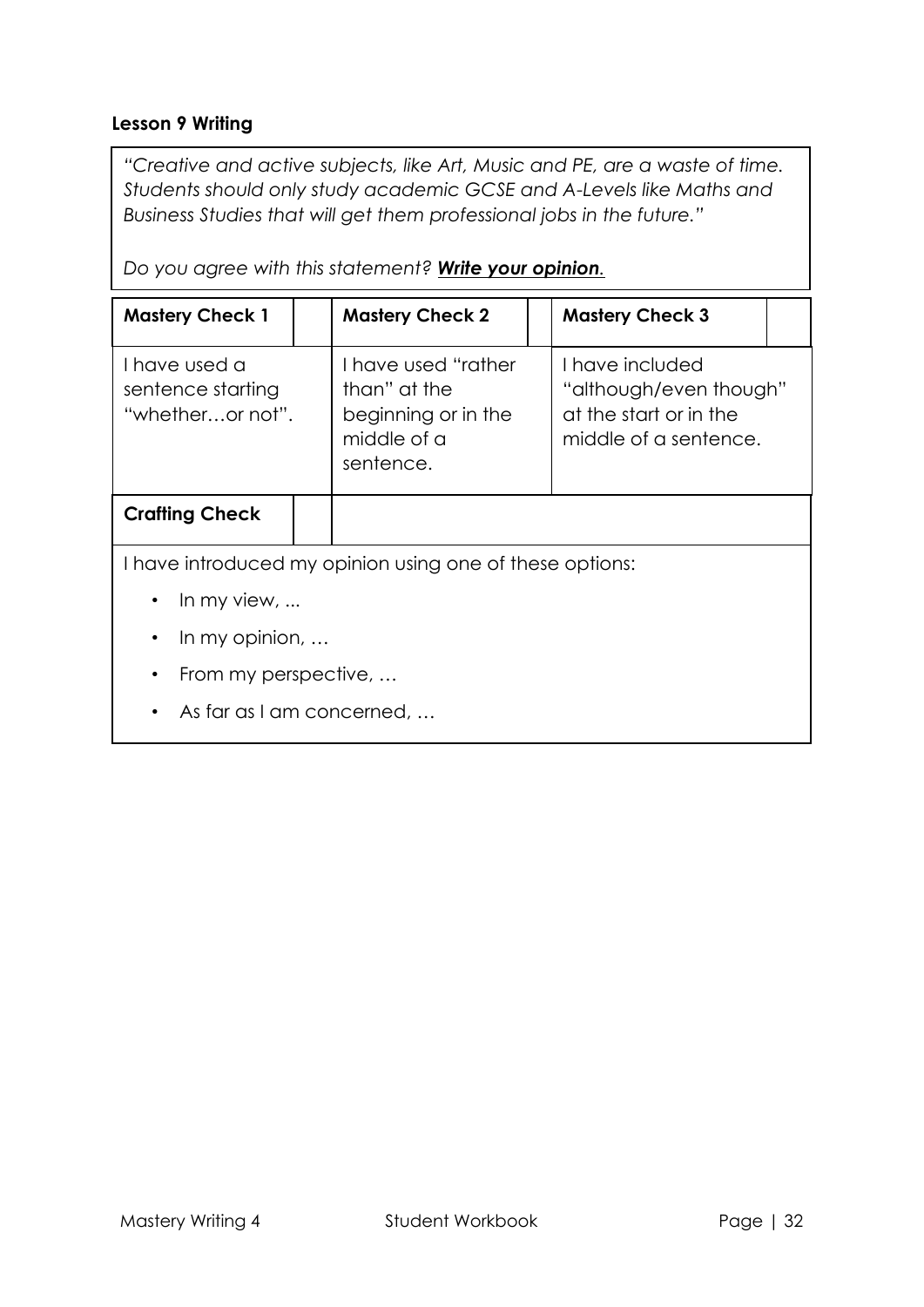**Lesson 9 Writing**

*"Creative and active subjects, like Art, Music and PE, are a waste of time. Students should only study academic GCSE and A-Levels like Maths and Business Studies that will get them professional jobs in the future."*

*Do you agree with this statement? **Write your opinion.***

| **Mastery Check 1** | | **Mastery Check 2** | | **Mastery Check 3** | |
|---|---|---|---|---|---|
| I have used a sentence starting "whether…or not". | | I have used "rather than" at the beginning or in the middle of a sentence. | | I have included "although/even though" at the start or in the middle of a sentence. | |

| **Crafting Check** | |
|---|---|

I have introduced my opinion using one of these options:

- In my view, ...
- In my opinion, …
- From my perspective, …
- As far as I am concerned, …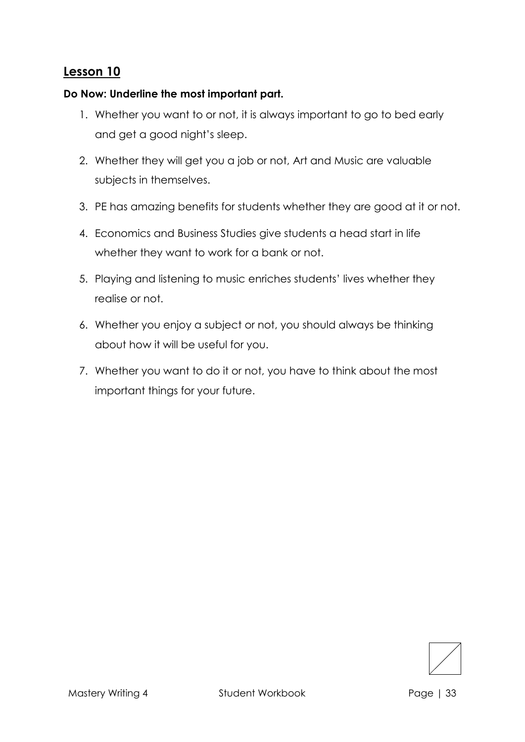## Lesson 10

**Do Now: Underline the most important part.**

1. Whether you want to or not, it is always important to go to bed early and get a good night's sleep.
2. Whether they will get you a job or not, Art and Music are valuable subjects in themselves.
3. PE has amazing benefits for students whether they are good at it or not.
4. Economics and Business Studies give students a head start in life whether they want to work for a bank or not.
5. Playing and listening to music enriches students' lives whether they realise or not.
6. Whether you enjoy a subject or not, you should always be thinking about how it will be useful for you.
7. Whether you want to do it or not, you have to think about the most important things for your future.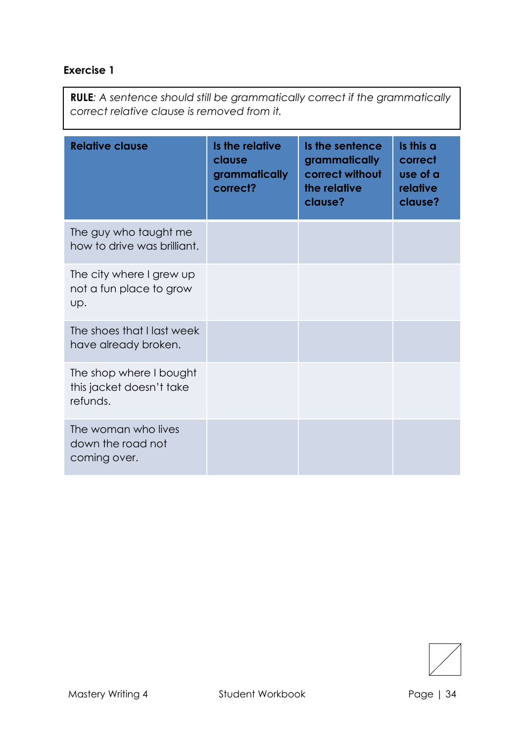**Exercise 1**

**RULE**: *A sentence should still be grammatically correct if the grammatically correct relative clause is removed from it.*

| Relative clause | Is the relative clause grammatically correct? | Is the sentence grammatically correct without the relative clause? | Is this a correct use of a relative clause? |
|---|---|---|---|
| The guy who taught me how to drive was brilliant. | | | |
| The city where I grew up not a fun place to grow up. | | | |
| The shoes that I last week have already broken. | | | |
| The shop where I bought this jacket doesn't take refunds. | | | |
| The woman who lives down the road not coming over. | | | |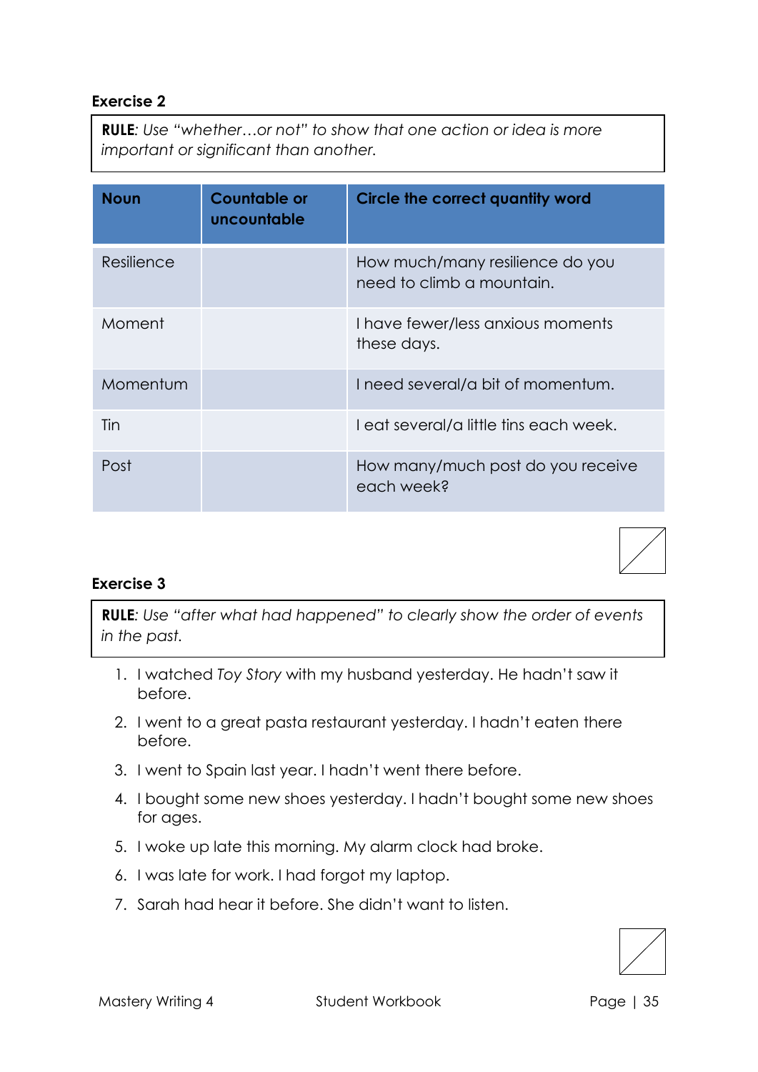**Exercise 2**

> **RULE**: *Use "whether…or not" to show that one action or idea is more important or significant than another.*

| Noun | Countable or uncountable | Circle the correct quantity word |
| --- | --- | --- |
| Resilience | | How much/many resilience do you need to climb a mountain. |
| Moment | | I have fewer/less anxious moments these days. |
| Momentum | | I need several/a bit of momentum. |
| Tin | | I eat several/a little tins each week. |
| Post | | How many/much post do you receive each week? |

**Exercise 3**

> **RULE**: *Use "after what had happened" to clearly show the order of events in the past.*

1. I watched *Toy Story* with my husband yesterday. He hadn't saw it before.
2. I went to a great pasta restaurant yesterday. I hadn't eaten there before.
3. I went to Spain last year. I hadn't went there before.
4. I bought some new shoes yesterday. I hadn't bought some new shoes for ages.
5. I woke up late this morning. My alarm clock had broke.
6. I was late for work. I had forgot my laptop.
7. Sarah had hear it before. She didn't want to listen.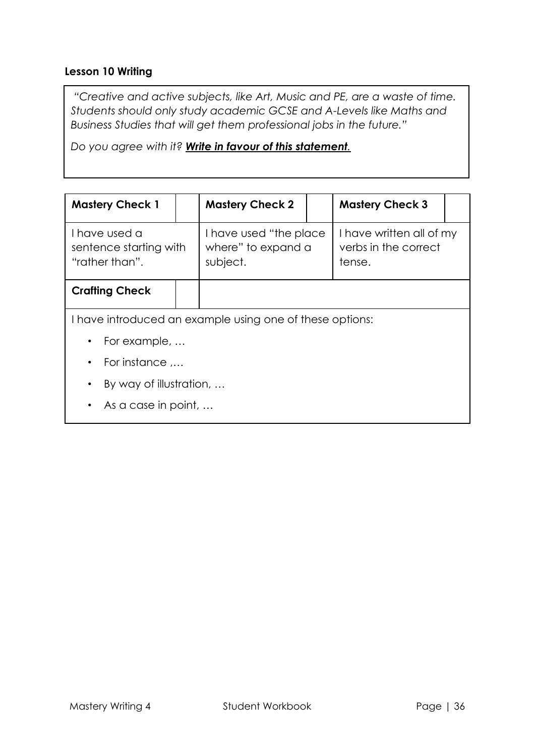## Lesson 10 Writing

*"Creative and active subjects, like Art, Music and PE, are a waste of time. Students should only study academic GCSE and A-Levels like Maths and Business Studies that will get them professional jobs in the future."*

*Do you agree with it?* ***<u>Write in favour of this statement</u>.***

| **Mastery Check 1** | | **Mastery Check 2** | | **Mastery Check 3** | |
|---|---|---|---|---|---|
| I have used a sentence starting with "rather than". | | I have used "the place where" to expand a subject. | | I have written all of my verbs in the correct tense. | |
| **Crafting Check** | | | | | |

I have introduced an example using one of these options:

- For example, …
- For instance ,…
- By way of illustration, …
- As a case in point, …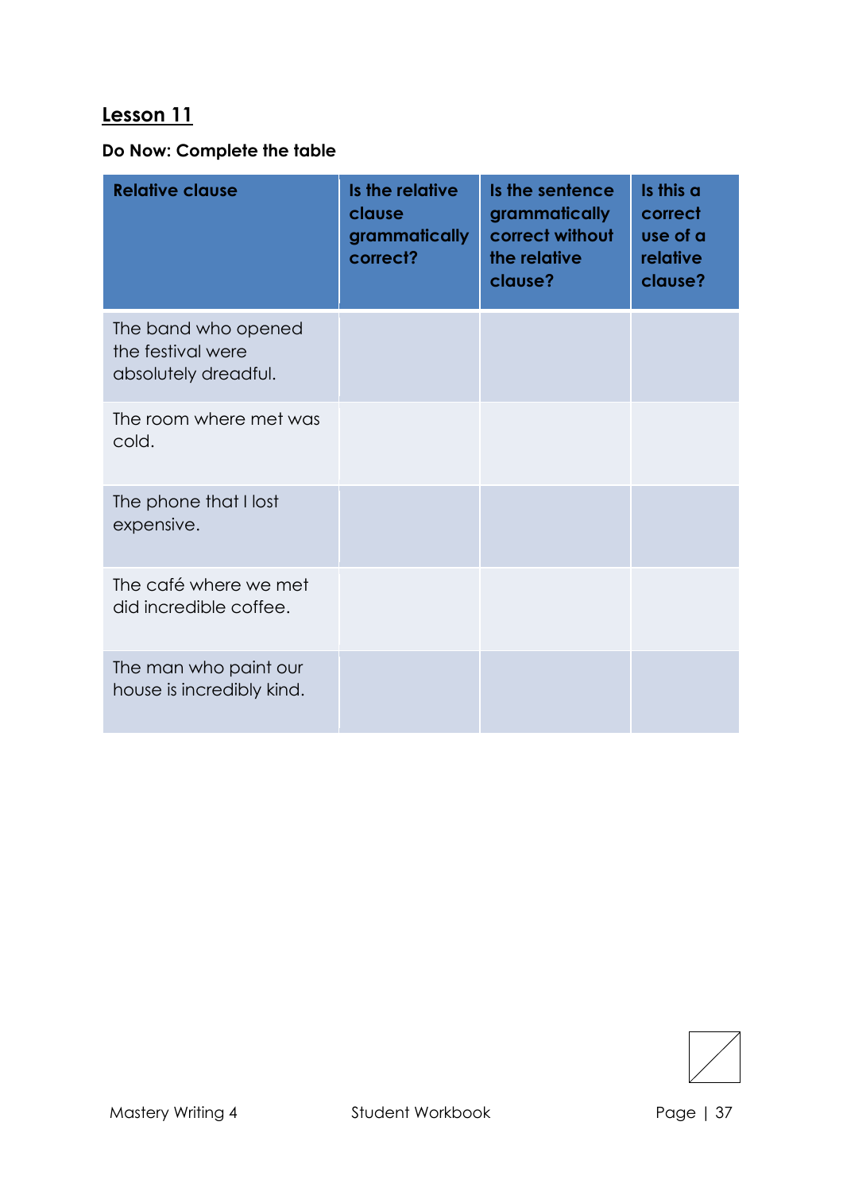## Lesson 11

**Do Now: Complete the table**

| Relative clause | Is the relative clause grammatically correct? | Is the sentence grammatically correct without the relative clause? | Is this a correct use of a relative clause? |
|---|---|---|---|
| The band who opened the festival were absolutely dreadful. | | | |
| The room where met was cold. | | | |
| The phone that I lost expensive. | | | |
| The café where we met did incredible coffee. | | | |
| The man who paint our house is incredibly kind. | | | |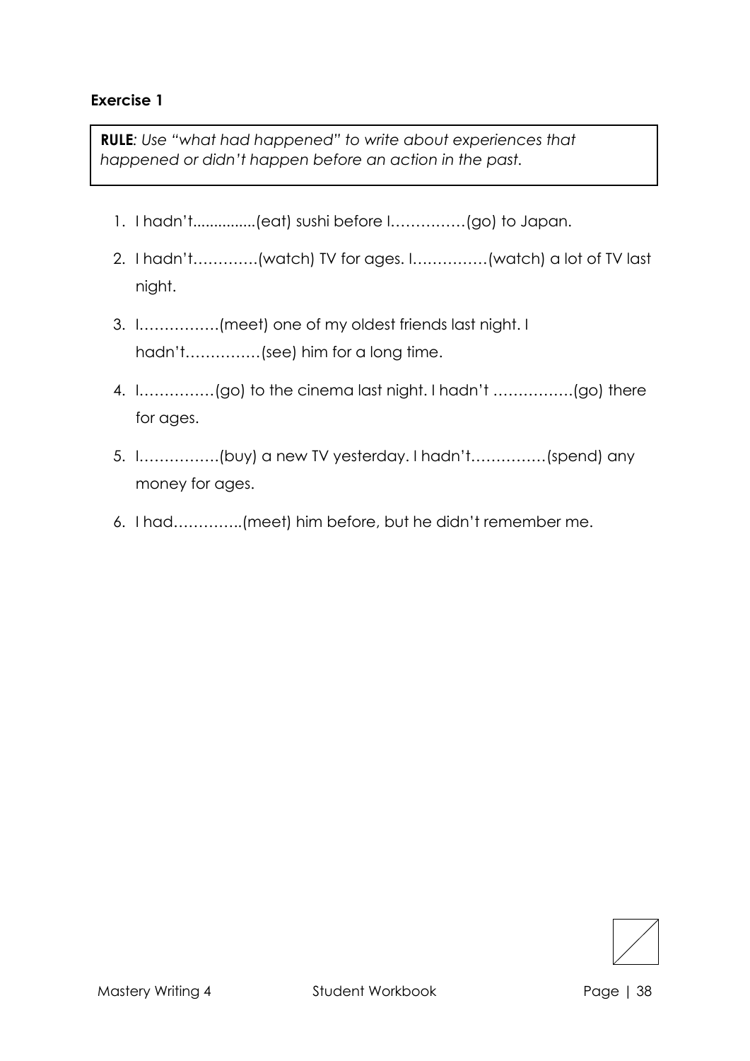**Exercise 1**

> ***RULE****: Use "what had happened" to write about experiences that happened or didn't happen before an action in the past.*

1. I hadn't...............(eat) sushi before I……………(go) to Japan.
2. I hadn't…………(watch) TV for ages. I……………(watch) a lot of TV last night.
3. I…………….(meet) one of my oldest friends last night. I hadn't……………(see) him for a long time.
4. I……………(go) to the cinema last night. I hadn't …………….(go) there for ages.
5. I…………….(buy) a new TV yesterday. I hadn't……………(spend) any money for ages.
6. I had…………..(meet) him before, but he didn't remember me.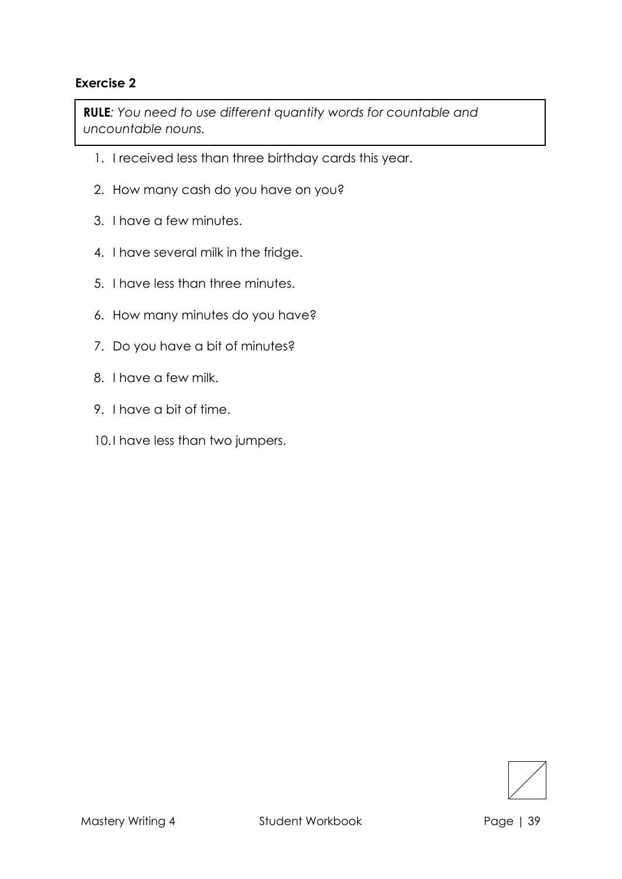### Exercise 2

**RULE**: *You need to use different quantity words for countable and uncountable nouns.*

1. I received less than three birthday cards this year.
2. How many cash do you have on you?
3. I have a few minutes.
4. I have several milk in the fridge.
5. I have less than three minutes.
6. How many minutes do you have?
7. Do you have a bit of minutes?
8. I have a few milk.
9. I have a bit of time.
10. I have less than two jumpers.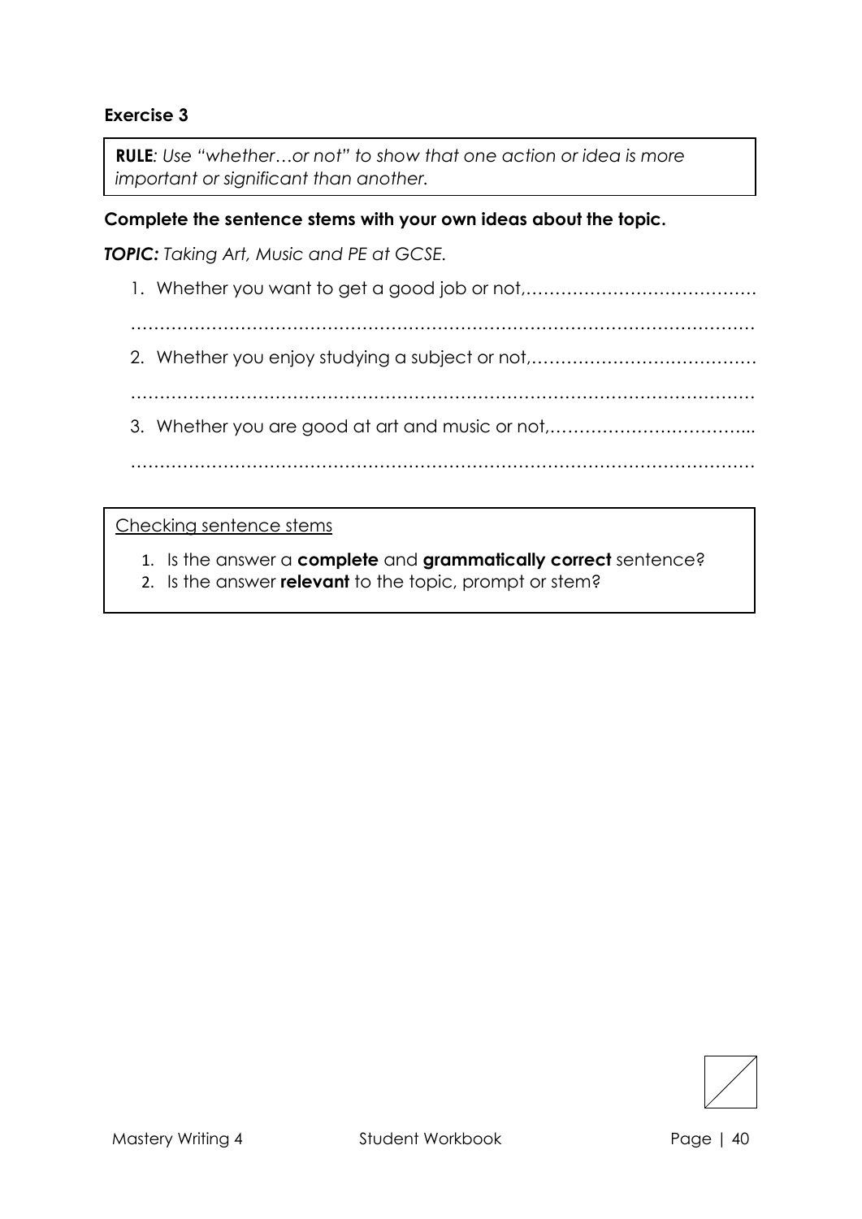### Exercise 3

> **RULE**: *Use "whether…or not" to show that one action or idea is more important or significant than another.*

**Complete the sentence stems with your own ideas about the topic.**

***TOPIC:*** *Taking Art, Music and PE at GCSE.*

1. Whether you want to get a good job or not,…………………………………

   ………………………………………………………………………………………………

2. Whether you enjoy studying a subject or not,…………………………………

   ………………………………………………………………………………………………

3. Whether you are good at art and music or not,……………………………...

   ………………………………………………………………………………………………

> Checking sentence stems
>
> 1. Is the answer a **complete** and **grammatically correct** sentence?
> 2. Is the answer **relevant** to the topic, prompt or stem?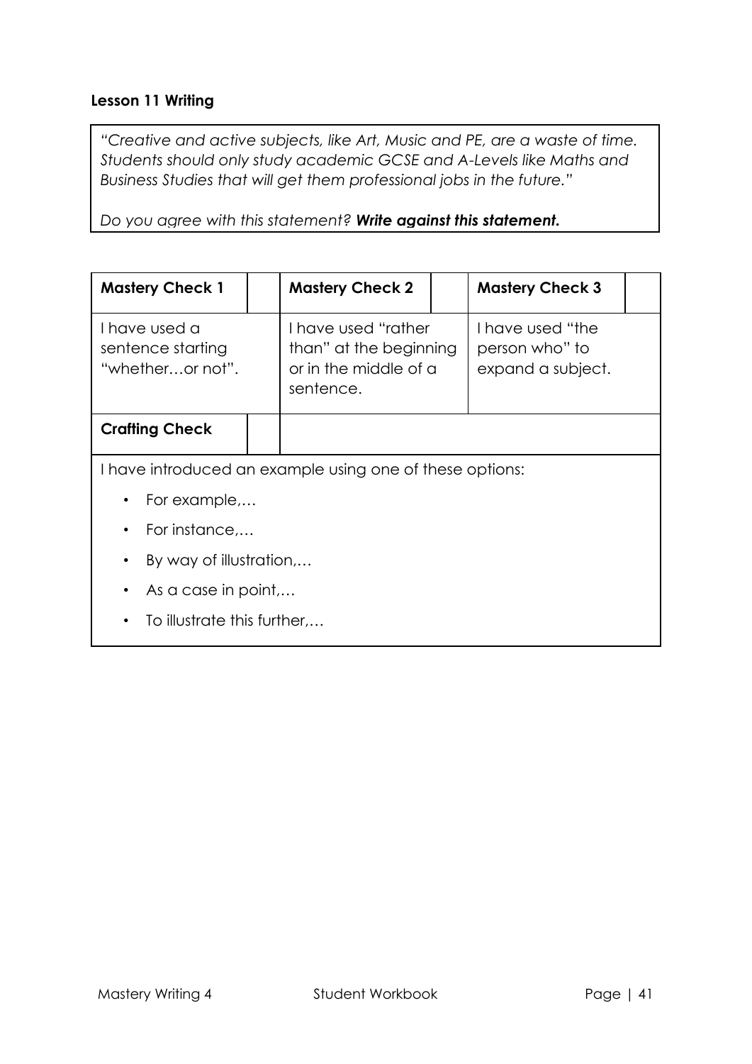**Lesson 11 Writing**

*"Creative and active subjects, like Art, Music and PE, are a waste of time. Students should only study academic GCSE and A-Levels like Maths and Business Studies that will get them professional jobs in the future."*

*Do you agree with this statement? **Write against this statement.***

| **Mastery Check 1** | | **Mastery Check 2** | | **Mastery Check 3** | |
|---|---|---|---|---|---|
| I have used a sentence starting "whether…or not". | | I have used "rather than" at the beginning or in the middle of a sentence. | | I have used "the person who" to expand a subject. | |
| **Crafting Check** | | | | | |

I have introduced an example using one of these options:

- For example,…
- For instance,…
- By way of illustration,…
- As a case in point,…
- To illustrate this further,…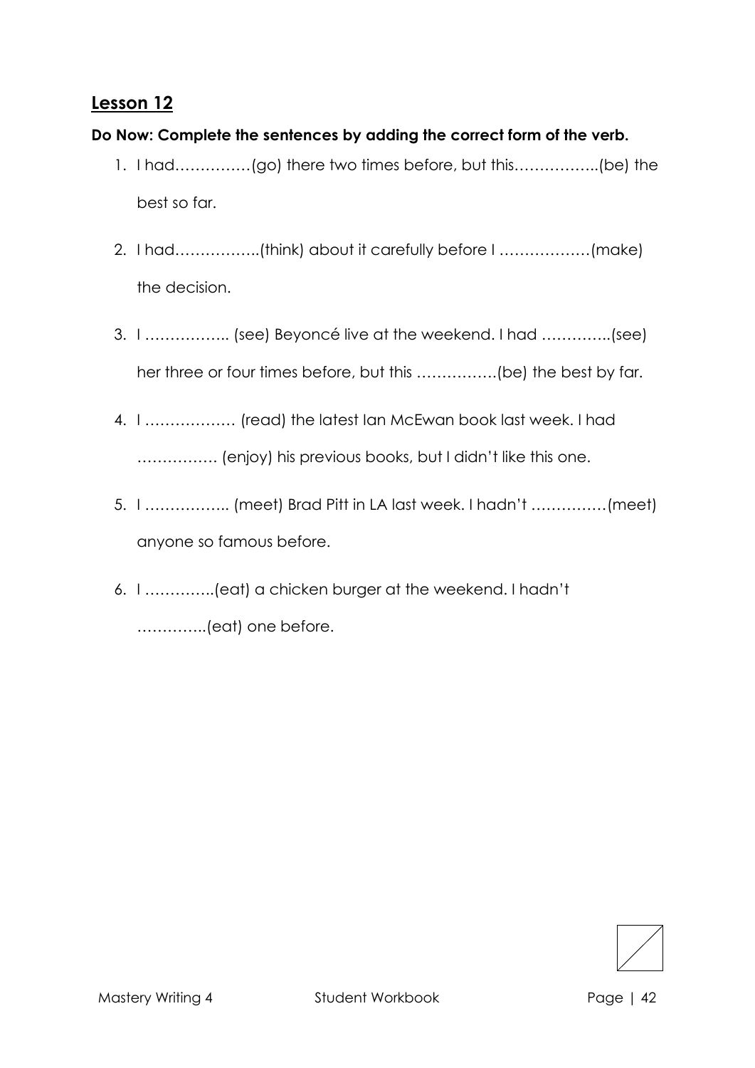## Lesson 12

**Do Now: Complete the sentences by adding the correct form of the verb.**

1. I had……………(go) there two times before, but this……………..(be) the best so far.
2. I had……………..(think) about it carefully before I ………………(make) the decision.
3. I …………….. (see) Beyoncé live at the weekend. I had …………..(see) her three or four times before, but this …………….(be) the best by far.
4. I ……………… (read) the latest Ian McEwan book last week. I had ……………. (enjoy) his previous books, but I didn't like this one.
5. I …………….. (meet) Brad Pitt in LA last week. I hadn't ……………(meet) anyone so famous before.
6. I …………..(eat) a chicken burger at the weekend. I hadn't …………..(eat) one before.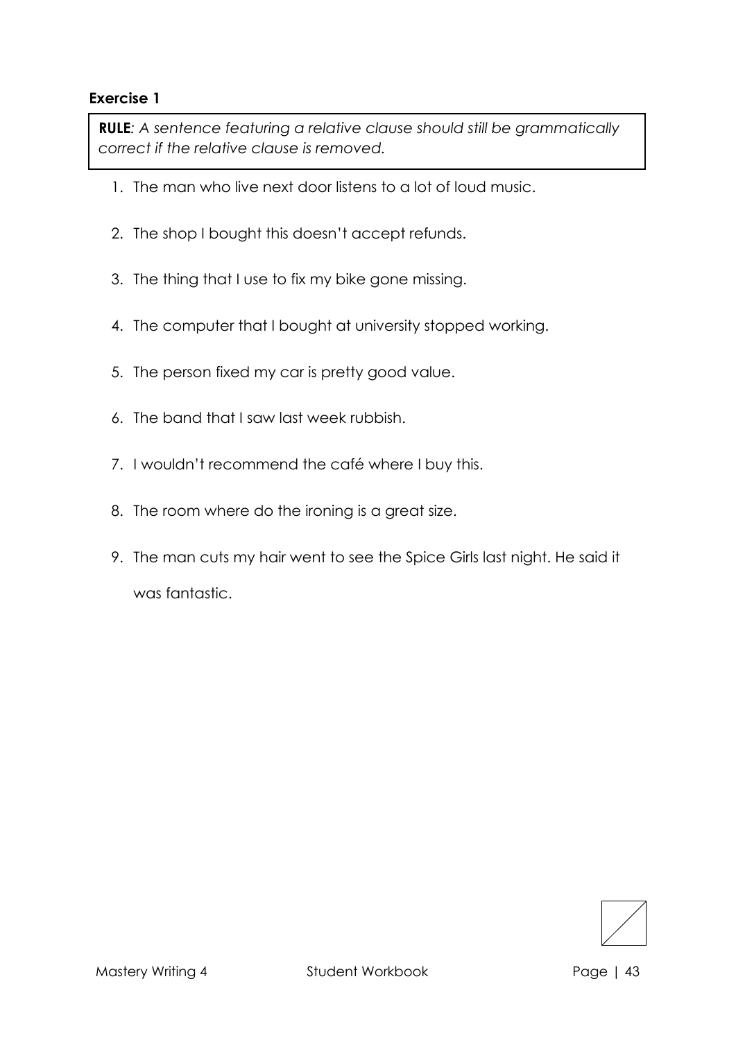### Exercise 1

> **RULE**: *A sentence featuring a relative clause should still be grammatically correct if the relative clause is removed.*

1. The man who live next door listens to a lot of loud music.
2. The shop I bought this doesn't accept refunds.
3. The thing that I use to fix my bike gone missing.
4. The computer that I bought at university stopped working.
5. The person fixed my car is pretty good value.
6. The band that I saw last week rubbish.
7. I wouldn't recommend the café where I buy this.
8. The room where do the ironing is a great size.
9. The man cuts my hair went to see the Spice Girls last night. He said it was fantastic.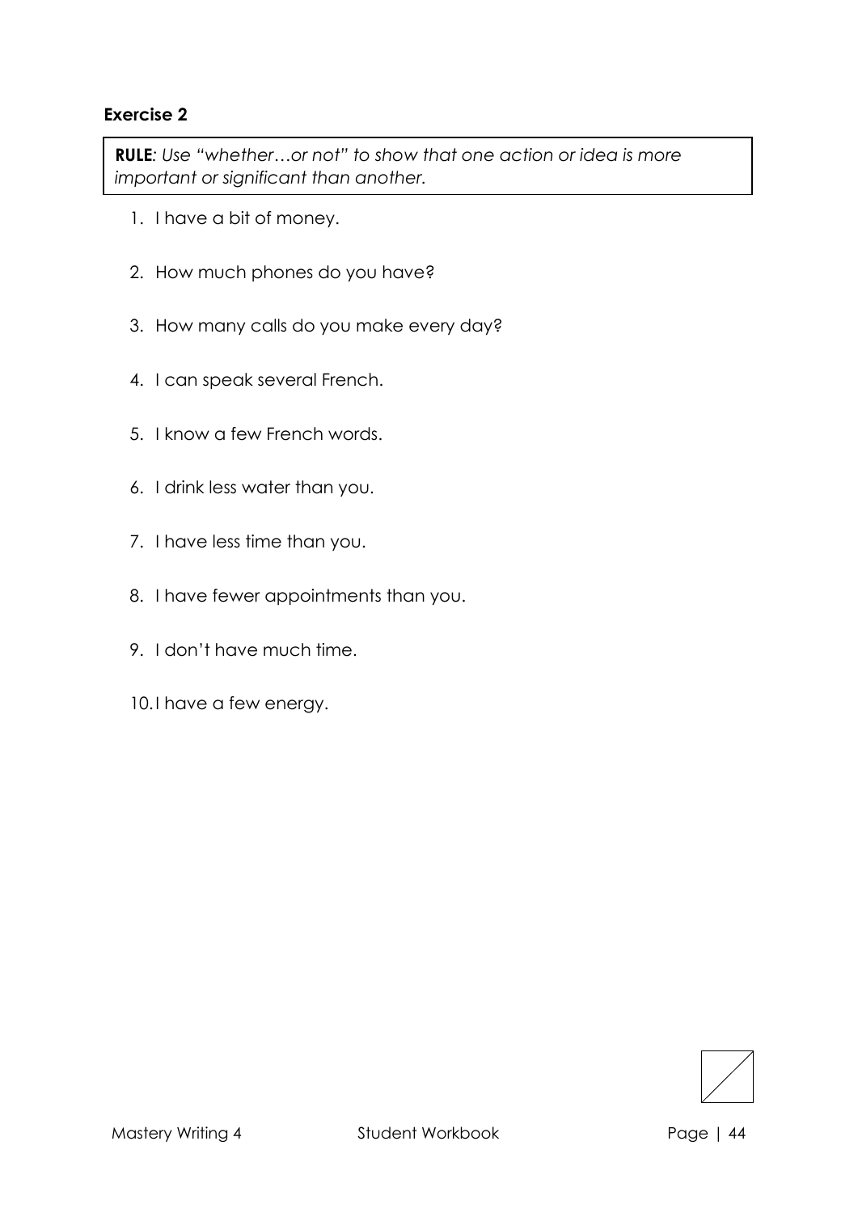### Exercise 2

**RULE**: *Use "whether…or not" to show that one action or idea is more important or significant than another.*

1. I have a bit of money.
2. How much phones do you have?
3. How many calls do you make every day?
4. I can speak several French.
5. I know a few French words.
6. I drink less water than you.
7. I have less time than you.
8. I have fewer appointments than you.
9. I don't have much time.
10. I have a few energy.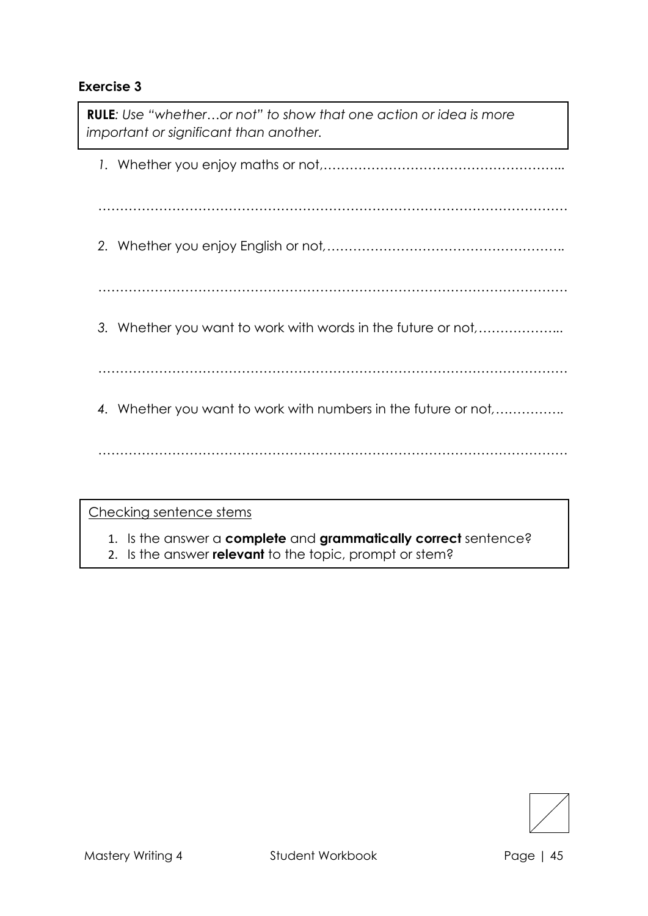### Exercise 3

> **RULE**: *Use "whether…or not" to show that one action or idea is more important or significant than another.*

1. Whether you enjoy maths or not,………………………………………………...

…………………………………………………………………………………………

2. Whether you enjoy English or not,……………………………………………..

…………………………………………………………………………………………

3. Whether you want to work with words in the future or not,………………...

…………………………………………………………………………………………

4. Whether you want to work with numbers in the future or not,……………..

…………………………………………………………………………………………

> Checking sentence stems
>
> 1. Is the answer a **complete** and **grammatically correct** sentence?
> 2. Is the answer **relevant** to the topic, prompt or stem?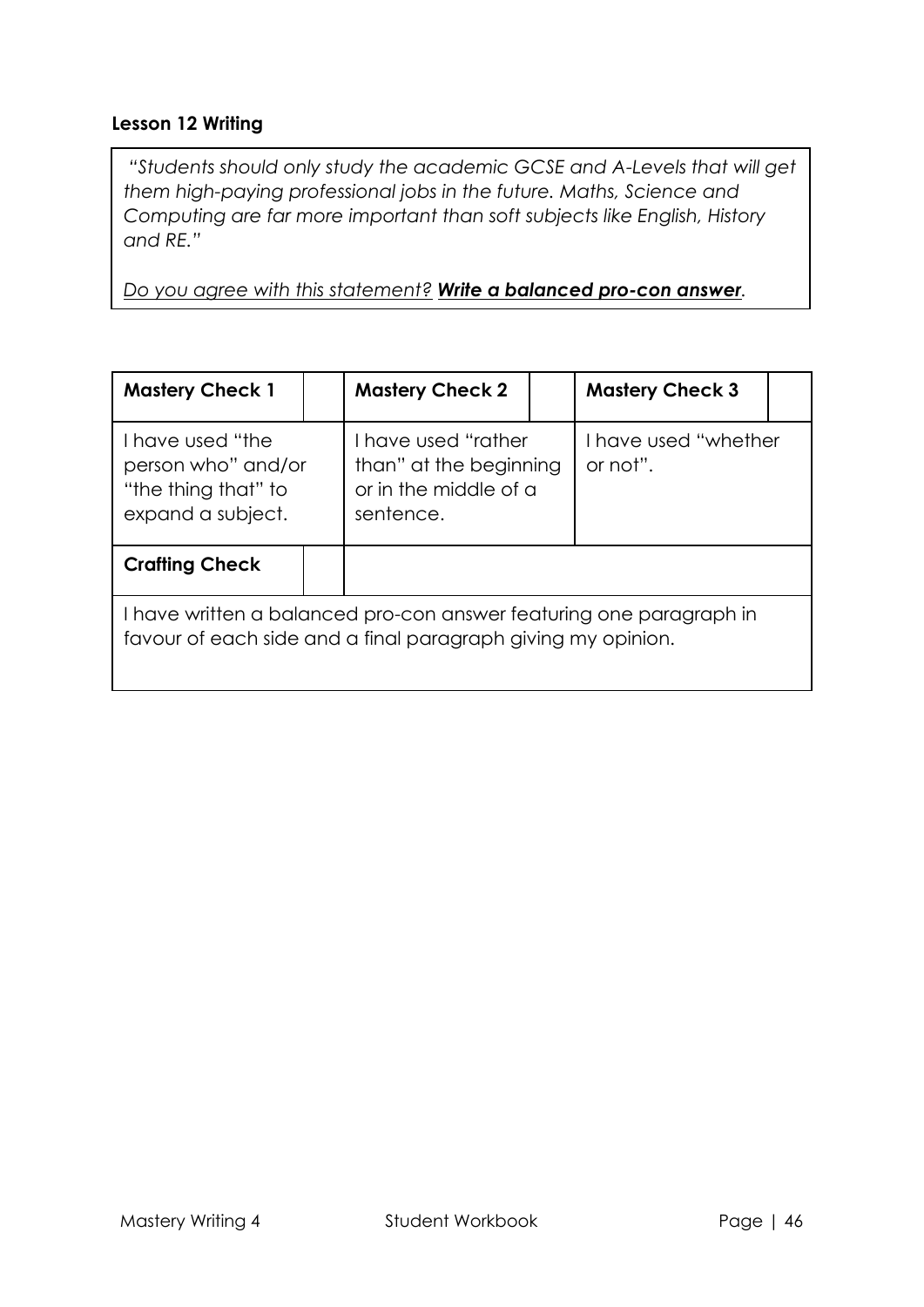### Lesson 12 Writing

> *"Students should only study the academic GCSE and A-Levels that will get them high-paying professional jobs in the future. Maths, Science and Computing are far more important than soft subjects like English, History and RE."*
>
> *Do you agree with this statement?* ***Write a balanced pro-con answer****.*

| **Mastery Check 1** | | **Mastery Check 2** | | **Mastery Check 3** | |
|---|---|---|---|---|---|
| I have used "the person who" and/or "the thing that" to expand a subject. | | I have used "rather than" at the beginning or in the middle of a sentence. | | I have used "whether or not". | |
| **Crafting Check** | | | | | |
| I have written a balanced pro-con answer featuring one paragraph in favour of each side and a final paragraph giving my opinion. | | | | | |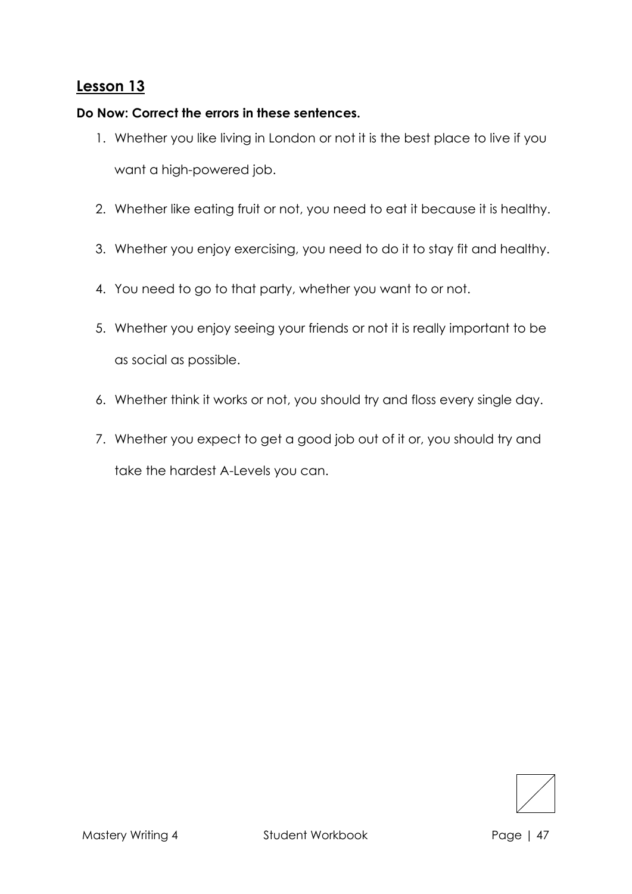## Lesson 13

**Do Now: Correct the errors in these sentences.**

1. Whether you like living in London or not it is the best place to live if you want a high-powered job.
2. Whether like eating fruit or not, you need to eat it because it is healthy.
3. Whether you enjoy exercising, you need to do it to stay fit and healthy.
4. You need to go to that party, whether you want to or not.
5. Whether you enjoy seeing your friends or not it is really important to be as social as possible.
6. Whether think it works or not, you should try and floss every single day.
7. Whether you expect to get a good job out of it or, you should try and take the hardest A-Levels you can.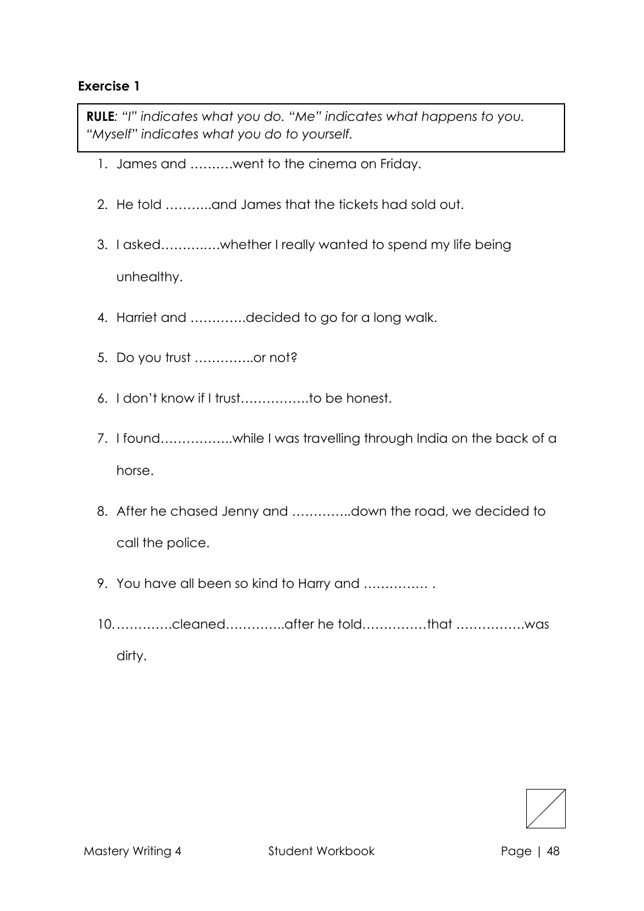### Exercise 1

> **RULE**: *"I" indicates what you do. "Me" indicates what happens to you. "Myself" indicates what you do to yourself.*

1. James and ……….went to the cinema on Friday.
2. He told ………..and James that the tickets had sold out.
3. I asked…………..whether I really wanted to spend my life being unhealthy.
4. Harriet and ………….decided to go for a long walk.
5. Do you trust …………..or not?
6. I don't know if I trust…………….to be honest.
7. I found……………..while I was travelling through India on the back of a horse.
8. After he chased Jenny and …………..down the road, we decided to call the police.
9. You have all been so kind to Harry and …………… .
10. ………….cleaned…………..after he told……………that …………….was dirty.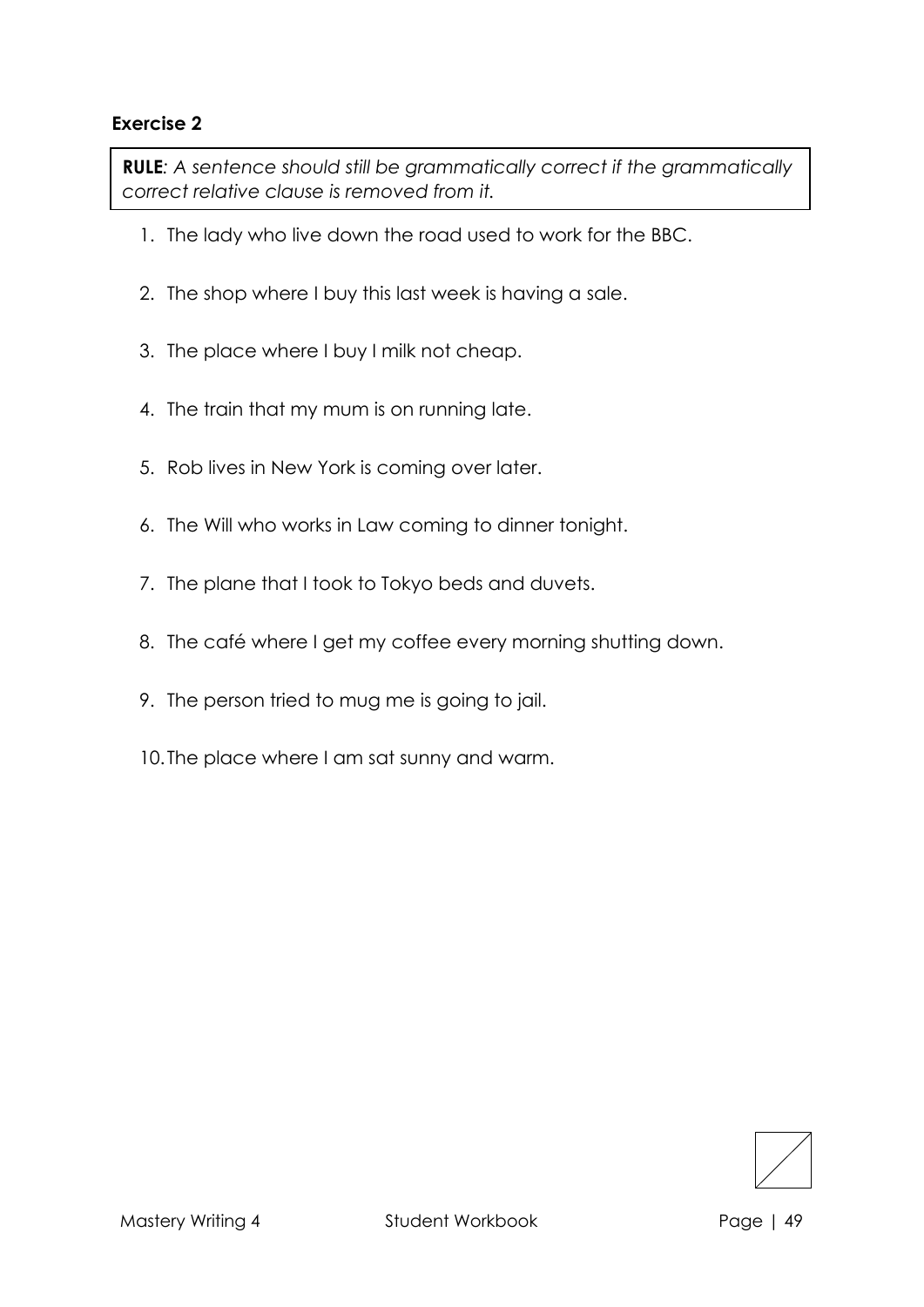### Exercise 2

**RULE**: *A sentence should still be grammatically correct if the grammatically correct relative clause is removed from it.*

1. The lady who live down the road used to work for the BBC.
2. The shop where I buy this last week is having a sale.
3. The place where I buy I milk not cheap.
4. The train that my mum is on running late.
5. Rob lives in New York is coming over later.
6. The Will who works in Law coming to dinner tonight.
7. The plane that I took to Tokyo beds and duvets.
8. The café where I get my coffee every morning shutting down.
9. The person tried to mug me is going to jail.
10. The place where I am sat sunny and warm.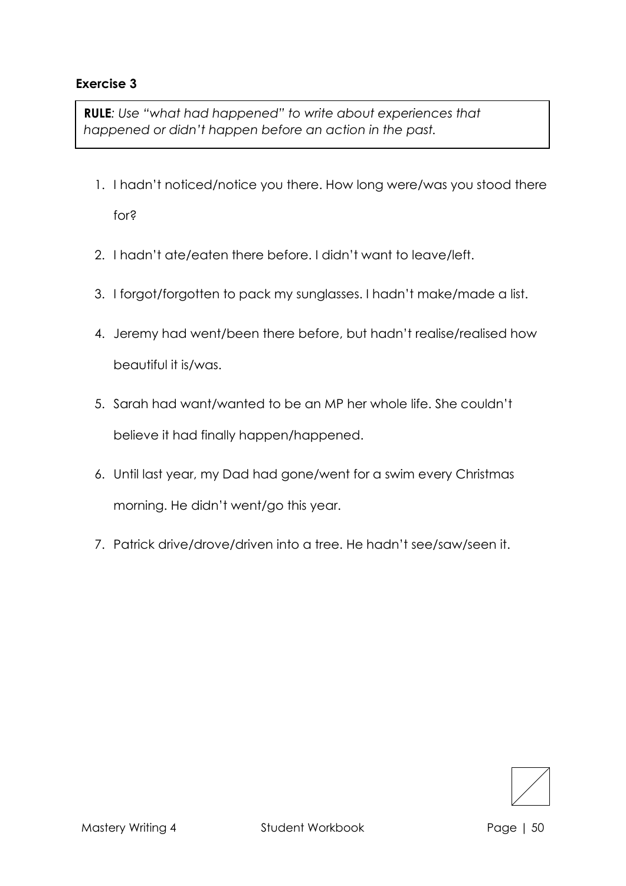**Exercise 3**

> ***RULE****: Use "what had happened" to write about experiences that happened or didn't happen before an action in the past.*

1. I hadn't noticed/notice you there. How long were/was you stood there for?
2. I hadn't ate/eaten there before. I didn't want to leave/left.
3. I forgot/forgotten to pack my sunglasses. I hadn't make/made a list.
4. Jeremy had went/been there before, but hadn't realise/realised how beautiful it is/was.
5. Sarah had want/wanted to be an MP her whole life. She couldn't believe it had finally happen/happened.
6. Until last year, my Dad had gone/went for a swim every Christmas morning. He didn't went/go this year.
7. Patrick drive/drove/driven into a tree. He hadn't see/saw/seen it.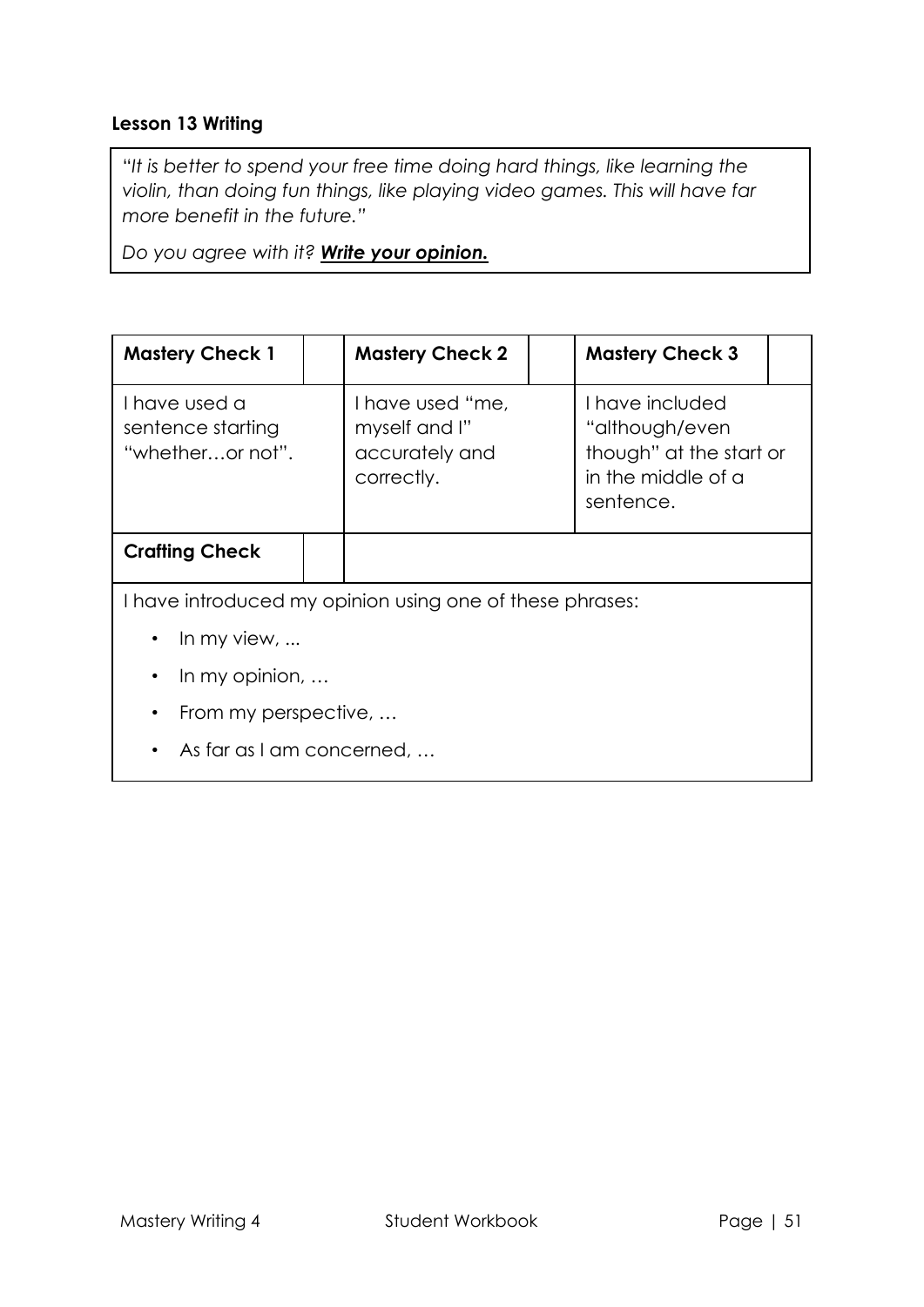**Lesson 13 Writing**

"*It is better to spend your free time doing hard things, like learning the violin, than doing fun things, like playing video games. This will have far more benefit in the future.*"

*Do you agree with it?* ***Write your opinion.***

| **Mastery Check 1** | | **Mastery Check 2** | | **Mastery Check 3** | |
|---|---|---|---|---|---|
| I have used a sentence starting "whether…or not". | | I have used "me, myself and I" accurately and correctly. | | I have included "although/even though" at the start or in the middle of a sentence. | |
| **Crafting Check** | | | | | |

I have introduced my opinion using one of these phrases:

- In my view, ...
- In my opinion, …
- From my perspective, …
- As far as I am concerned, …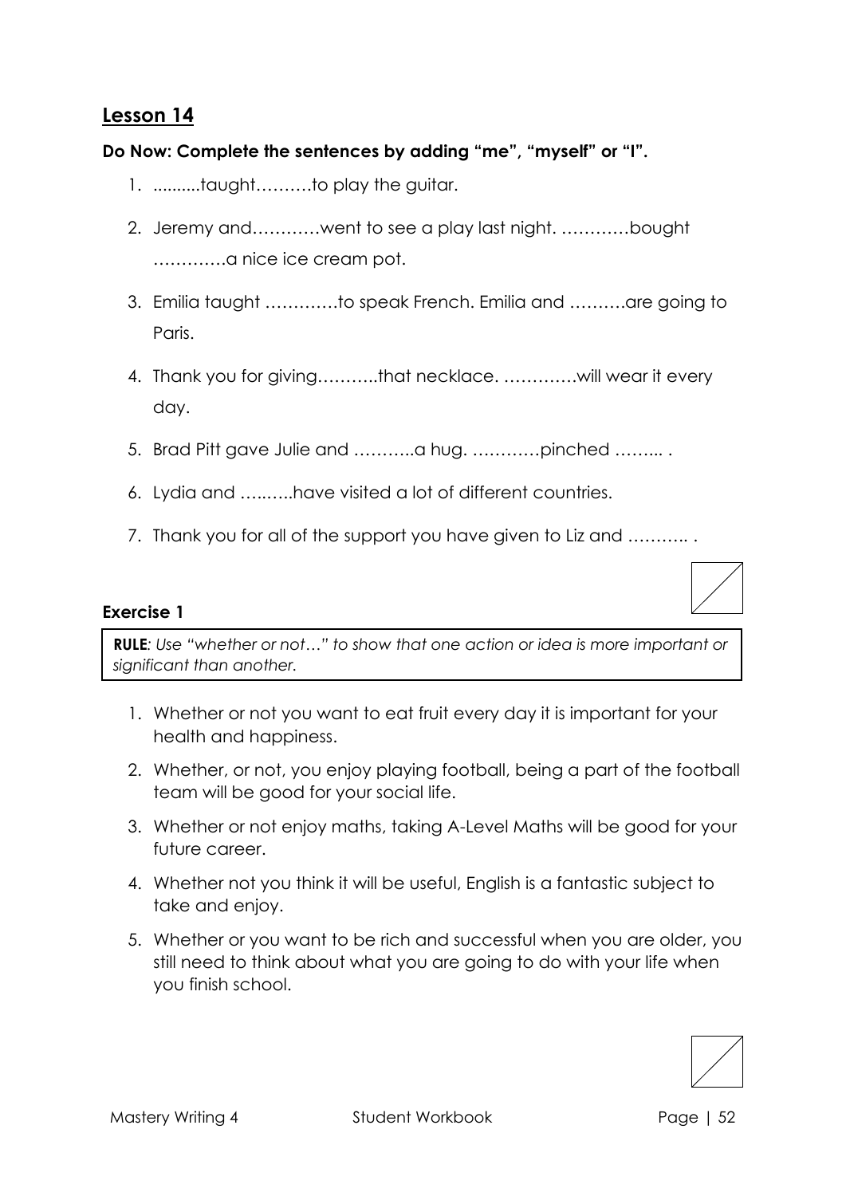## Lesson 14

**Do Now: Complete the sentences by adding "me", "myself" or "I".**

1. ..........taught……….to play the guitar.
2. Jeremy and…………went to see a play last night. …………bought ………….a nice ice cream pot.
3. Emilia taught ………….to speak French. Emilia and ……….are going to Paris.
4. Thank you for giving………..that necklace. ………….will wear it every day.
5. Brad Pitt gave Julie and ………..a hug. …………pinched ……... .
6. Lydia and ….…...have visited a lot of different countries.
7. Thank you for all of the support you have given to Liz and ……….. .

**Exercise 1**

**RULE***: Use "whether or not…" to show that one action or idea is more important or significant than another.*

1. Whether or not you want to eat fruit every day it is important for your health and happiness.
2. Whether, or not, you enjoy playing football, being a part of the football team will be good for your social life.
3. Whether or not enjoy maths, taking A-Level Maths will be good for your future career.
4. Whether not you think it will be useful, English is a fantastic subject to take and enjoy.
5. Whether or you want to be rich and successful when you are older, you still need to think about what you are going to do with your life when you finish school.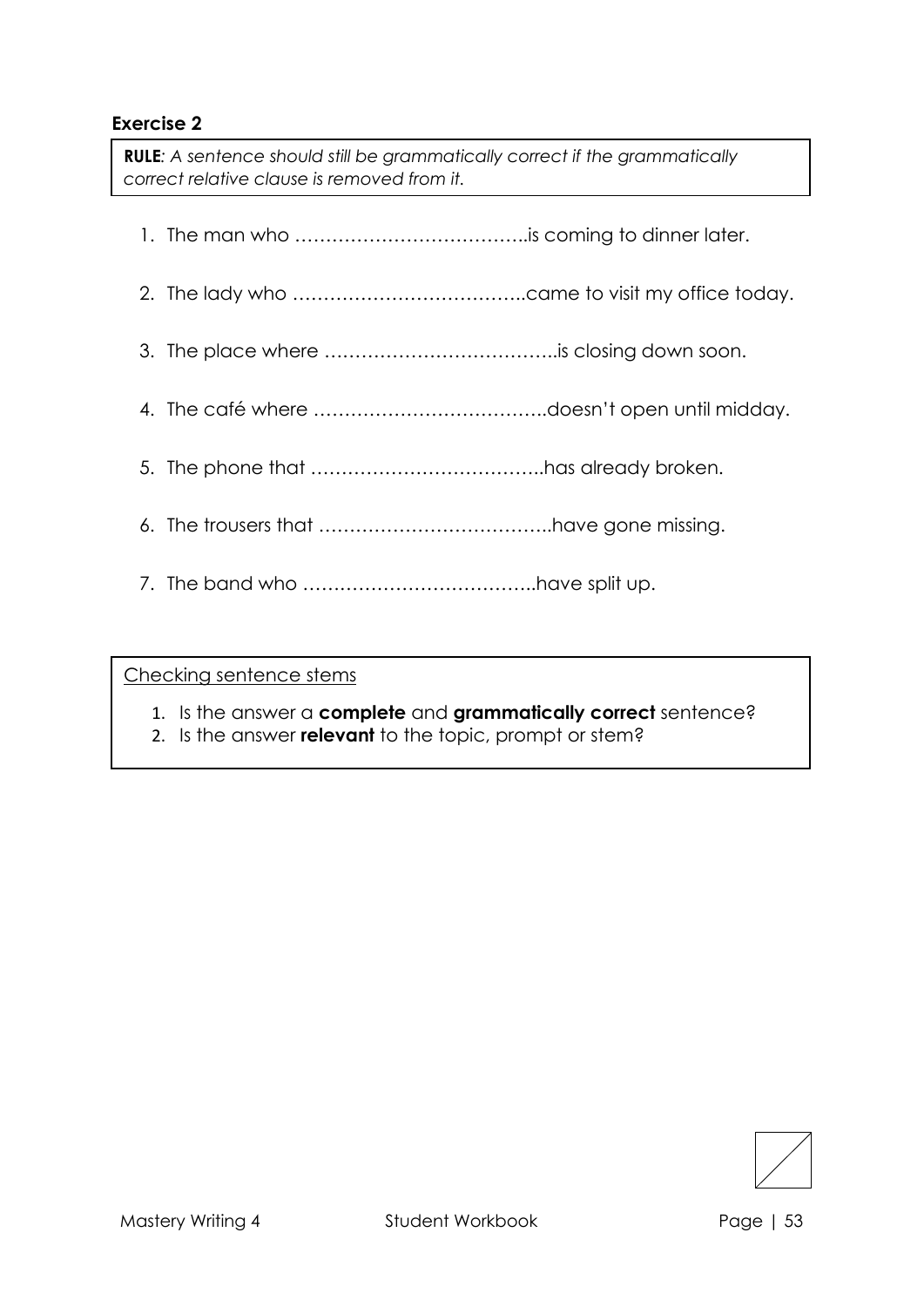### Exercise 2

**RULE**: *A sentence should still be grammatically correct if the grammatically correct relative clause is removed from it.*

1. The man who ………………………………..is coming to dinner later.
2. The lady who ………………………………..came to visit my office today.
3. The place where ………………………………..is closing down soon.
4. The café where ………………………………..doesn't open until midday.
5. The phone that ………………………………..has already broken.
6. The trousers that ………………………………..have gone missing.
7. The band who ………………………………..have split up.

Checking sentence stems

1. Is the answer a **complete** and **grammatically correct** sentence?
2. Is the answer **relevant** to the topic, prompt or stem?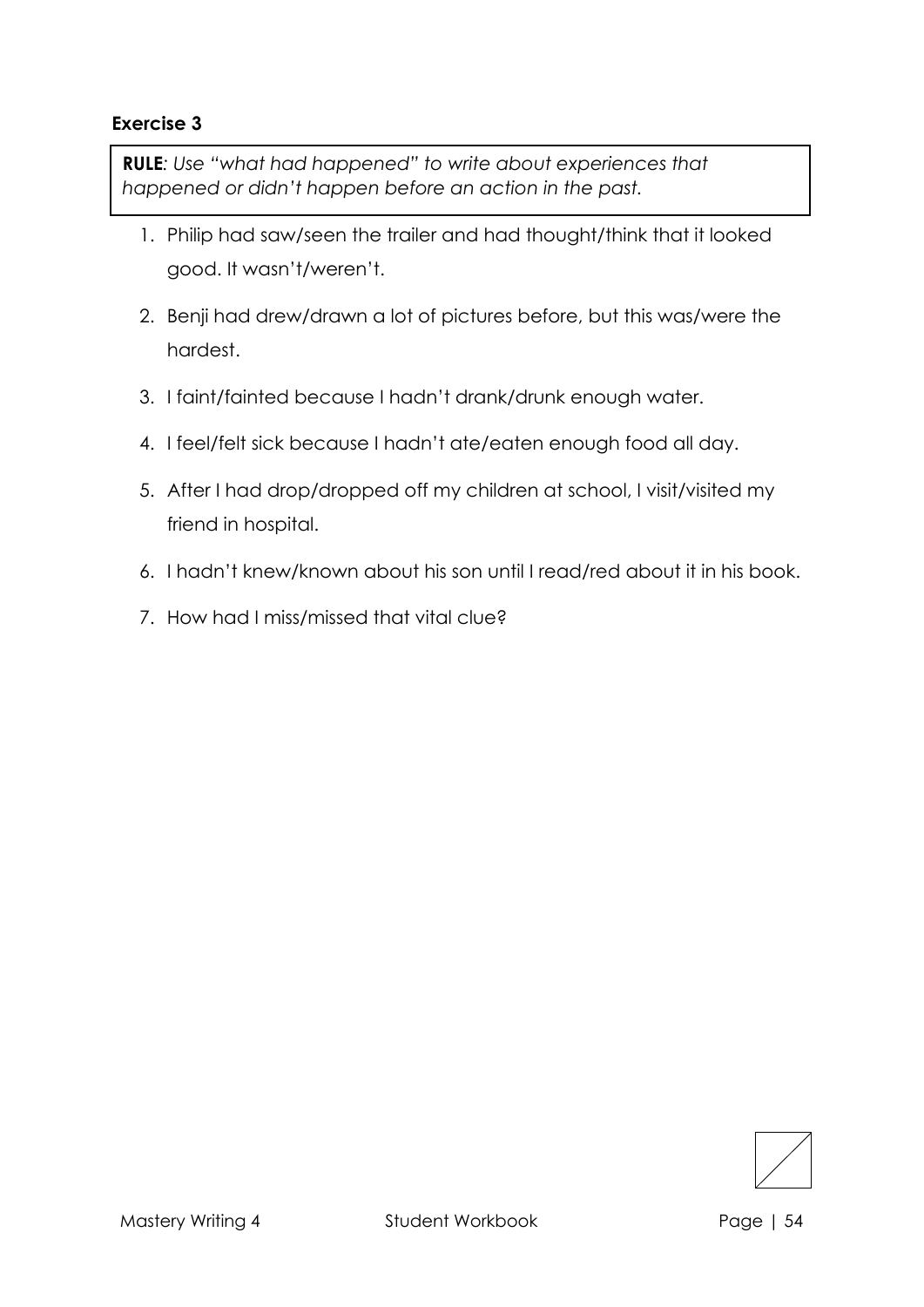### Exercise 3

**RULE***: Use "what had happened" to write about experiences that happened or didn't happen before an action in the past.*

1. Philip had saw/seen the trailer and had thought/think that it looked good. It wasn't/weren't.
2. Benji had drew/drawn a lot of pictures before, but this was/were the hardest.
3. I faint/fainted because I hadn't drank/drunk enough water.
4. I feel/felt sick because I hadn't ate/eaten enough food all day.
5. After I had drop/dropped off my children at school, I visit/visited my friend in hospital.
6. I hadn't knew/known about his son until I read/red about it in his book.
7. How had I miss/missed that vital clue?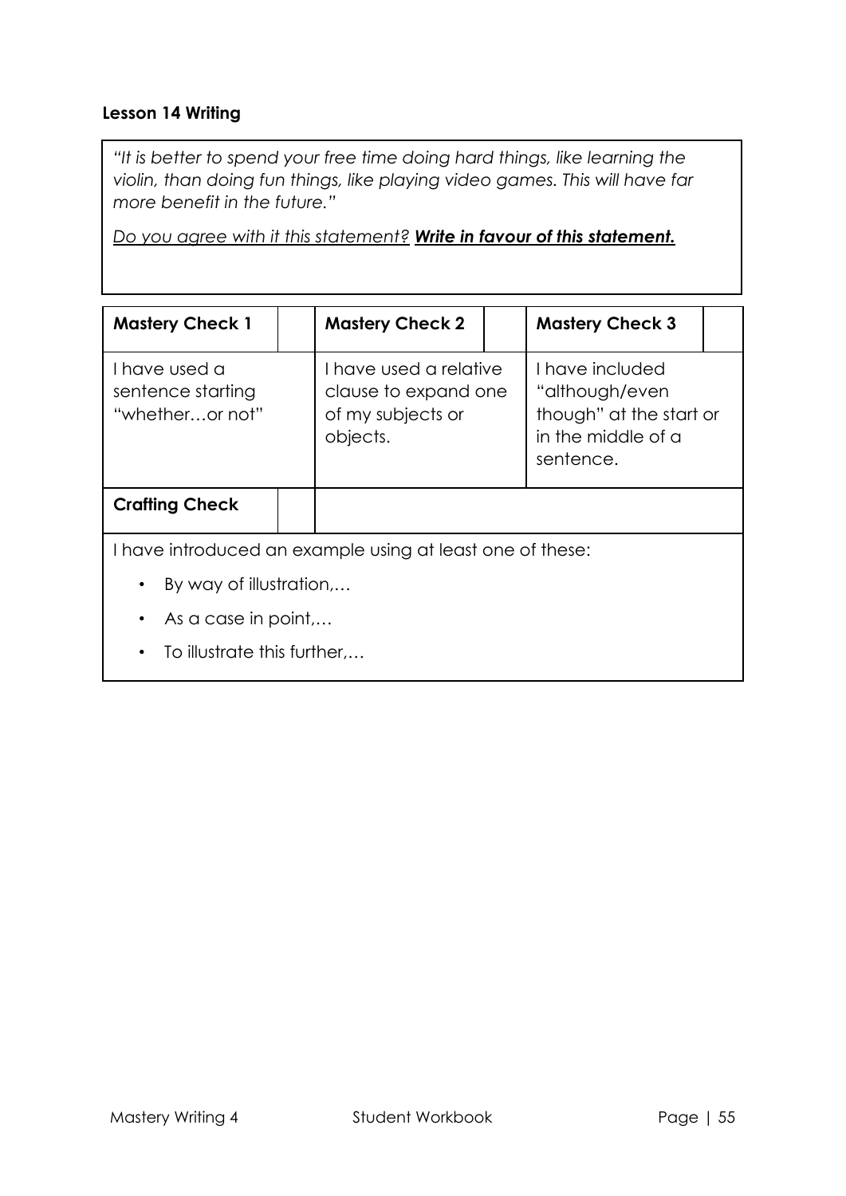**Lesson 14 Writing**

*"It is better to spend your free time doing hard things, like learning the violin, than doing fun things, like playing video games. This will have far more benefit in the future."*

<u>*Do you agree with it this statement?*</u> <u>***Write in favour of this statement.***</u>

| **Mastery Check 1** | | **Mastery Check 2** | | **Mastery Check 3** | |
|---|---|---|---|---|---|
| I have used a sentence starting "whether…or not" | | I have used a relative clause to expand one of my subjects or objects. | | I have included "although/even though" at the start or in the middle of a sentence. | |
| **Crafting Check** | | | | | |

I have introduced an example using at least one of these:

- By way of illustration,…
- As a case in point,…
- To illustrate this further,…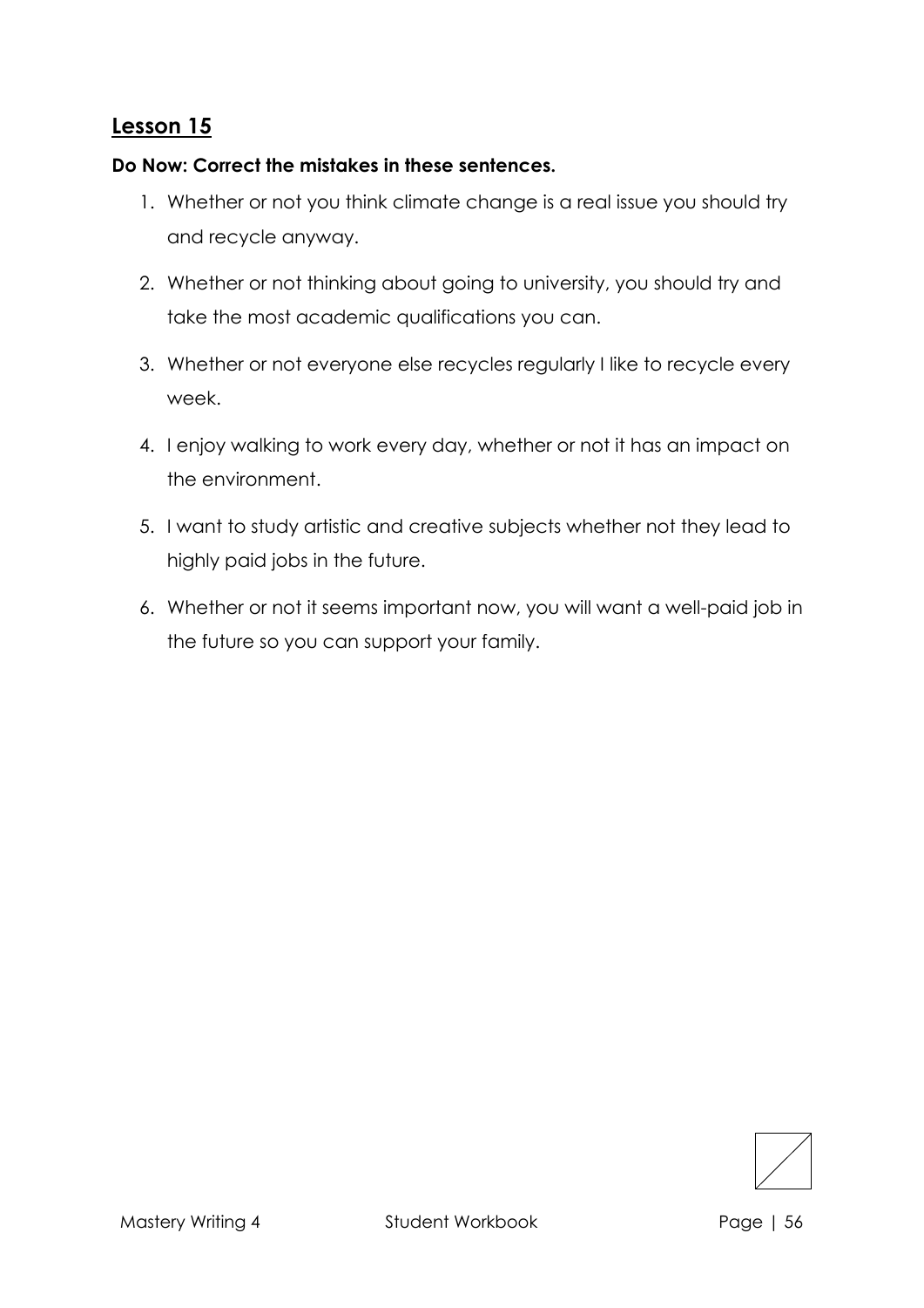## Lesson 15

**Do Now: Correct the mistakes in these sentences.**

1. Whether or not you think climate change is a real issue you should try and recycle anyway.
2. Whether or not thinking about going to university, you should try and take the most academic qualifications you can.
3. Whether or not everyone else recycles regularly I like to recycle every week.
4. I enjoy walking to work every day, whether or not it has an impact on the environment.
5. I want to study artistic and creative subjects whether not they lead to highly paid jobs in the future.
6. Whether or not it seems important now, you will want a well-paid job in the future so you can support your family.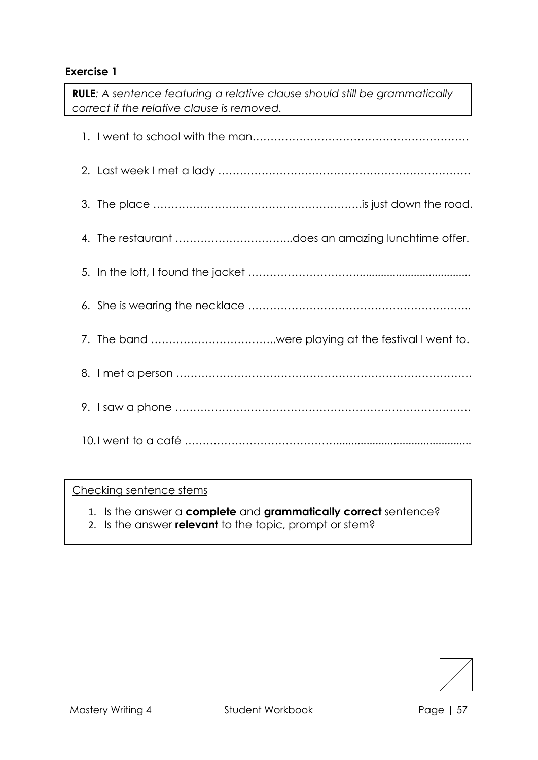**Exercise 1**

**RULE**: *A sentence featuring a relative clause should still be grammatically correct if the relative clause is removed.*

1. I went to school with the man……………………………………………………
2. Last week I met a lady ……………………………………………………………
3. The place ………………………………………………….is just down the road.
4. The restaurant …………………………...does an amazing lunchtime offer.
5. In the loft, I found the jacket ………………………….....................................
6. She is wearing the necklace ……………………………………………………..
7. The band ……………………………..were playing at the festival I went to.
8. I met a person ……………………………………………………………………….
9. I saw a phone ……………………………………………………………………….
10. I went to a café ………………………………….............................................

Checking sentence stems

1. Is the answer a **complete** and **grammatically correct** sentence?
2. Is the answer **relevant** to the topic, prompt or stem?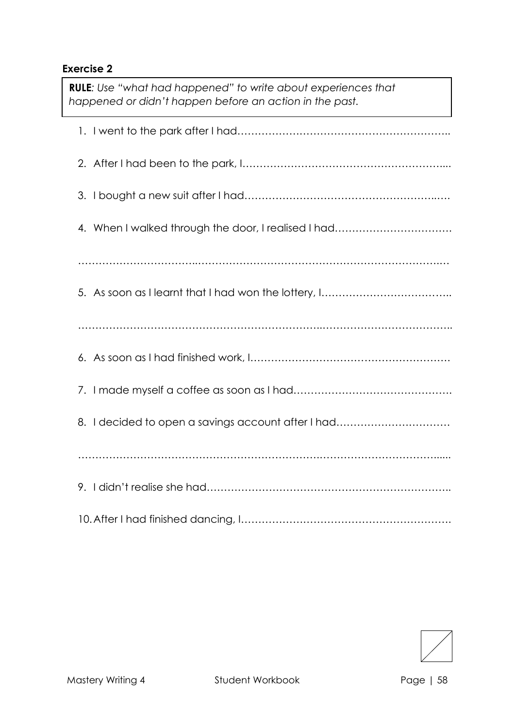**Exercise 2**

**RULE***: Use "what had happened" to write about experiences that happened or didn't happen before an action in the past.*

1. I went to the park after I had…………………………………………………..
2. After I had been to the park, I…………………………………………………...
3. I bought a new suit after I had……………………………………………..….
4. When I walked through the door, I realised I had……………………………

   ………………………..…………………………………………………………..…
5. As soon as I learnt that I had won the lottery, I………………………………..

   …………………………………………………………..………………………………..
6. As soon as I had finished work, I…………………………………………………
7. I made myself a coffee as soon as I had……………………………………….
8. I decided to open a savings account after I had……………………………

   ……………………………………………………………………………………......
9. I didn't realise she had……………………………………………………………..
10. After I had finished dancing, I…………………………………………………….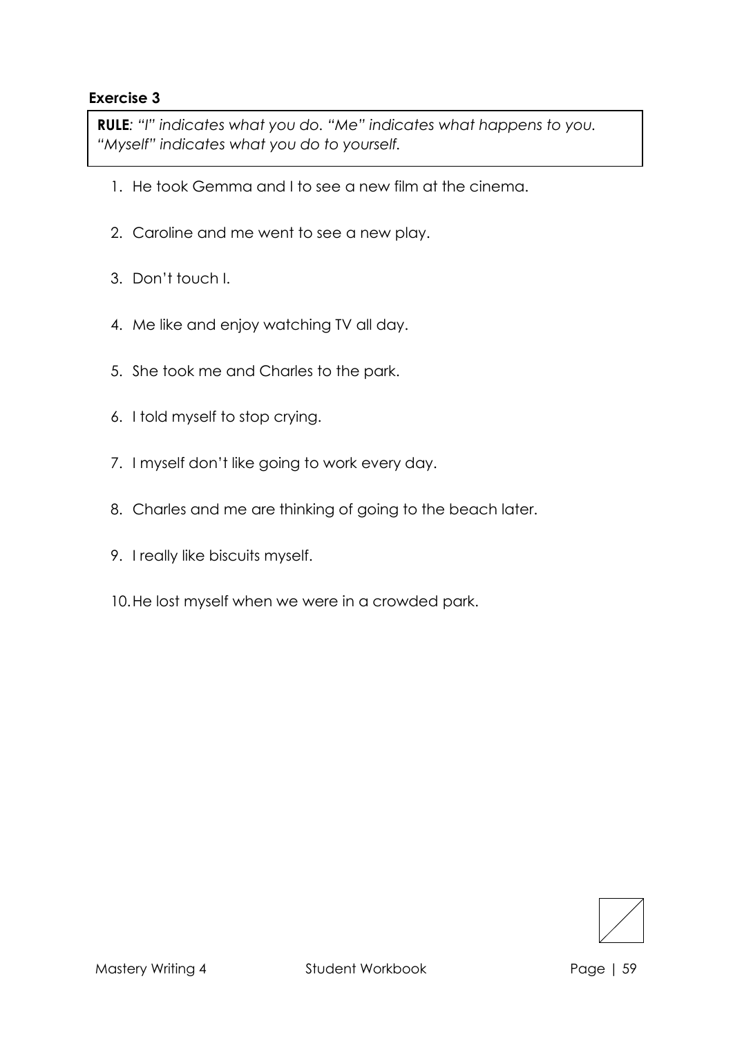**Exercise 3**

***RULE**: "I" indicates what you do. "Me" indicates what happens to you. "Myself" indicates what you do to yourself.*

1. He took Gemma and I to see a new film at the cinema.
2. Caroline and me went to see a new play.
3. Don't touch I.
4. Me like and enjoy watching TV all day.
5. She took me and Charles to the park.
6. I told myself to stop crying.
7. I myself don't like going to work every day.
8. Charles and me are thinking of going to the beach later.
9. I really like biscuits myself.
10. He lost myself when we were in a crowded park.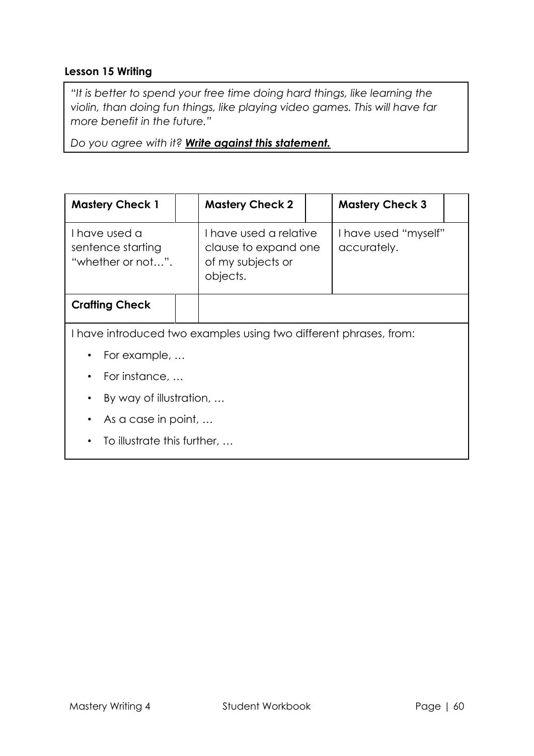**Lesson 15 Writing**

*"It is better to spend your free time doing hard things, like learning the violin, than doing fun things, like playing video games. This will have far more benefit in the future."*

*Do you agree with it?* ***Write against this statement.***

| **Mastery Check 1** | | **Mastery Check 2** | | **Mastery Check 3** | |
|---|---|---|---|---|---|
| I have used a sentence starting "whether or not…". | | I have used a relative clause to expand one of my subjects or objects. | | I have used "myself" accurately. | |
| **Crafting Check** | | | | | |

I have introduced two examples using two different phrases, from:

- For example, …
- For instance, …
- By way of illustration, …
- As a case in point, …
- To illustrate this further, …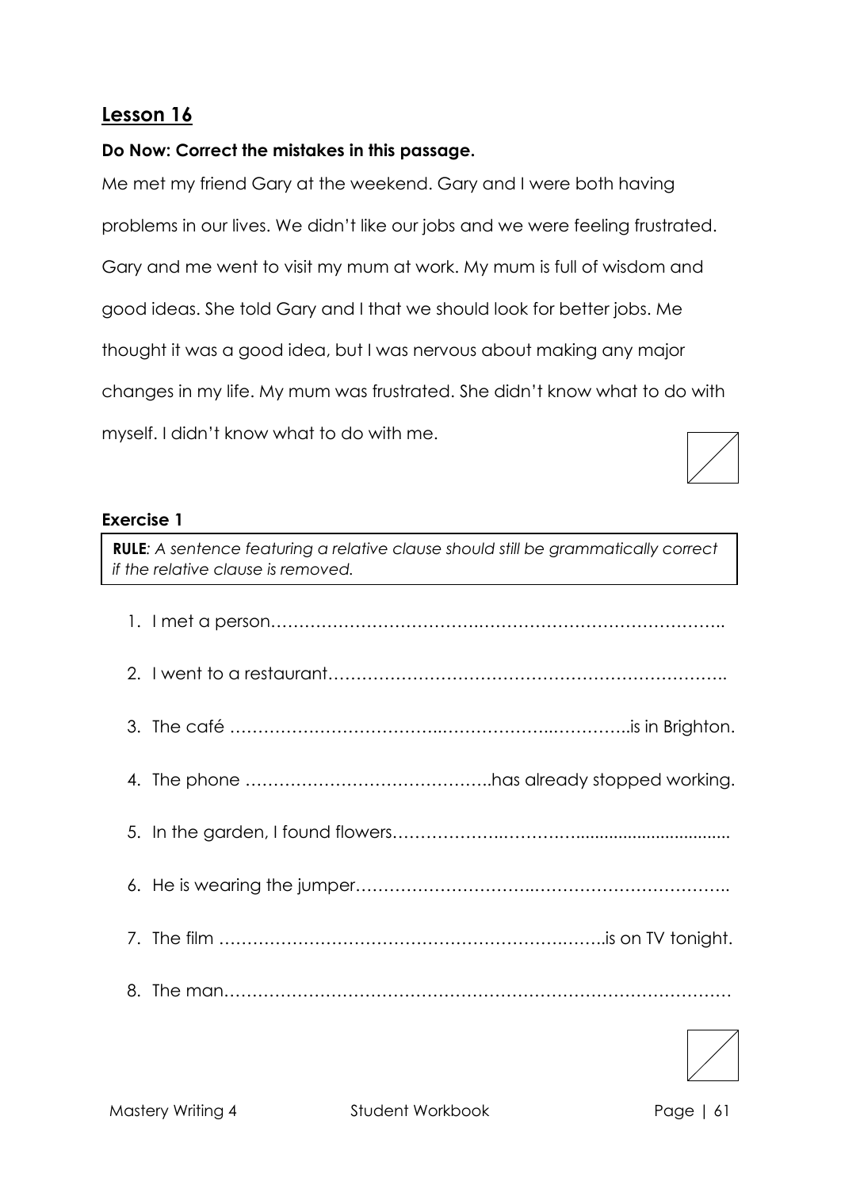## Lesson 16

**Do Now: Correct the mistakes in this passage.**

Me met my friend Gary at the weekend. Gary and I were both having problems in our lives. We didn't like our jobs and we were feeling frustrated. Gary and me went to visit my mum at work. My mum is full of wisdom and good ideas. She told Gary and I that we should look for better jobs. Me thought it was a good idea, but I was nervous about making any major changes in my life. My mum was frustrated. She didn't know what to do with myself. I didn't know what to do with me.

### Exercise 1

> **RULE**: *A sentence featuring a relative clause should still be grammatically correct if the relative clause is removed.*

1. I met a person……………………………………………………………………..
2. I went to a restaurant……………………………………………………………..
3. The café ……………………………………………………………..is in Brighton.
4. The phone ……………………………………..has already stopped working.
5. In the garden, I found flowers……………………………………………………..
6. He is wearing the jumper…………………………………………………………..
7. The film ………………………………………………………………..is on TV tonight.
8. The man…………………………………………………………………………………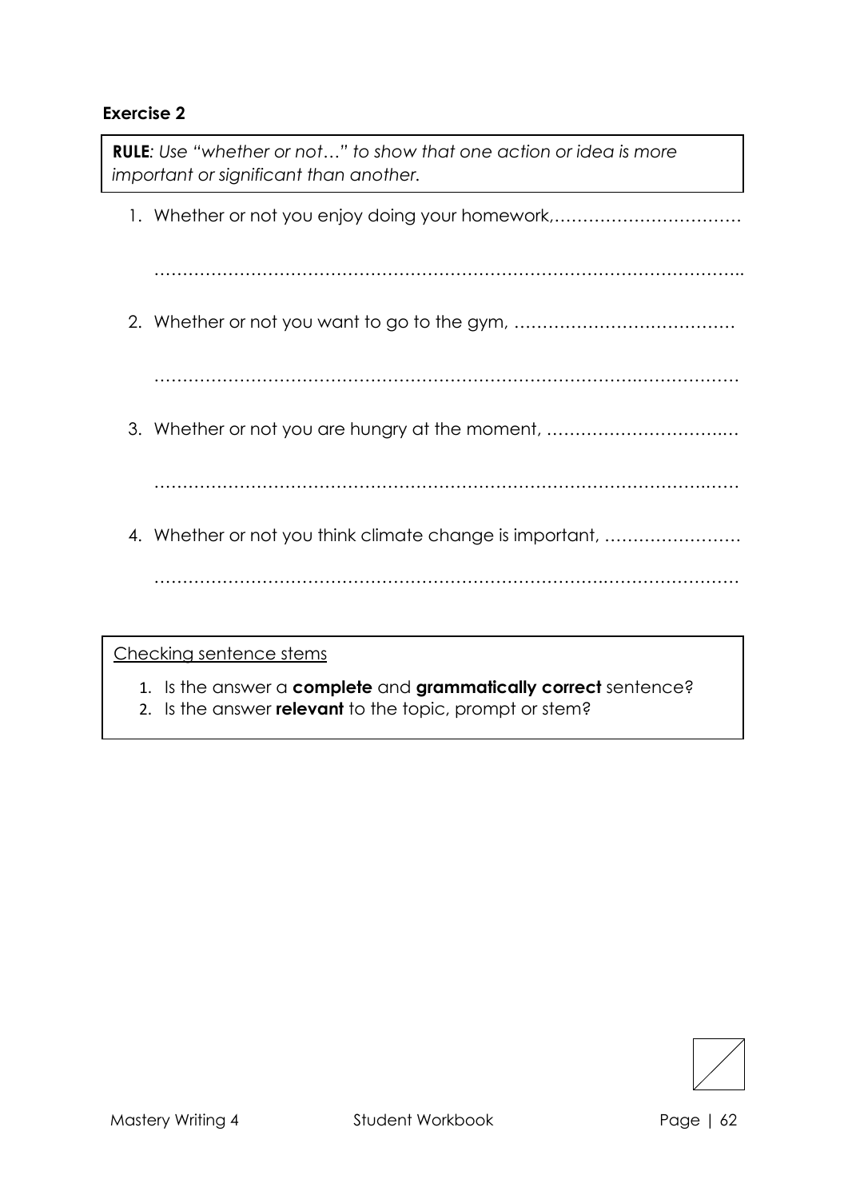**Exercise 2**

**RULE***: Use "whether or not…" to show that one action or idea is more important or significant than another.*

1. Whether or not you enjoy doing your homework,……………………………

   ………………………………………………………………………………………..

2. Whether or not you want to go to the gym, …………………………………

   ……………………………………………………………………………………

3. Whether or not you are hungry at the moment, ……………………………

   ……………………………………………………………………………………

4. Whether or not you think climate change is important, ……………………

   ……………………………………………………………………………………

Checking sentence stems

1. Is the answer a **complete** and **grammatically correct** sentence?
2. Is the answer **relevant** to the topic, prompt or stem?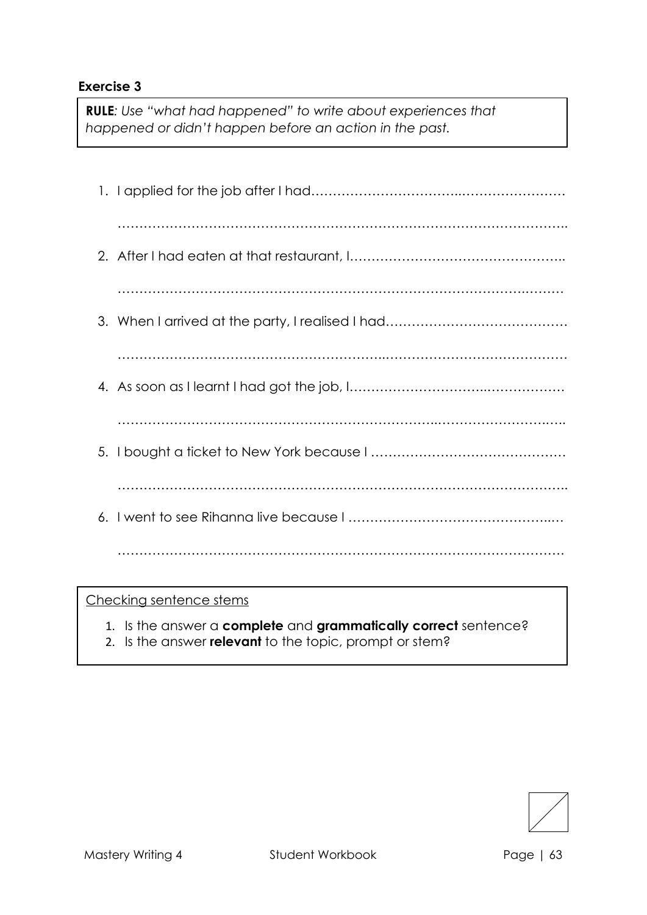### Exercise 3

**RULE**: *Use "what had happened" to write about experiences that happened or didn't happen before an action in the past.*

1. I applied for the job after I had……………………………..……………………

   ……………………………………………………………………………………..

2. After I had eaten at that restaurant, I…………………………………………..

   ……………………………………………………………………………..………

3. When I arrived at the party, I realised I had……………………………………

   ……………………………………………………..………………………………

4. As soon as I learnt I had got the job, I…………………………..………………

   ……………………………………………………………..……………………..…..

5. I bought a ticket to New York because I ………………………………………

   ……………………………………………………………………………………..

6. I went to see Rihanna live because I ………………………………………..…

   ………………………………………………………………………………………

---

Checking sentence stems

1. Is the answer a **complete** and **grammatically correct** sentence?
2. Is the answer **relevant** to the topic, prompt or stem?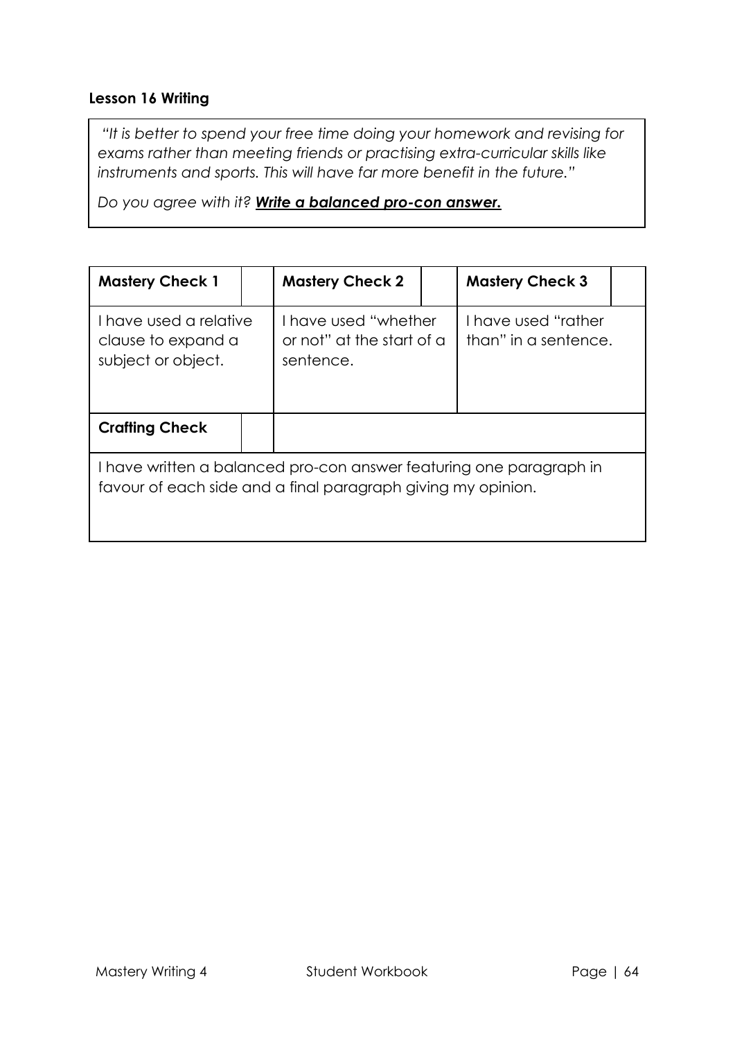**Lesson 16 Writing**

> *"It is better to spend your free time doing your homework and revising for exams rather than meeting friends or practising extra-curricular skills like instruments and sports. This will have far more benefit in the future."*
>
> *Do you agree with it?* ***Write a balanced pro-con answer.***

| **Mastery Check 1** | | **Mastery Check 2** | | **Mastery Check 3** | |
|---|---|---|---|---|---|
| I have used a relative clause to expand a subject or object. | | I have used "whether or not" at the start of a sentence. | | I have used "rather than" in a sentence. | |
| **Crafting Check** | | | | | |
| I have written a balanced pro-con answer featuring one paragraph in favour of each side and a final paragraph giving my opinion. | | | | | |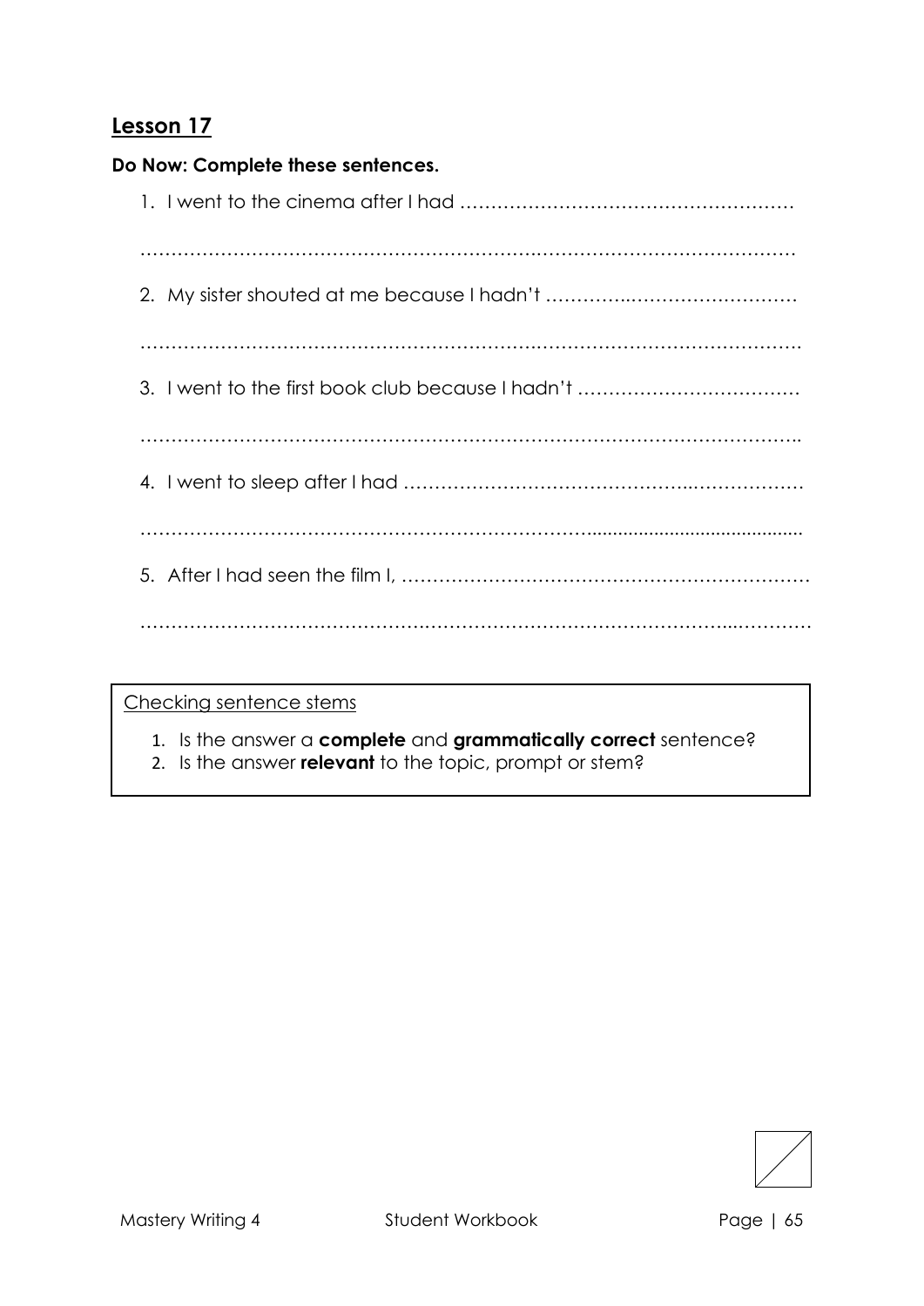## Lesson 17

**Do Now: Complete these sentences.**

1. I went to the cinema after I had ………………………………………………

………………………………………………………………………………………………

2. My sister shouted at me because I hadn't ……………………………………

………………………………………………………………………………………………

3. I went to the first book club because I hadn't ………………………………

………………………………………………………………………………………………

4. I went to sleep after I had ………………………………………………………

………………………………………………………………………………………………

5. After I had seen the film I, ………………………………………………………

………………………………………………………………………………………………

Checking sentence stems

1. Is the answer a **complete** and **grammatically correct** sentence?
2. Is the answer **relevant** to the topic, prompt or stem?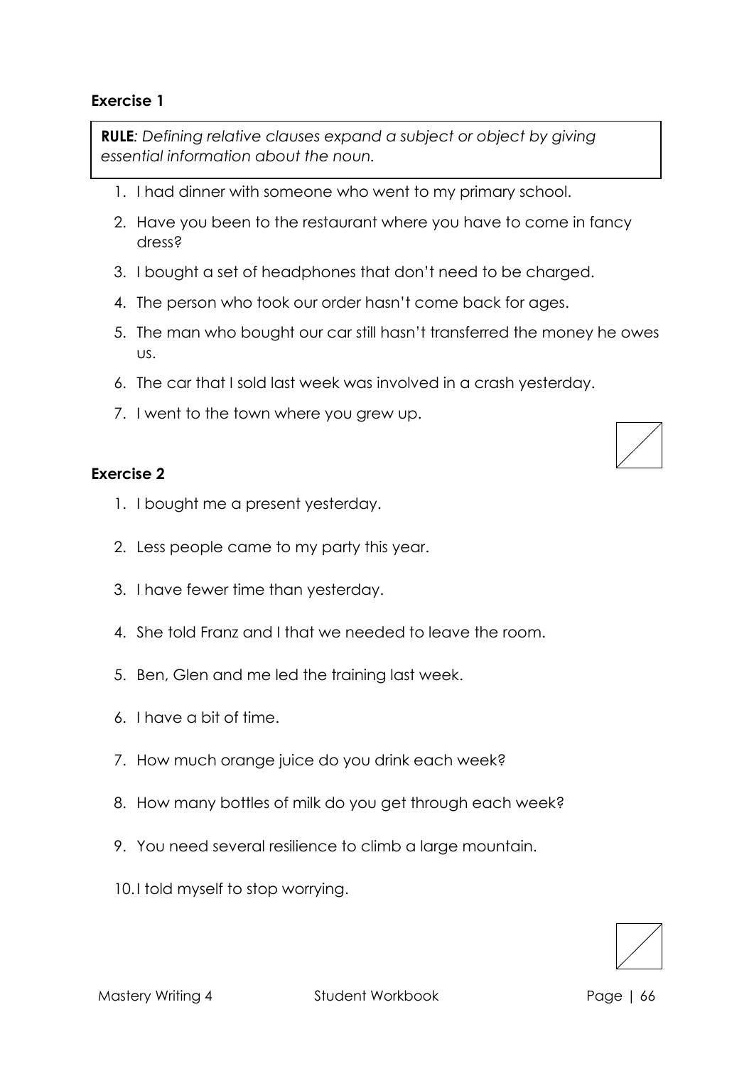### Exercise 1

> ***RULE**: Defining relative clauses expand a subject or object by giving essential information about the noun.*

1. I had dinner with someone who went to my primary school.
2. Have you been to the restaurant where you have to come in fancy dress?
3. I bought a set of headphones that don't need to be charged.
4. The person who took our order hasn't come back for ages.
5. The man who bought our car still hasn't transferred the money he owes us.
6. The car that I sold last week was involved in a crash yesterday.
7. I went to the town where you grew up.

### Exercise 2

1. I bought me a present yesterday.
2. Less people came to my party this year.
3. I have fewer time than yesterday.
4. She told Franz and I that we needed to leave the room.
5. Ben, Glen and me led the training last week.
6. I have a bit of time.
7. How much orange juice do you drink each week?
8. How many bottles of milk do you get through each week?
9. You need several resilience to climb a large mountain.
10. I told myself to stop worrying.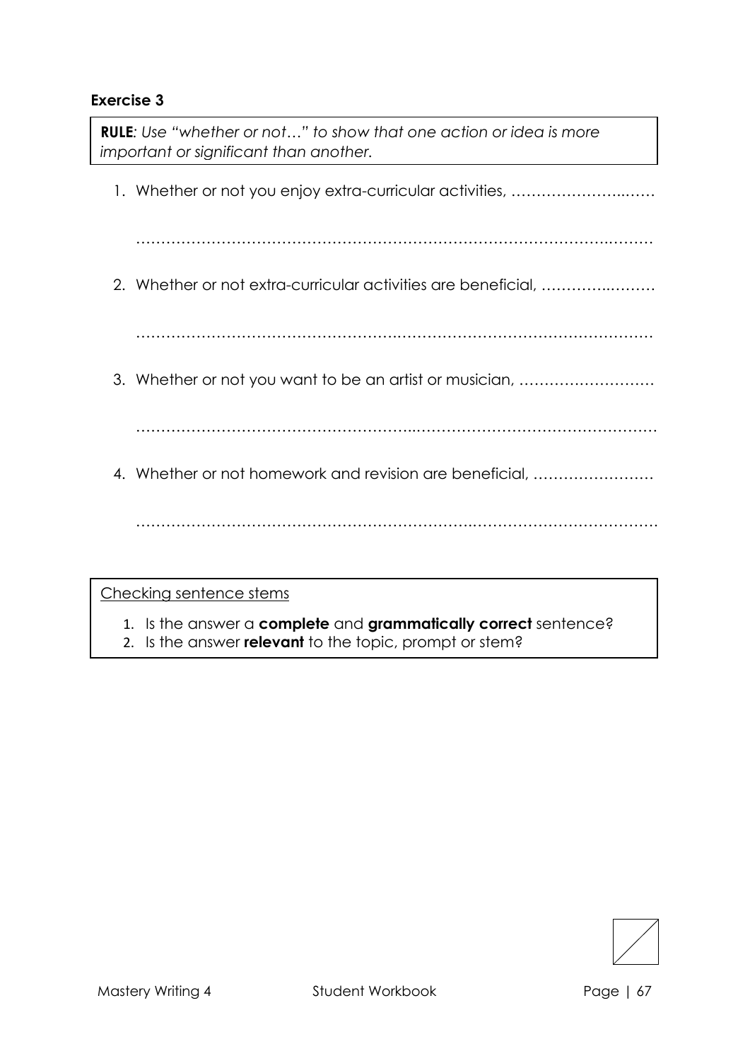**Exercise 3**

**RULE**: *Use "whether or not…" to show that one action or idea is more important or significant than another.*

1. Whether or not you enjoy extra-curricular activities, ……………………..……

   ……………………………………………………………………………………..………

2. Whether or not extra-curricular activities are beneficial, ………….………

   ………………………………………….………………………………….……………

3. Whether or not you want to be an artist or musician, ………………………

   ……………………………………………..…………………………………………

4. Whether or not homework and revision are beneficial, ……………………

   ………………………………………………………….………………………………

Checking sentence stems

1. Is the answer a **complete** and **grammatically correct** sentence?
2. Is the answer **relevant** to the topic, prompt or stem?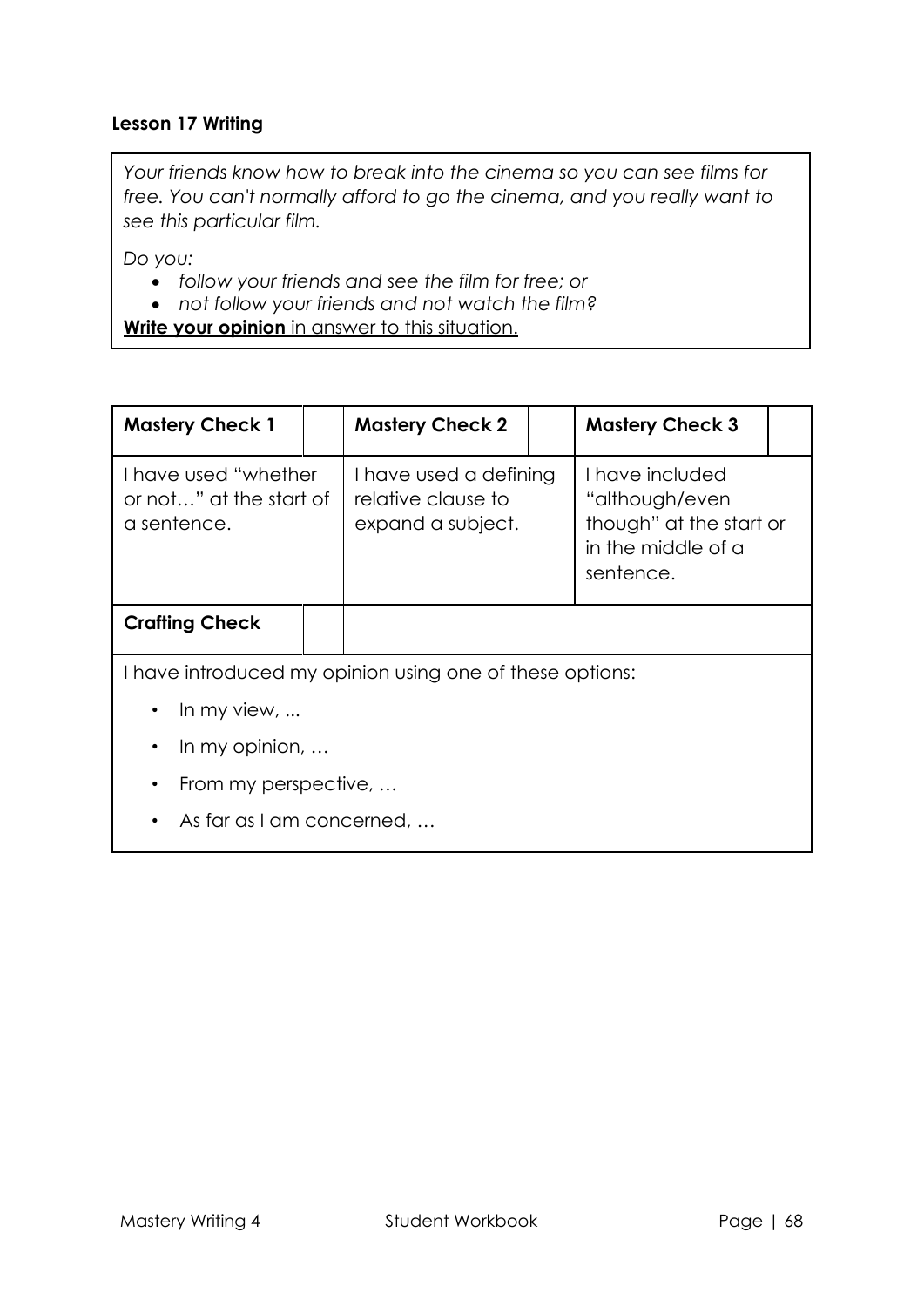**Lesson 17 Writing**

*Your friends know how to break into the cinema so you can see films for free. You can't normally afford to go the cinema, and you really want to see this particular film.*

*Do you:*

- *follow your friends and see the film for free; or*
- *not follow your friends and not watch the film?*

**Write your opinion** in answer to this situation.

| **Mastery Check 1** | | **Mastery Check 2** | | **Mastery Check 3** | |
|---|---|---|---|---|---|
| I have used "whether or not…" at the start of a sentence. | | I have used a defining relative clause to expand a subject. | | I have included "although/even though" at the start or in the middle of a sentence. | |
| **Crafting Check** | | | | | |

I have introduced my opinion using one of these options:

- In my view, ...
- In my opinion, …
- From my perspective, …
- As far as I am concerned, …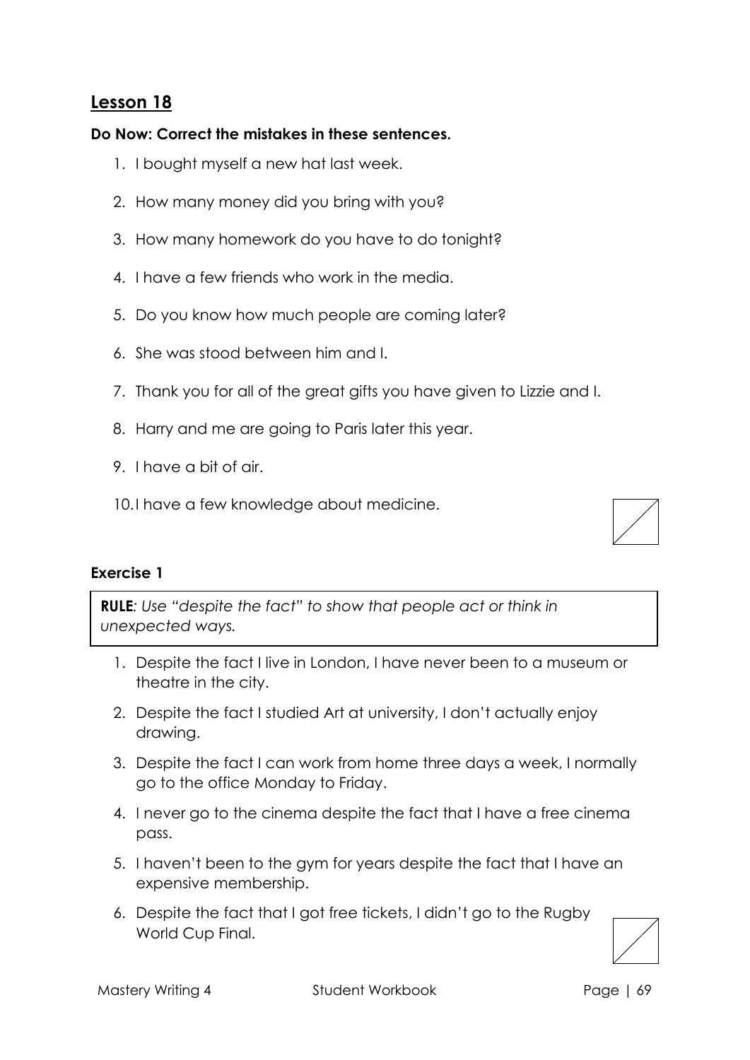## Lesson 18

**Do Now: Correct the mistakes in these sentences.**

1. I bought myself a new hat last week.
2. How many money did you bring with you?
3. How many homework do you have to do tonight?
4. I have a few friends who work in the media.
5. Do you know how much people are coming later?
6. She was stood between him and I.
7. Thank you for all of the great gifts you have given to Lizzie and I.
8. Harry and me are going to Paris later this year.
9. I have a bit of air.
10. I have a few knowledge about medicine.

### Exercise 1

**RULE***: Use "despite the fact" to show that people act or think in unexpected ways.*

1. Despite the fact I live in London, I have never been to a museum or theatre in the city.
2. Despite the fact I studied Art at university, I don't actually enjoy drawing.
3. Despite the fact I can work from home three days a week, I normally go to the office Monday to Friday.
4. I never go to the cinema despite the fact that I have a free cinema pass.
5. I haven't been to the gym for years despite the fact that I have an expensive membership.
6. Despite the fact that I got free tickets, I didn't go to the Rugby World Cup Final.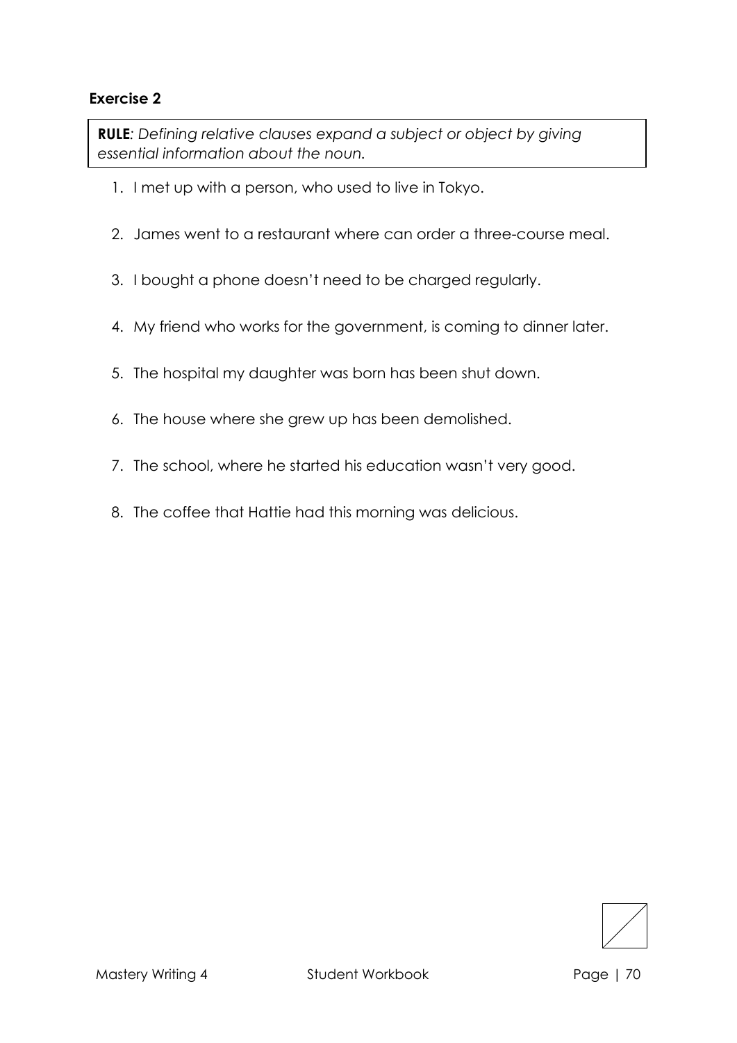## Exercise 2

**RULE***: Defining relative clauses expand a subject or object by giving essential information about the noun.*

1. I met up with a person, who used to live in Tokyo.
2. James went to a restaurant where can order a three-course meal.
3. I bought a phone doesn't need to be charged regularly.
4. My friend who works for the government, is coming to dinner later.
5. The hospital my daughter was born has been shut down.
6. The house where she grew up has been demolished.
7. The school, where he started his education wasn't very good.
8. The coffee that Hattie had this morning was delicious.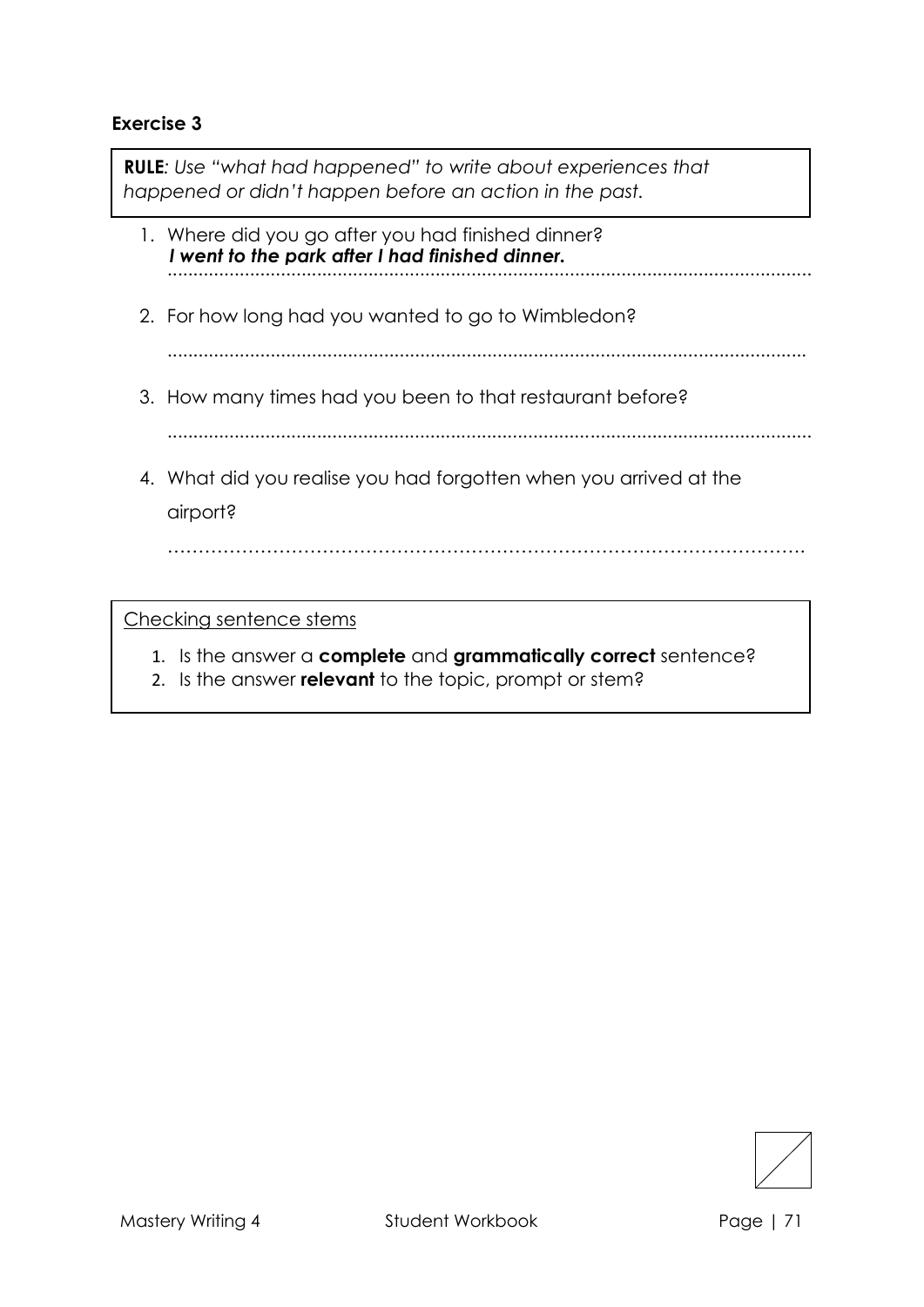### Exercise 3

**RULE**: *Use "what had happened" to write about experiences that happened or didn't happen before an action in the past.*

1. Where did you go after you had finished dinner?
   ***I went to the park after I had finished dinner.***
2. For how long had you wanted to go to Wimbledon?

   ..........................................................................................................................
3. How many times had you been to that restaurant before?

   ..........................................................................................................................
4. What did you realise you had forgotten when you arrived at the airport?

   ..........................................................................................................................

<u>Checking sentence stems</u>

1. Is the answer a **complete** and **grammatically correct** sentence?
2. Is the answer **relevant** to the topic, prompt or stem?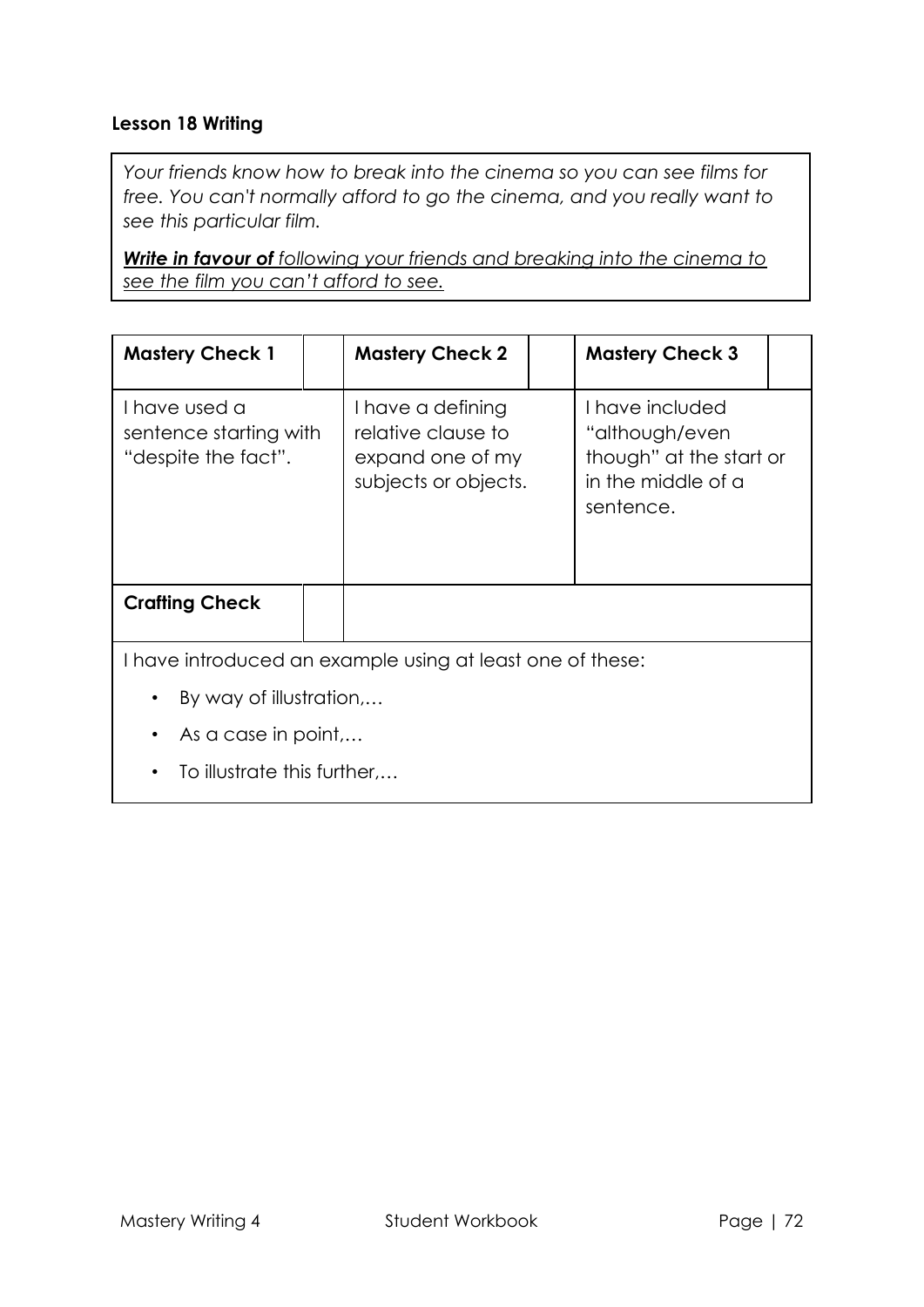**Lesson 18 Writing**

*Your friends know how to break into the cinema so you can see films for free. You can't normally afford to go the cinema, and you really want to see this particular film.*

***Write in favour of** following your friends and breaking into the cinema to see the film you can't afford to see.*

| Mastery Check 1 | | Mastery Check 2 | | Mastery Check 3 | |
|---|---|---|---|---|---|
| I have used a sentence starting with "despite the fact". | | I have a defining relative clause to expand one of my subjects or objects. | | I have included "although/even though" at the start or in the middle of a sentence. | |
| **Crafting Check** | | | | | |

I have introduced an example using at least one of these:

- By way of illustration,…
- As a case in point,…
- To illustrate this further,…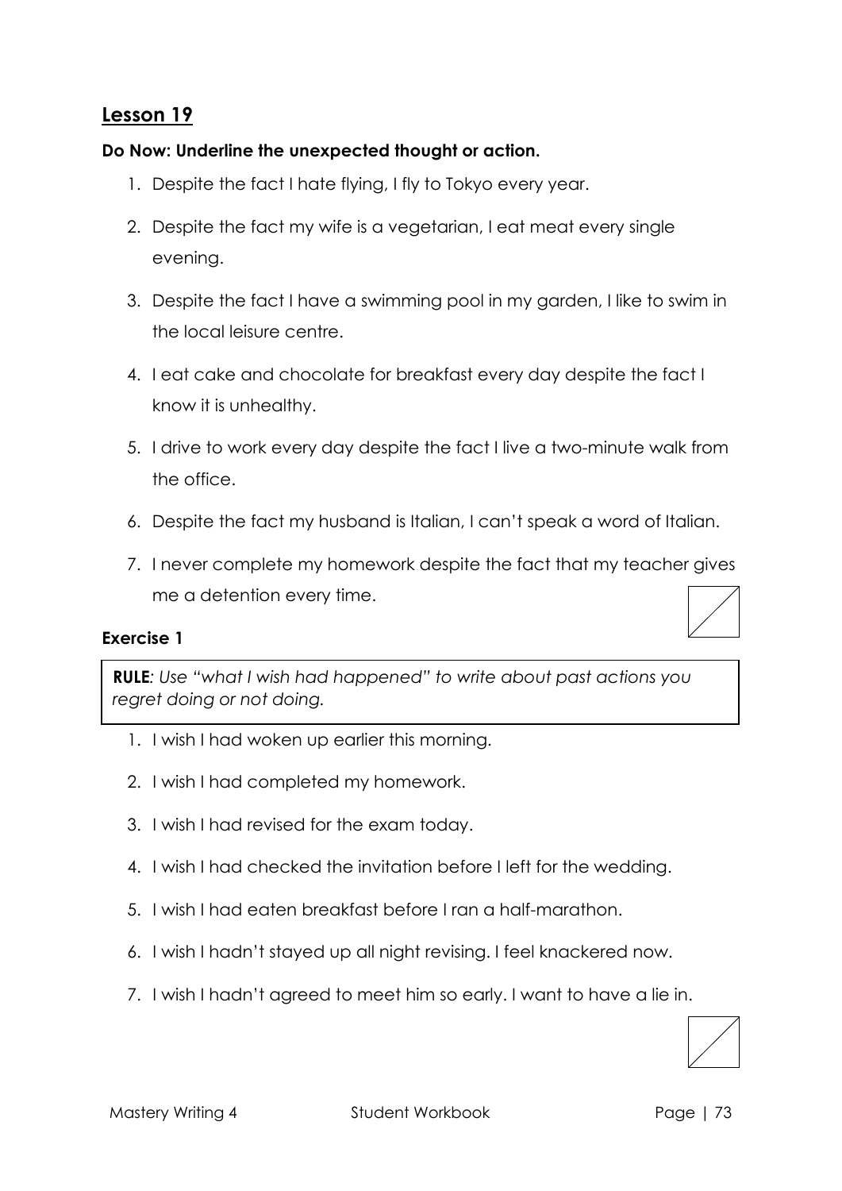## Lesson 19

**Do Now: Underline the unexpected thought or action.**

1. Despite the fact I hate flying, I fly to Tokyo every year.
2. Despite the fact my wife is a vegetarian, I eat meat every single evening.
3. Despite the fact I have a swimming pool in my garden, I like to swim in the local leisure centre.
4. I eat cake and chocolate for breakfast every day despite the fact I know it is unhealthy.
5. I drive to work every day despite the fact I live a two-minute walk from the office.
6. Despite the fact my husband is Italian, I can't speak a word of Italian.
7. I never complete my homework despite the fact that my teacher gives me a detention every time.

### Exercise 1

> **RULE***: Use "what I wish had happened" to write about past actions you regret doing or not doing.*

1. I wish I had woken up earlier this morning.
2. I wish I had completed my homework.
3. I wish I had revised for the exam today.
4. I wish I had checked the invitation before I left for the wedding.
5. I wish I had eaten breakfast before I ran a half-marathon.
6. I wish I hadn't stayed up all night revising. I feel knackered now.
7. I wish I hadn't agreed to meet him so early. I want to have a lie in.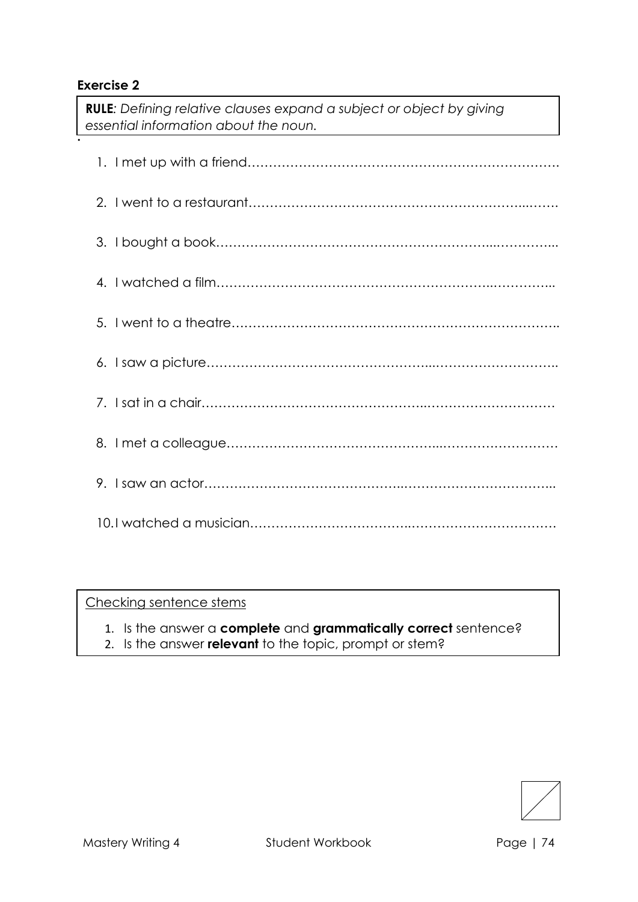**Exercise 2**

> ***RULE****: Defining relative clauses expand a subject or object by giving essential information about the noun.*

1. I met up with a friend……………………………………………………………….
2. I went to a restaurant………………………………………………………...…….
3. I bought a book………………………………………………………...…………...
4. I watched a film………………………………………………………..…………...
5. I went to a theatre…………………………………………………………………..
6. I saw a picture……………………………………………...………………………..
7. I sat in a chair…………………………………………...…………………………
8. I met a colleague………………………………………...………………………
9. I saw an actor……………………………………..……………………………...
10. I watched a musician………………………………..……………………………

> Checking sentence stems
>
> 1. Is the answer a **complete** and **grammatically correct** sentence?
> 2. Is the answer **relevant** to the topic, prompt or stem?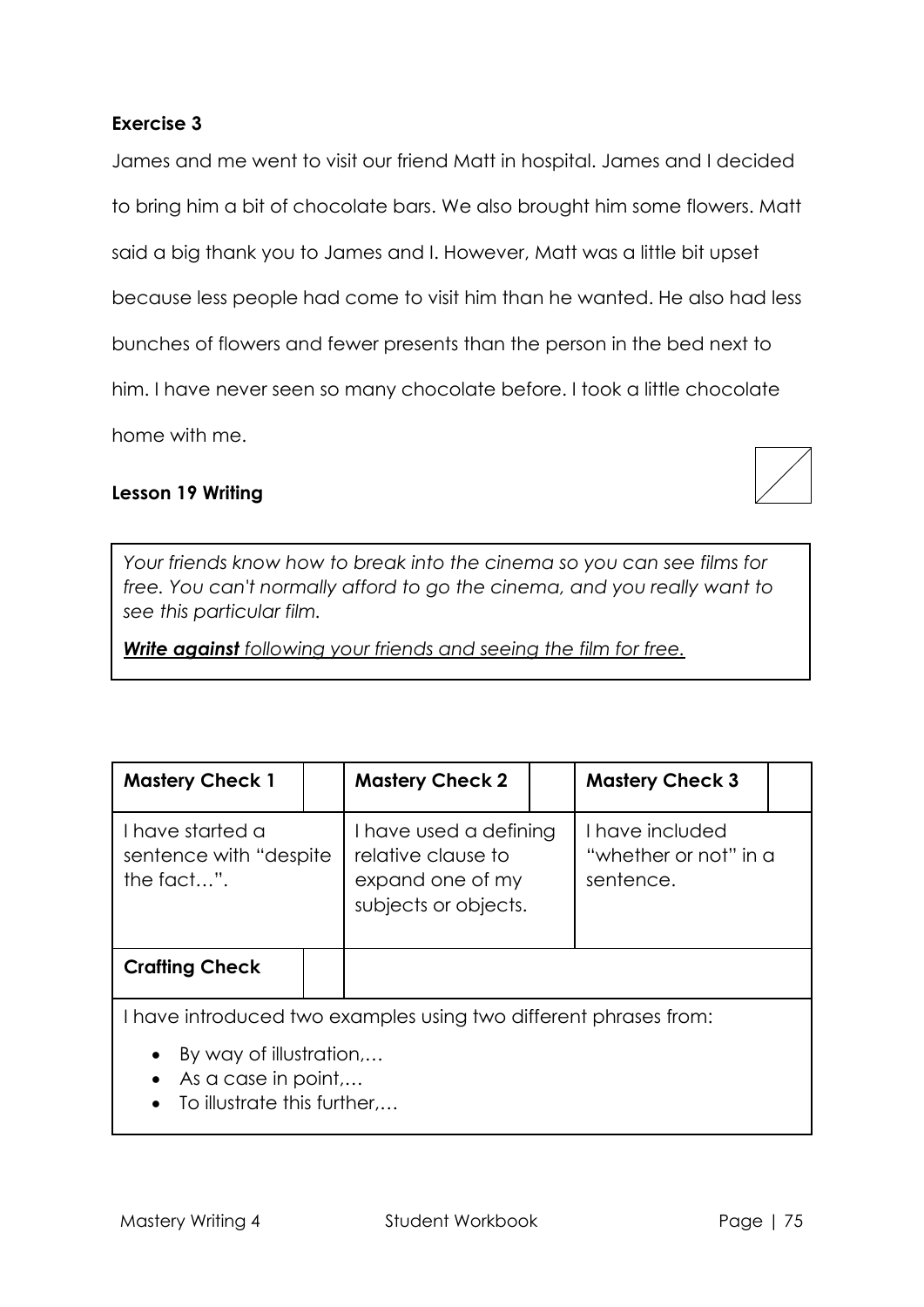**Exercise 3**

James and me went to visit our friend Matt in hospital. James and I decided to bring him a bit of chocolate bars. We also brought him some flowers. Matt said a big thank you to James and I. However, Matt was a little bit upset because less people had come to visit him than he wanted. He also had less bunches of flowers and fewer presents than the person in the bed next to him. I have never seen so many chocolate before. I took a little chocolate home with me.

**Lesson 19 Writing**

*Your friends know how to break into the cinema so you can see films for free. You can't normally afford to go the cinema, and you really want to see this particular film.*

***Write against** following your friends and seeing the film for free.*

| **Mastery Check 1** | | **Mastery Check 2** | | **Mastery Check 3** | |
|---|---|---|---|---|---|
| I have started a sentence with "despite the fact…". | | I have used a defining relative clause to expand one of my subjects or objects. | | I have included "whether or not" in a sentence. | |
| **Crafting Check** | | | | | |

I have introduced two examples using two different phrases from:

- By way of illustration,…
- As a case in point,…
- To illustrate this further,…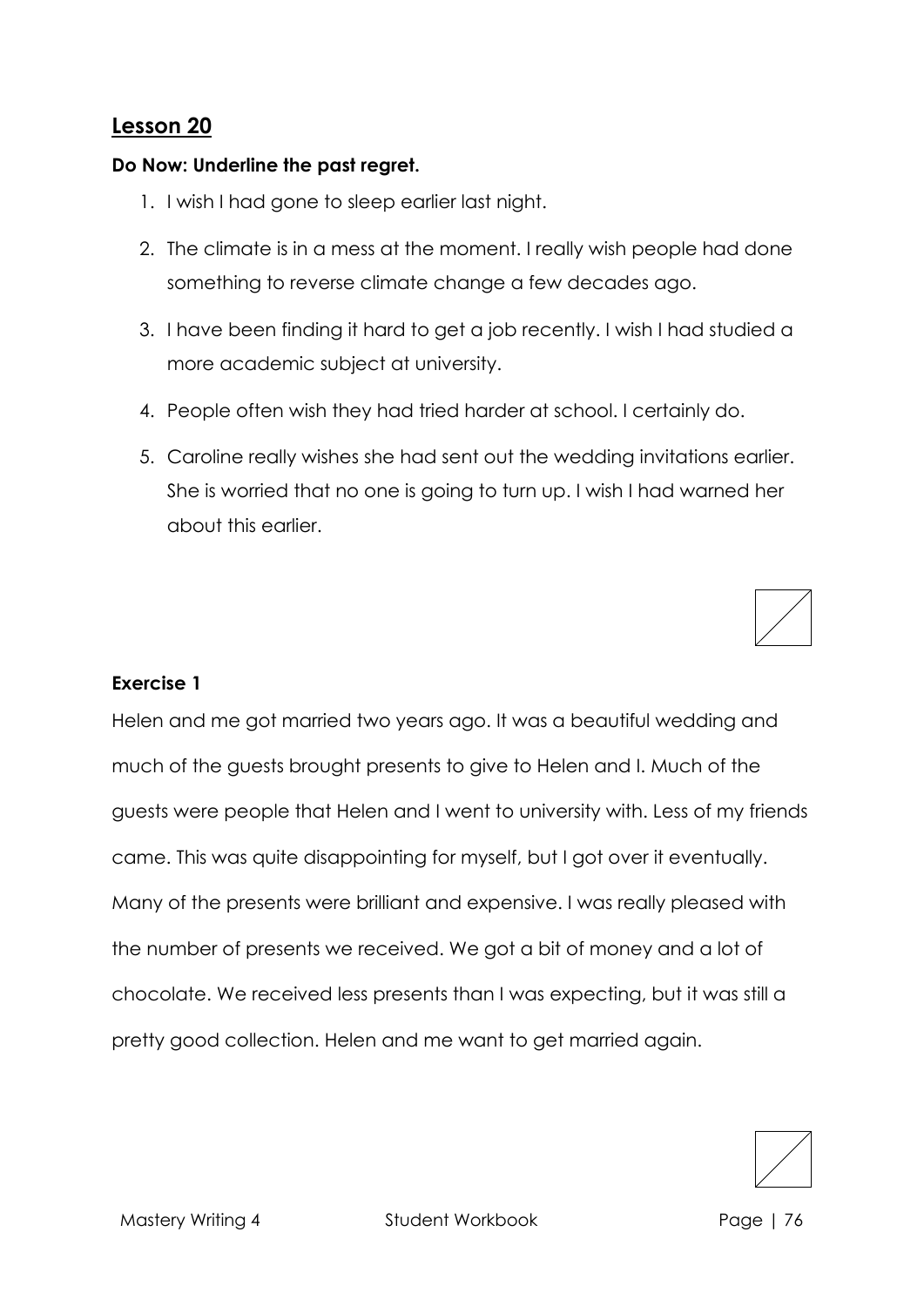## Lesson 20

**Do Now: Underline the past regret.**

1. I wish I had gone to sleep earlier last night.
2. The climate is in a mess at the moment. I really wish people had done something to reverse climate change a few decades ago.
3. I have been finding it hard to get a job recently. I wish I had studied a more academic subject at university.
4. People often wish they had tried harder at school. I certainly do.
5. Caroline really wishes she had sent out the wedding invitations earlier. She is worried that no one is going to turn up. I wish I had warned her about this earlier.

**Exercise 1**

Helen and me got married two years ago. It was a beautiful wedding and much of the guests brought presents to give to Helen and I. Much of the guests were people that Helen and I went to university with. Less of my friends came. This was quite disappointing for myself, but I got over it eventually. Many of the presents were brilliant and expensive. I was really pleased with the number of presents we received. We got a bit of money and a lot of chocolate. We received less presents than I was expecting, but it was still a pretty good collection. Helen and me want to get married again.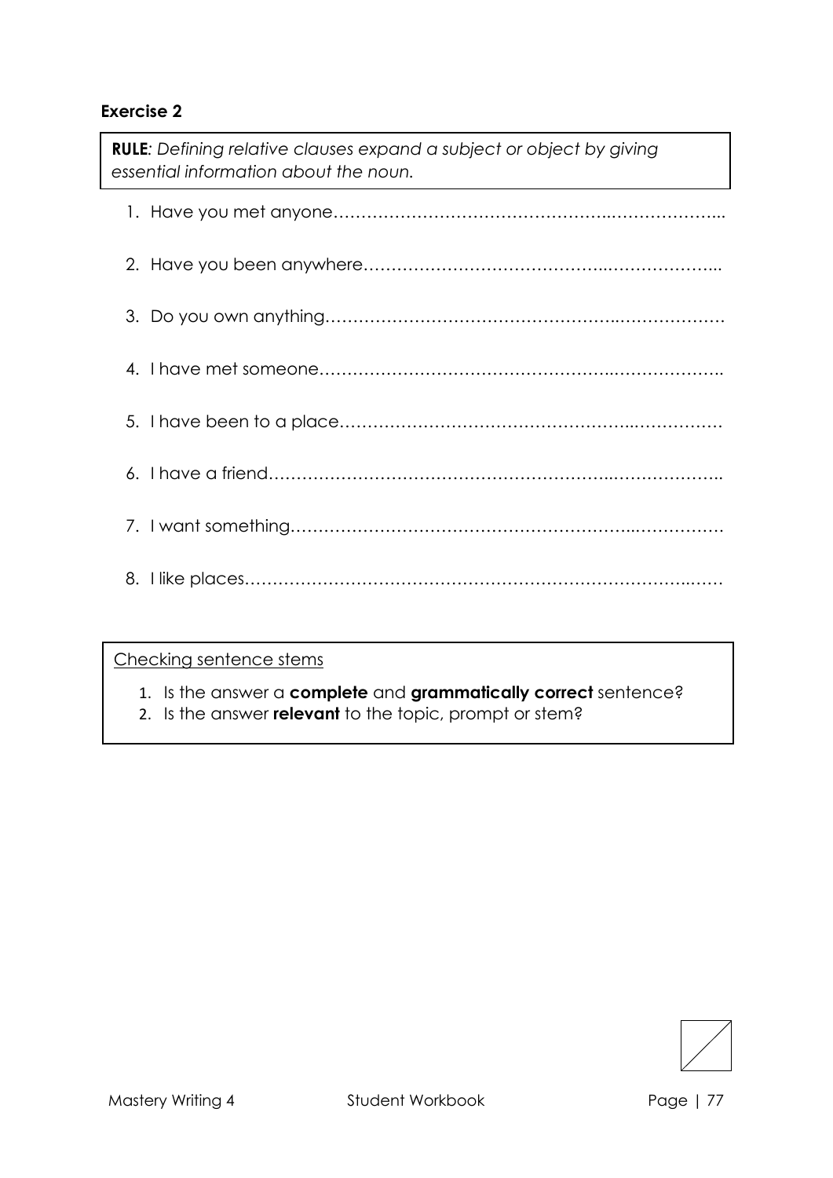**Exercise 2**

> **RULE***: Defining relative clauses expand a subject or object by giving essential information about the noun.*

1. Have you met anyone……………………………………………..………………...
2. Have you been anywhere……………………………………..………………...
3. Do you own anything……………………………………………..………………
4. I have met someone……………………………………………..………………..
5. I have been to a place……………………………………………..…………….
6. I have a friend……………………………………………………..………………..
7. I want something…………………………………………………..…………….
8. I like places…………………………………………………………………..……

> Checking sentence stems
>
> 1. Is the answer a **complete** and **grammatically correct** sentence?
> 2. Is the answer **relevant** to the topic, prompt or stem?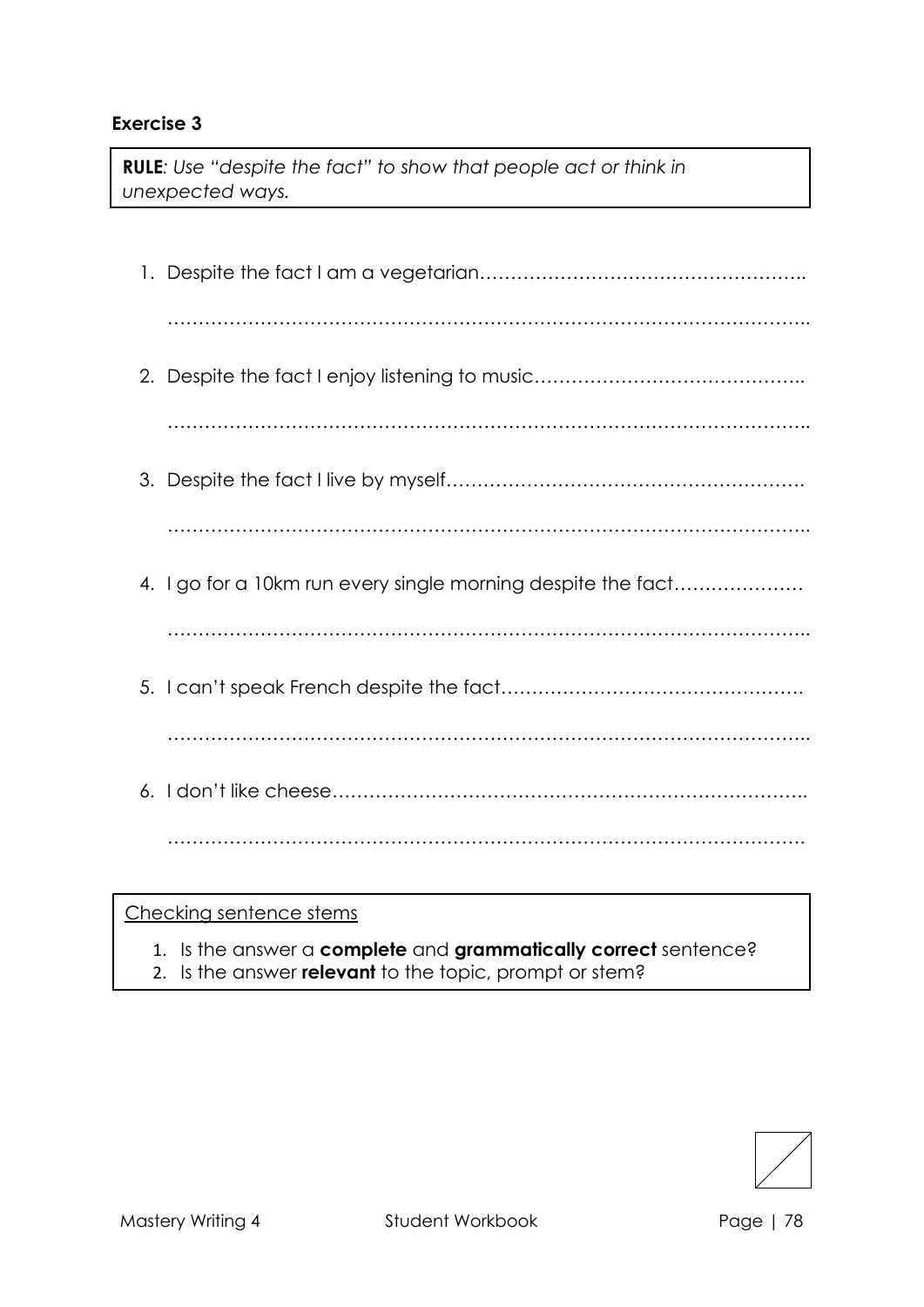**Exercise 3**

> ***RULE**: Use "despite the fact" to show that people act or think in unexpected ways.*

1. Despite the fact I am a vegetarian……………………………………………..

   ………………………………………………………………………………………..

2. Despite the fact I enjoy listening to music……………………………………..

   ………………………………………………………………………………………..

3. Despite the fact I live by myself………………………………………………….

   ………………………………………………………………………………………..

4. I go for a 10km run every single morning despite the fact…………………

   ………………………………………………………………………………………..

5. I can't speak French despite the fact………………………………………….

   ………………………………………………………………………………………..

6. I don't like cheese……………………………………………………………………..

   ……………………………………………………………………………………….

> Checking sentence stems
>
> 1. Is the answer a **complete** and **grammatically correct** sentence?
> 2. Is the answer **relevant** to the topic, prompt or stem?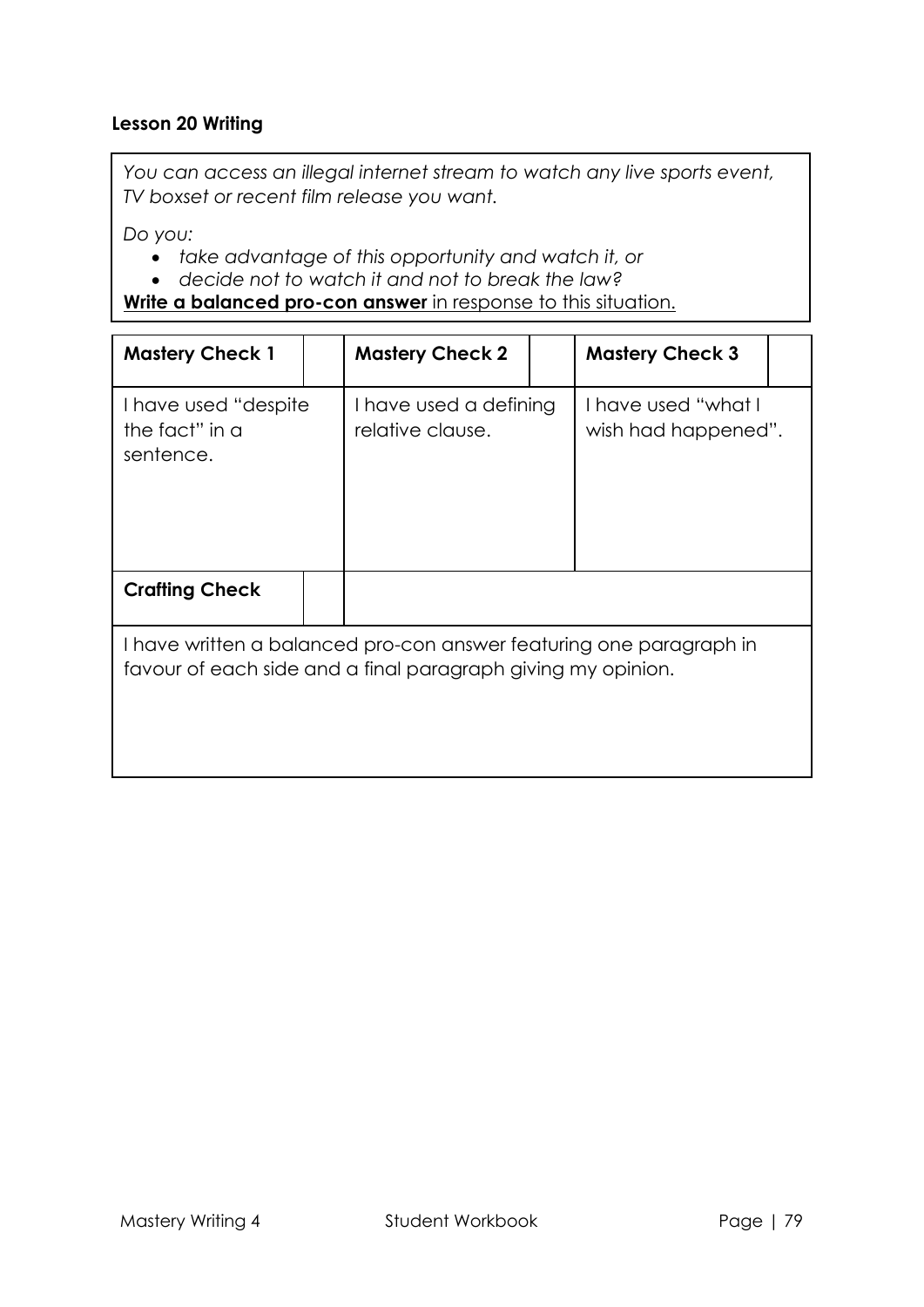**Lesson 20 Writing**

*You can access an illegal internet stream to watch any live sports event, TV boxset or recent film release you want.*

*Do you:*

- *take advantage of this opportunity and watch it, or*
- *decide not to watch it and not to break the law?*

<u>**Write a balanced pro-con answer** in response to this situation.</u>

| **Mastery Check 1** | | **Mastery Check 2** | | **Mastery Check 3** | |
|---|---|---|---|---|---|
| I have used "despite the fact" in a sentence. | | I have used a defining relative clause. | | I have used "what I wish had happened". | |
| **Crafting Check** | | | | | |
| I have written a balanced pro-con answer featuring one paragraph in favour of each side and a final paragraph giving my opinion. | | | | | |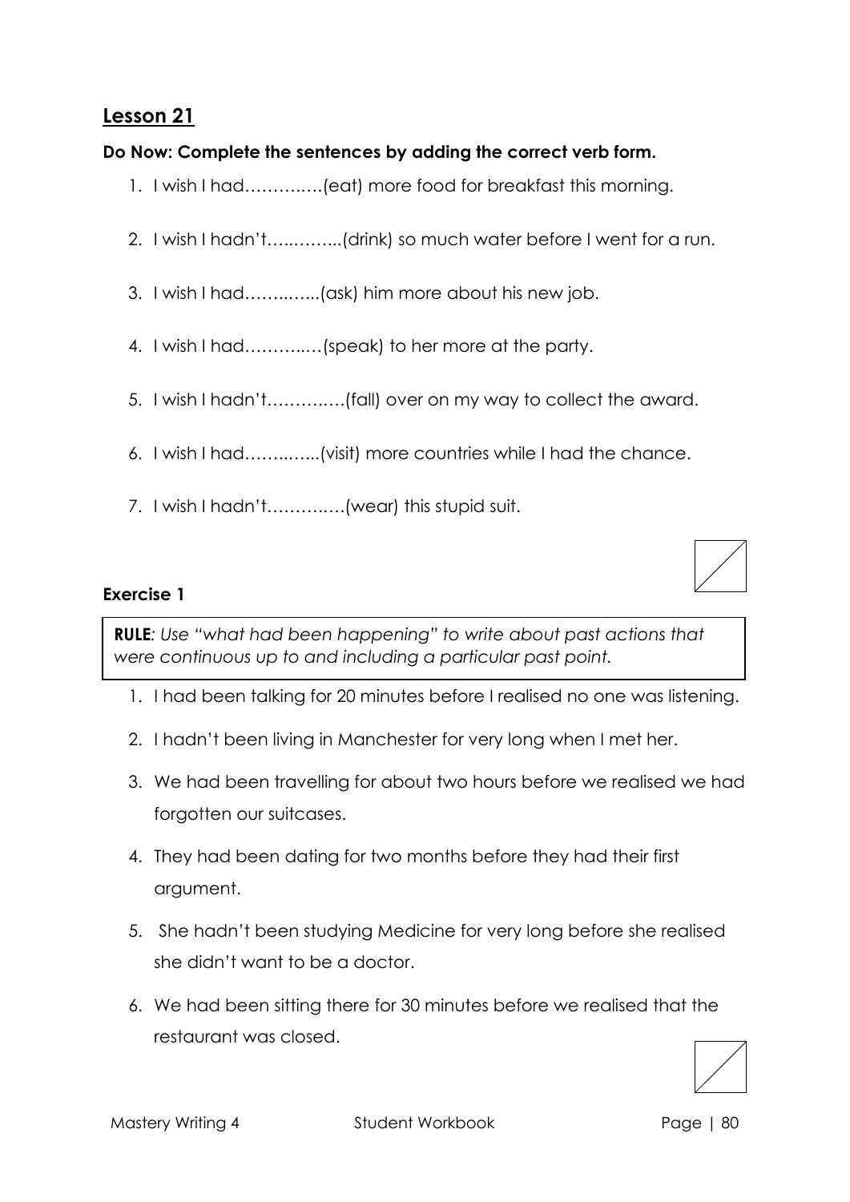## Lesson 21

**Do Now: Complete the sentences by adding the correct verb form.**

1. I wish I had…………..(eat) more food for breakfast this morning.
2. I wish I hadn't…..……...(drink) so much water before I went for a run.
3. I wish I had……..…...(ask) him more about his new job.
4. I wish I had………..…(speak) to her more at the party.
5. I wish I hadn't…………..(fall) over on my way to collect the award.
6. I wish I had……..…...(visit) more countries while I had the chance.
7. I wish I hadn't…………..(wear) this stupid suit.

**Exercise 1**

> **RULE**: *Use "what had been happening" to write about past actions that were continuous up to and including a particular past point.*

1. I had been talking for 20 minutes before I realised no one was listening.
2. I hadn't been living in Manchester for very long when I met her.
3. We had been travelling for about two hours before we realised we had forgotten our suitcases.
4. They had been dating for two months before they had their first argument.
5. She hadn't been studying Medicine for very long before she realised she didn't want to be a doctor.
6. We had been sitting there for 30 minutes before we realised that the restaurant was closed.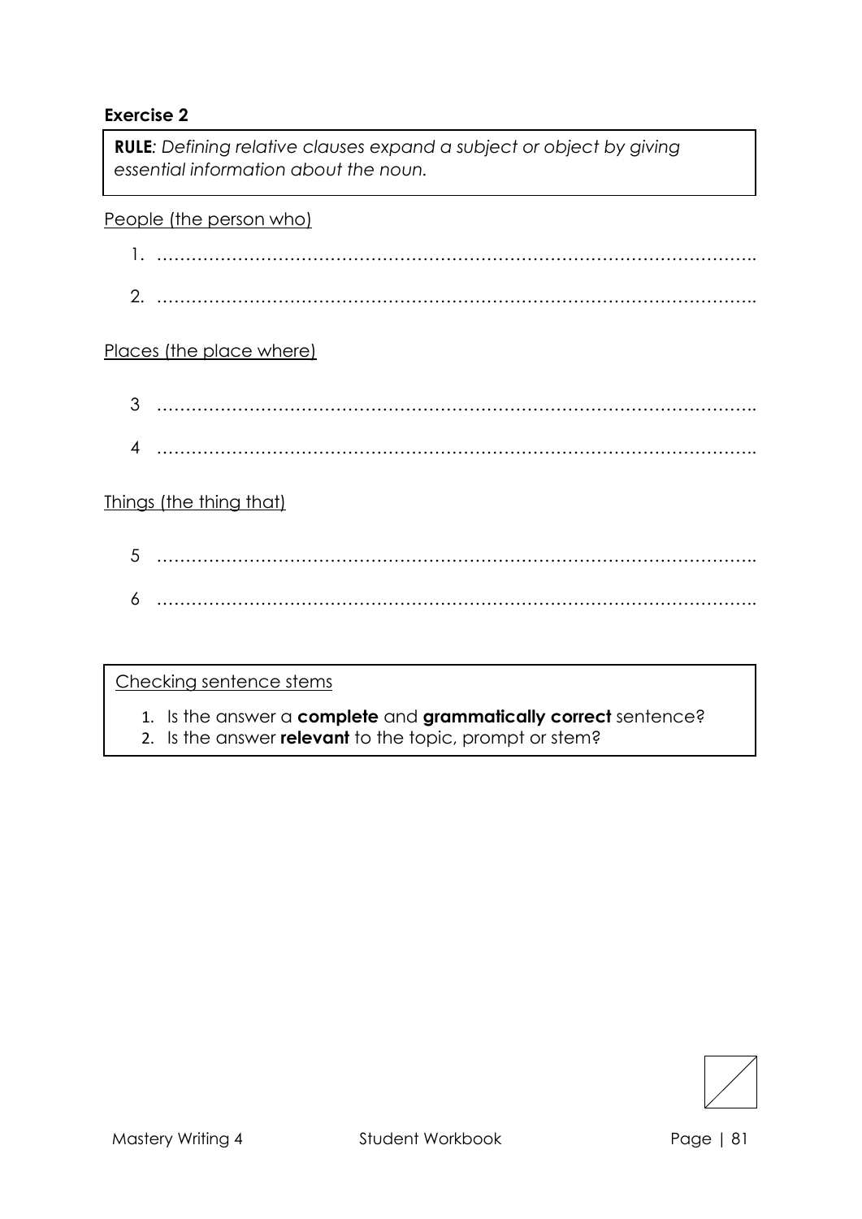**Exercise 2**

> **RULE**: *Defining relative clauses expand a subject or object by giving essential information about the noun.*

People (the person who)

1. ……………………………………………………………………………………………..
2. ……………………………………………………………………………………………..

Places (the place where)

3 ……………………………………………………………………………………………..

4 ……………………………………………………………………………………………..

Things (the thing that)

5 ……………………………………………………………………………………………..

6 ……………………………………………………………………………………………..

> Checking sentence stems
>
> 1. Is the answer a **complete** and **grammatically correct** sentence?
> 2. Is the answer **relevant** to the topic, prompt or stem?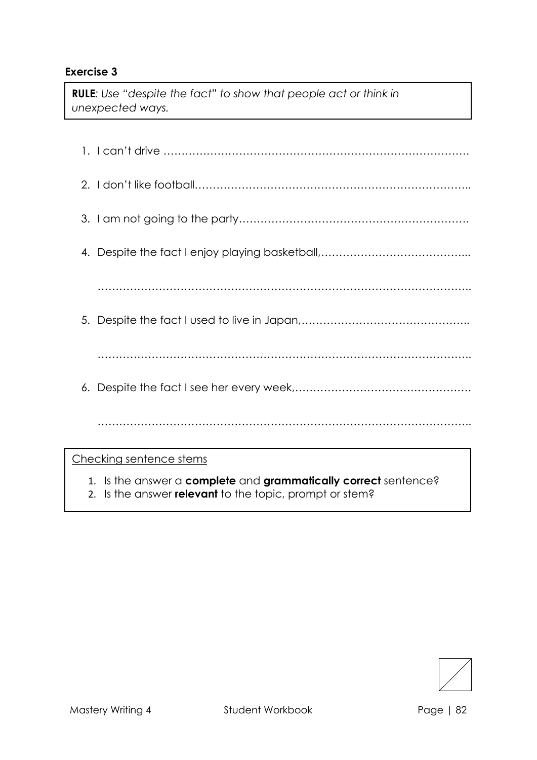### Exercise 3

**RULE**: *Use "despite the fact" to show that people act or think in unexpected ways.*

1. I can't drive …………………………………………………………………………
2. I don't like football……………………………………………………………..
3. I am not going to the party……………………………………………………….
4. Despite the fact I enjoy playing basketball,…………………………………...

   ………………………………………………………………………………………..
5. Despite the fact I used to live in Japan,………………………………………..

   ………………………………………………………………………………………..
6. Despite the fact I see her every week,…………………………………………

   ………………………………………………………………………………………..

Checking sentence stems

1. Is the answer a **complete** and **grammatically correct** sentence?
2. Is the answer **relevant** to the topic, prompt or stem?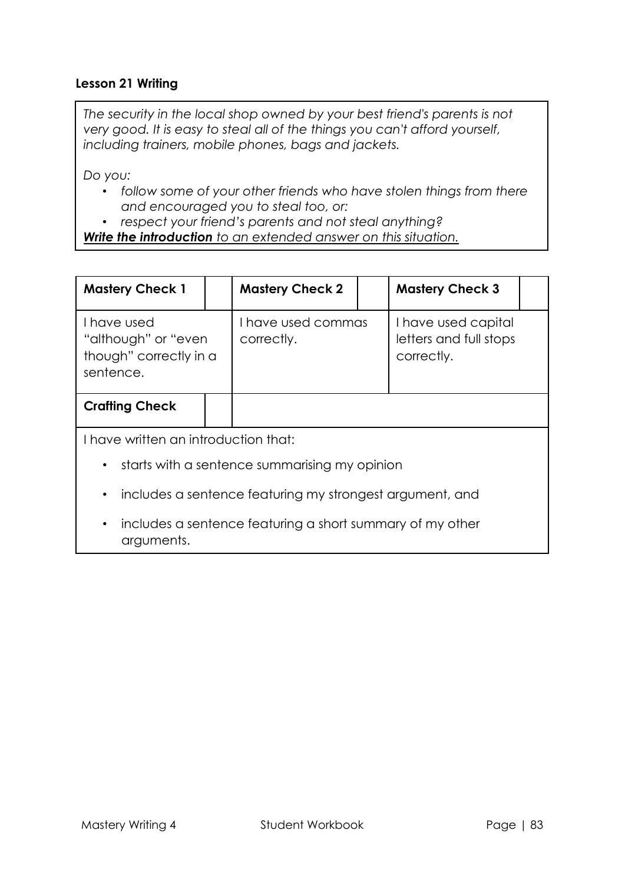**Lesson 21 Writing**

*The security in the local shop owned by your best friend's parents is not very good. It is easy to steal all of the things you can't afford yourself, including trainers, mobile phones, bags and jackets.*

*Do you:*

- *follow some of your other friends who have stolen things from there and encouraged you to steal too, or:*
- *respect your friend's parents and not steal anything?*

***Write the introduction** to an extended answer on this situation.*

| **Mastery Check 1** | | **Mastery Check 2** | | **Mastery Check 3** | |
|---|---|---|---|---|---|
| I have used "although" or "even though" correctly in a sentence. | | I have used commas correctly. | | I have used capital letters and full stops correctly. | |
| **Crafting Check** | | | | | |

I have written an introduction that:

- starts with a sentence summarising my opinion
- includes a sentence featuring my strongest argument, and
- includes a sentence featuring a short summary of my other arguments.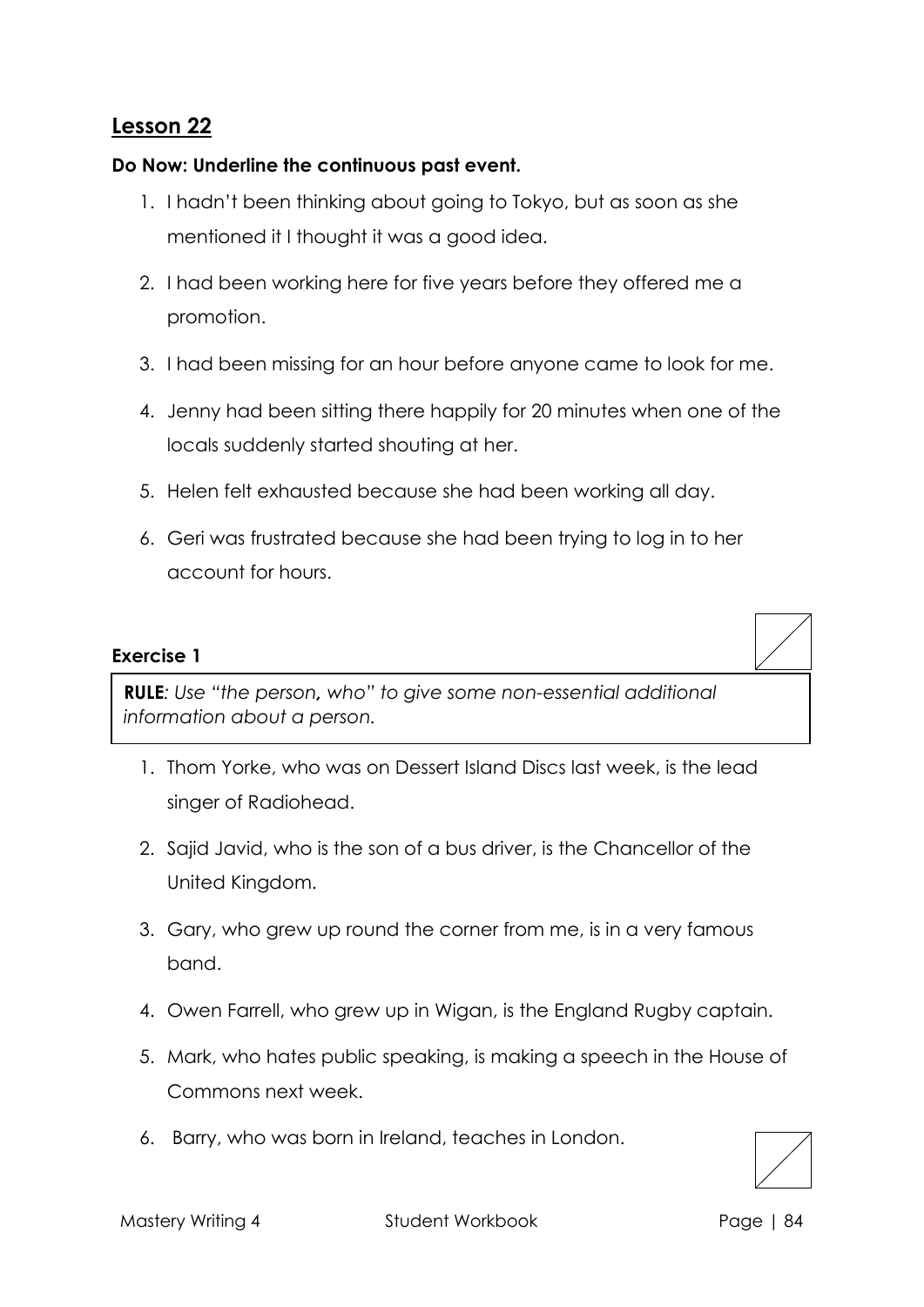## Lesson 22

**Do Now: Underline the continuous past event.**

1. I hadn't been thinking about going to Tokyo, but as soon as she mentioned it I thought it was a good idea.
2. I had been working here for five years before they offered me a promotion.
3. I had been missing for an hour before anyone came to look for me.
4. Jenny had been sitting there happily for 20 minutes when one of the locals suddenly started shouting at her.
5. Helen felt exhausted because she had been working all day.
6. Geri was frustrated because she had been trying to log in to her account for hours.

### Exercise 1

> **RULE***: Use "the person***,** *who" to give some non-essential additional information about a person.*

1. Thom Yorke, who was on Dessert Island Discs last week, is the lead singer of Radiohead.
2. Sajid Javid, who is the son of a bus driver, is the Chancellor of the United Kingdom.
3. Gary, who grew up round the corner from me, is in a very famous band.
4. Owen Farrell, who grew up in Wigan, is the England Rugby captain.
5. Mark, who hates public speaking, is making a speech in the House of Commons next week.
6. Barry, who was born in Ireland, teaches in London.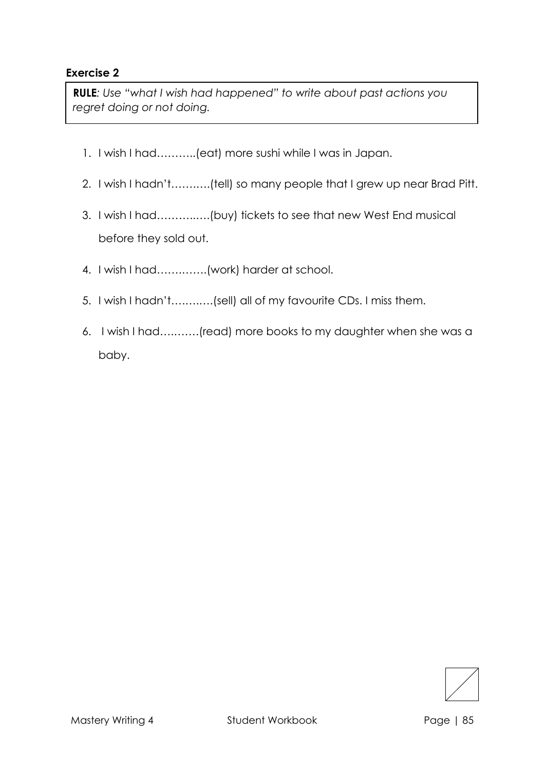**Exercise 2**

> **RULE**: *Use "what I wish had happened" to write about past actions you regret doing or not doing.*

1. I wish I had………..(eat) more sushi while I was in Japan.
2. I wish I hadn't………..(tell) so many people that I grew up near Brad Pitt.
3. I wish I had…………..(buy) tickets to see that new West End musical before they sold out.
4. I wish I had…………..(work) harder at school.
5. I wish I hadn't………..(sell) all of my favourite CDs. I miss them.
6. I wish I had……….(read) more books to my daughter when she was a baby.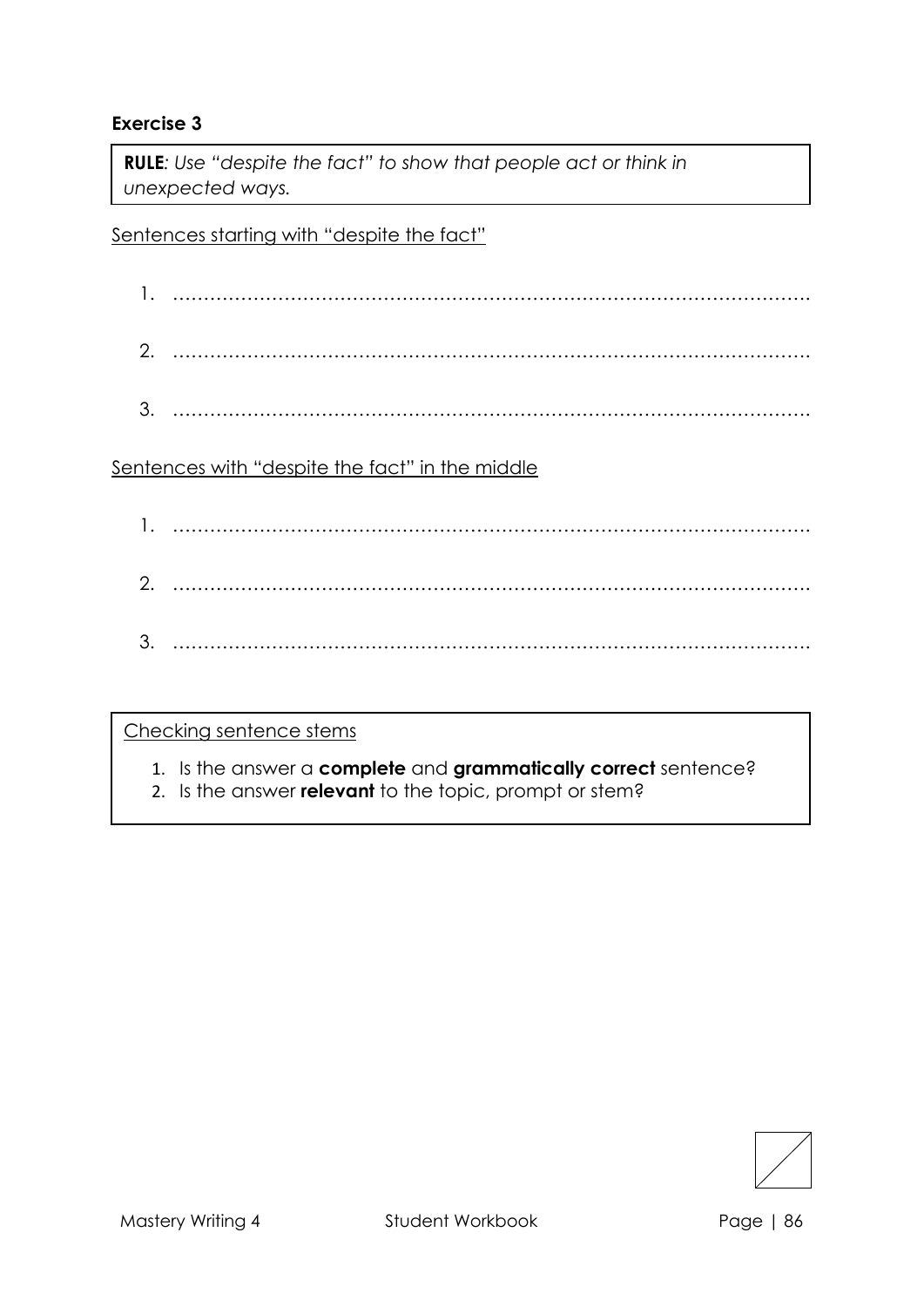**Exercise 3**

**RULE**: *Use "despite the fact" to show that people act or think in unexpected ways.*

<u>Sentences starting with "despite the fact"</u>

1. ……………………………………………………………………………………………

2. ……………………………………………………………………………………………

3. ……………………………………………………………………………………………

<u>Sentences with "despite the fact" in the middle</u>

1. ……………………………………………………………………………………………

2. ……………………………………………………………………………………………

3. ……………………………………………………………………………………………

<u>Checking sentence stems</u>

1. Is the answer a **complete** and **grammatically correct** sentence?
2. Is the answer **relevant** to the topic, prompt or stem?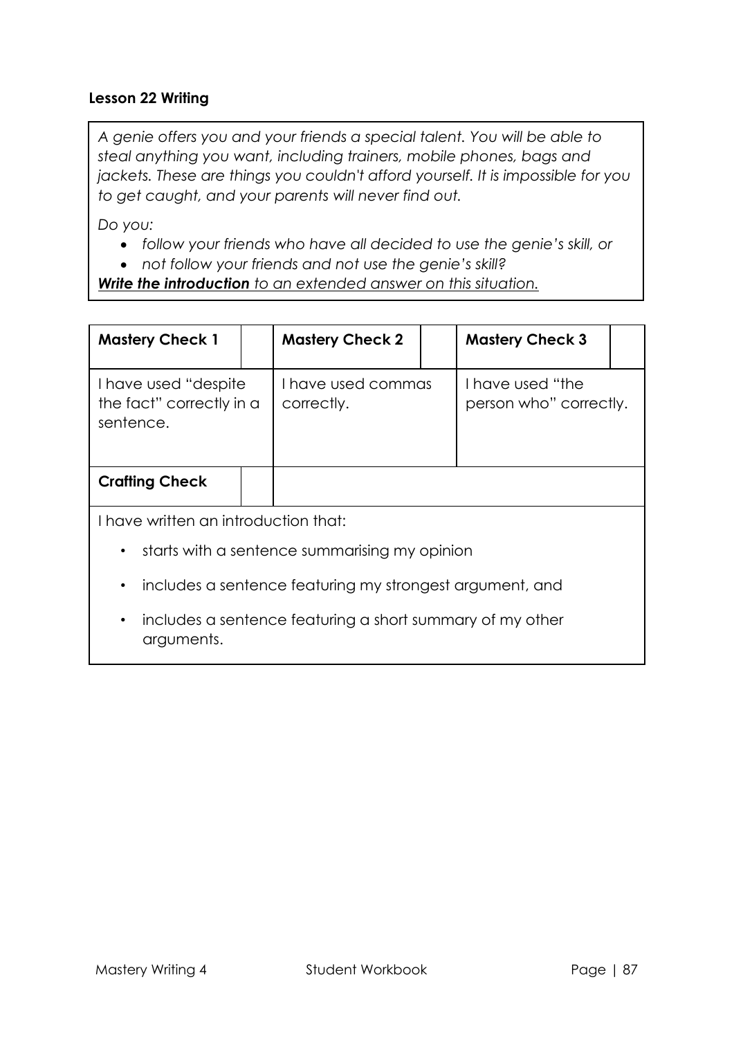**Lesson 22 Writing**

*A genie offers you and your friends a special talent. You will be able to steal anything you want, including trainers, mobile phones, bags and jackets. These are things you couldn't afford yourself. It is impossible for you to get caught, and your parents will never find out.*

*Do you:*

- *follow your friends who have all decided to use the genie's skill, or*
- *not follow your friends and not use the genie's skill?*

***Write the introduction** to an extended answer on this situation.*

| **Mastery Check 1** | | **Mastery Check 2** | | **Mastery Check 3** | |
|---|---|---|---|---|---|
| I have used "despite the fact" correctly in a sentence. | | I have used commas correctly. | | I have used "the person who" correctly. | |
| **Crafting Check** | | | | | |

I have written an introduction that:

- starts with a sentence summarising my opinion
- includes a sentence featuring my strongest argument, and
- includes a sentence featuring a short summary of my other arguments.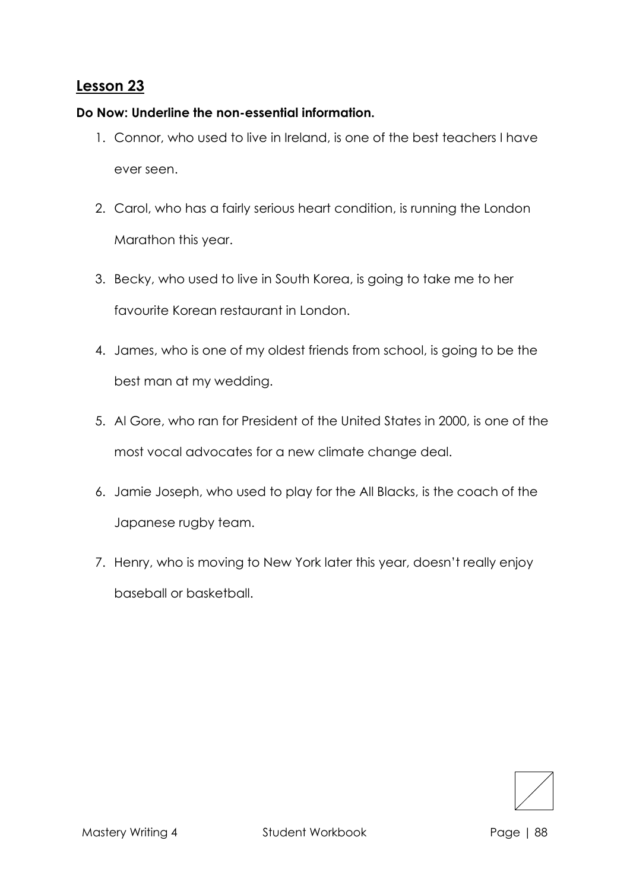## Lesson 23

**Do Now: Underline the non-essential information.**

1. Connor, who used to live in Ireland, is one of the best teachers I have ever seen.
2. Carol, who has a fairly serious heart condition, is running the London Marathon this year.
3. Becky, who used to live in South Korea, is going to take me to her favourite Korean restaurant in London.
4. James, who is one of my oldest friends from school, is going to be the best man at my wedding.
5. Al Gore, who ran for President of the United States in 2000, is one of the most vocal advocates for a new climate change deal.
6. Jamie Joseph, who used to play for the All Blacks, is the coach of the Japanese rugby team.
7. Henry, who is moving to New York later this year, doesn't really enjoy baseball or basketball.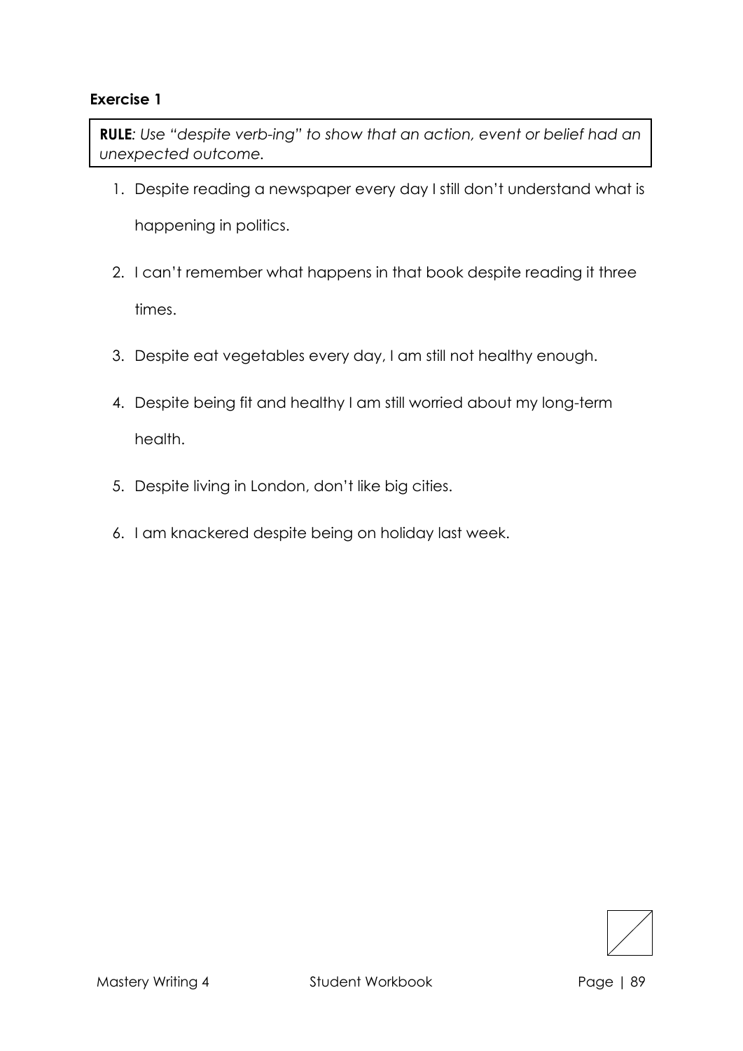### Exercise 1

**RULE**: *Use "despite verb-ing" to show that an action, event or belief had an unexpected outcome.*

1. Despite reading a newspaper every day I still don't understand what is happening in politics.
2. I can't remember what happens in that book despite reading it three times.
3. Despite eat vegetables every day, I am still not healthy enough.
4. Despite being fit and healthy I am still worried about my long-term health.
5. Despite living in London, don't like big cities.
6. I am knackered despite being on holiday last week.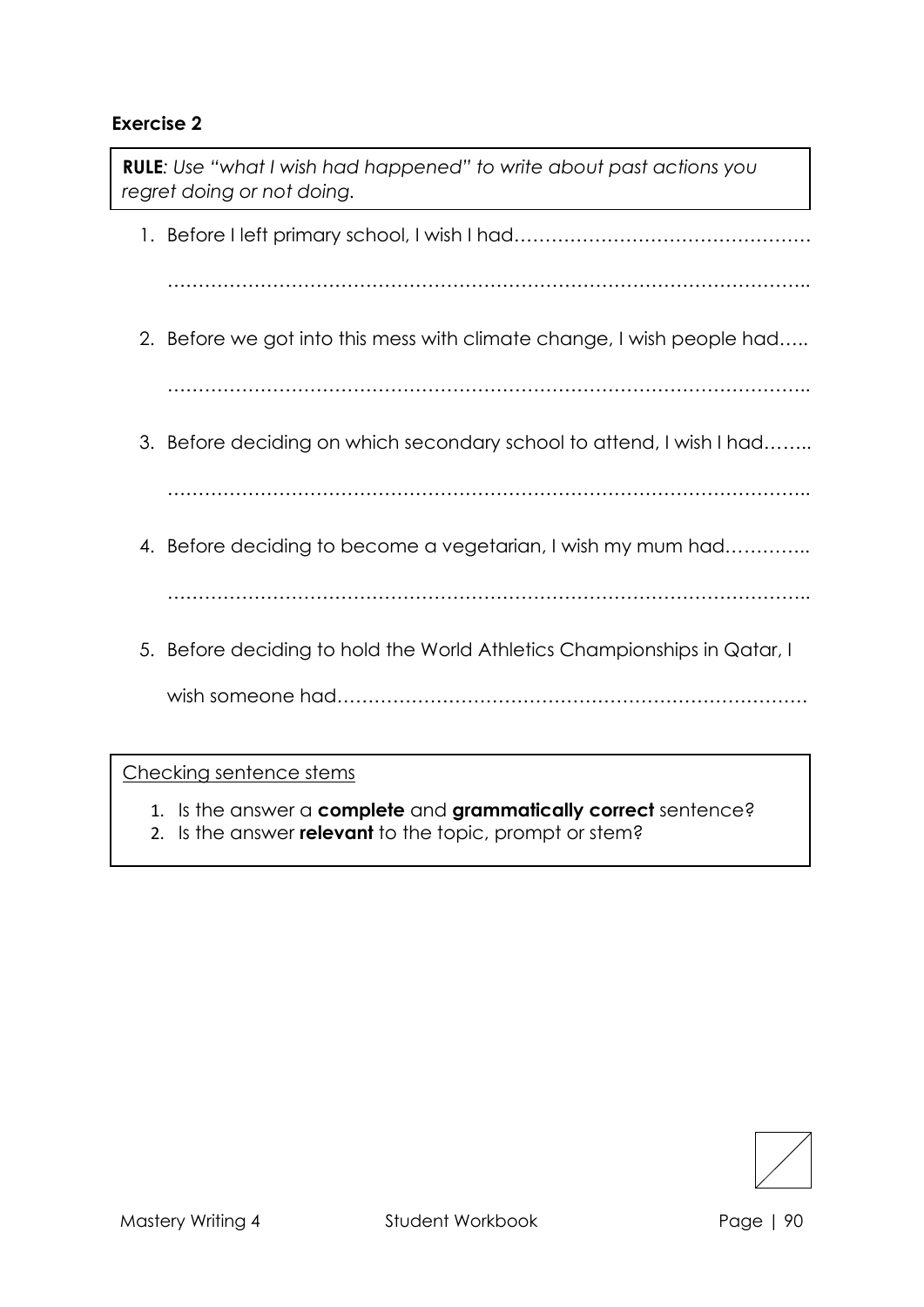## Exercise 2

**RULE**: *Use "what I wish had happened" to write about past actions you regret doing or not doing.*

1. Before I left primary school, I wish I had…………………………………………

   ……………………………………………………………………………………………..

2. Before we got into this mess with climate change, I wish people had…..

   ……………………………………………………………………………………………..

3. Before deciding on which secondary school to attend, I wish I had……..

   ……………………………………………………………………………………………..

4. Before deciding to become a vegetarian, I wish my mum had…………..

   ……………………………………………………………………………………………..

5. Before deciding to hold the World Athletics Championships in Qatar, I

   wish someone had…………………………………………………………………

Checking sentence stems

1. Is the answer a **complete** and **grammatically correct** sentence?
2. Is the answer **relevant** to the topic, prompt or stem?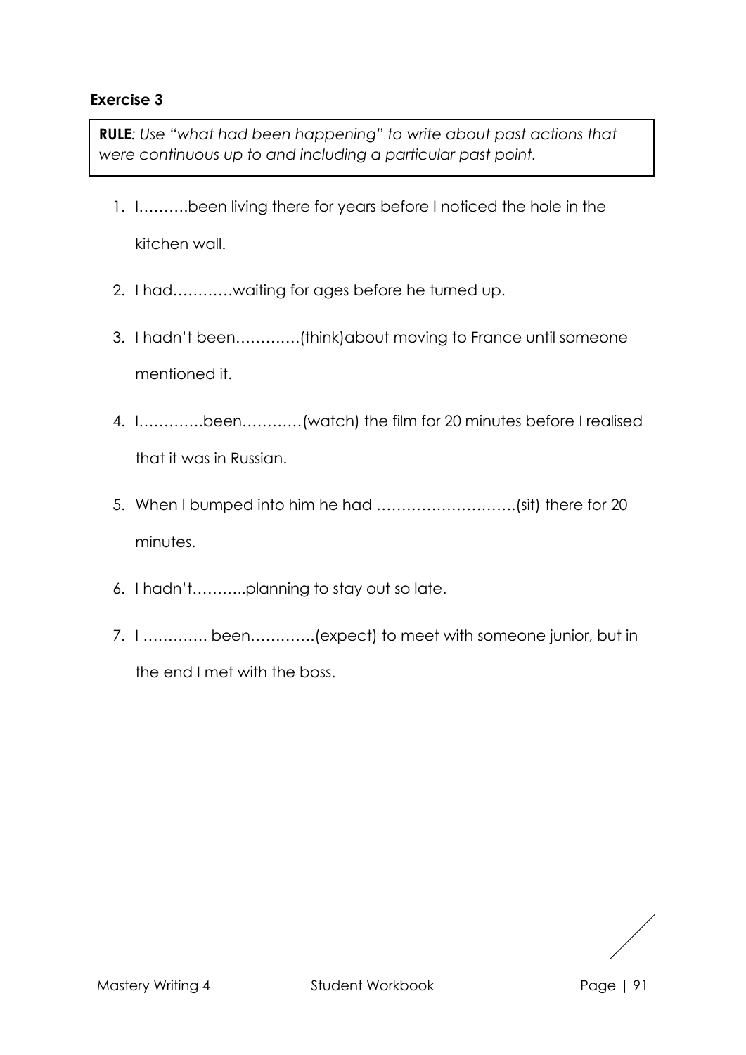### Exercise 3

**RULE**: *Use "what had been happening" to write about past actions that were continuous up to and including a particular past point.*

1. I……….been living there for years before I noticed the hole in the kitchen wall.
2. I had…………waiting for ages before he turned up.
3. I hadn't been………….(think)about moving to France until someone mentioned it.
4. I………….been…………(watch) the film for 20 minutes before I realised that it was in Russian.
5. When I bumped into him he had ……………………….(sit) there for 20 minutes.
6. I hadn't………..planning to stay out so late.
7. I …………. been………….(expect) to meet with someone junior, but in the end I met with the boss.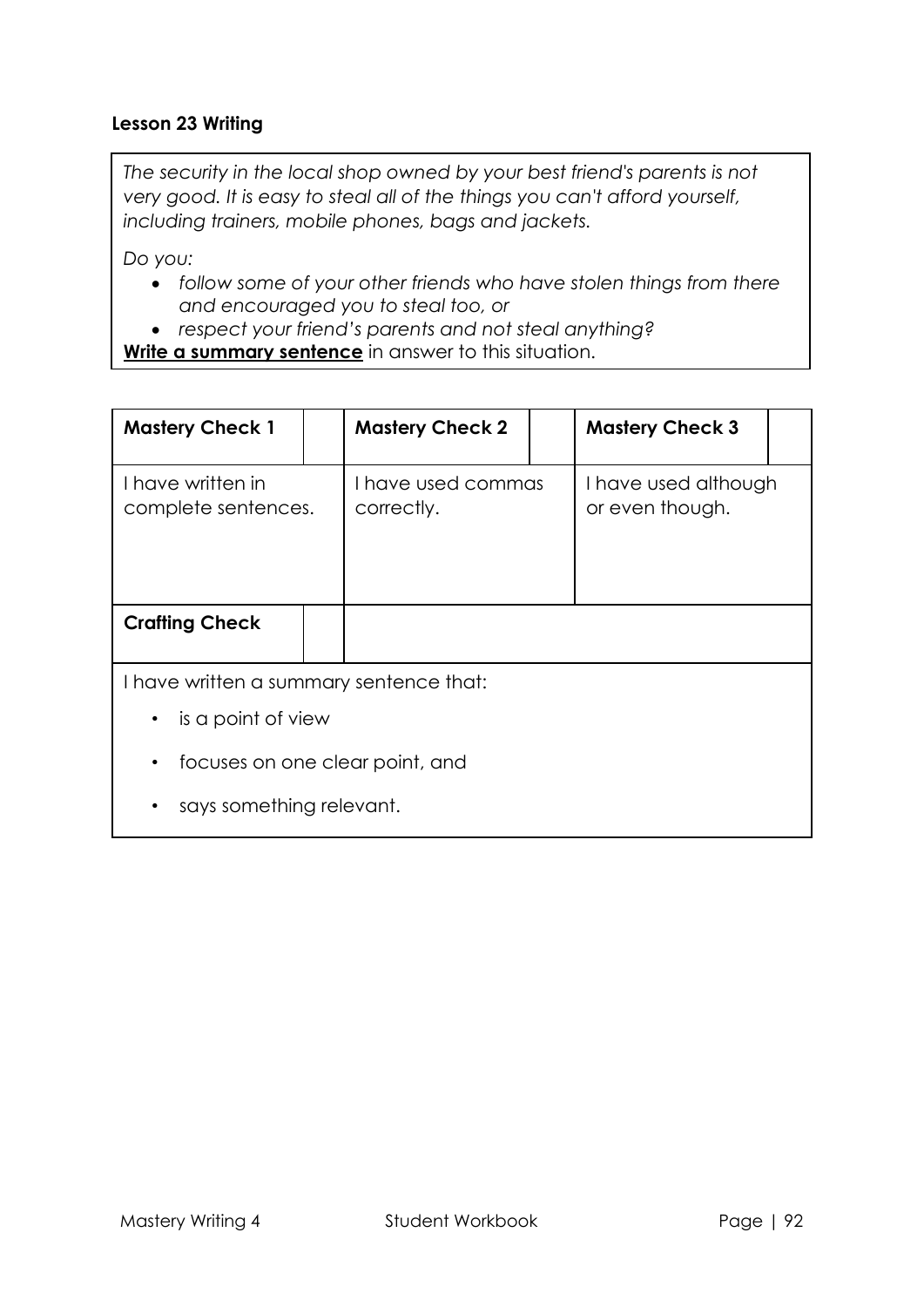**Lesson 23 Writing**

*The security in the local shop owned by your best friend's parents is not very good. It is easy to steal all of the things you can't afford yourself, including trainers, mobile phones, bags and jackets.*

*Do you:*

- *follow some of your other friends who have stolen things from there and encouraged you to steal too, or*
- *respect your friend's parents and not steal anything?*

**Write a summary sentence** in answer to this situation.

| **Mastery Check 1** | | **Mastery Check 2** | | **Mastery Check 3** | |
|---|---|---|---|---|---|
| I have written in complete sentences. | | I have used commas correctly. | | I have used although or even though. | |
| **Crafting Check** | | | | | |

I have written a summary sentence that:

- is a point of view
- focuses on one clear point, and
- says something relevant.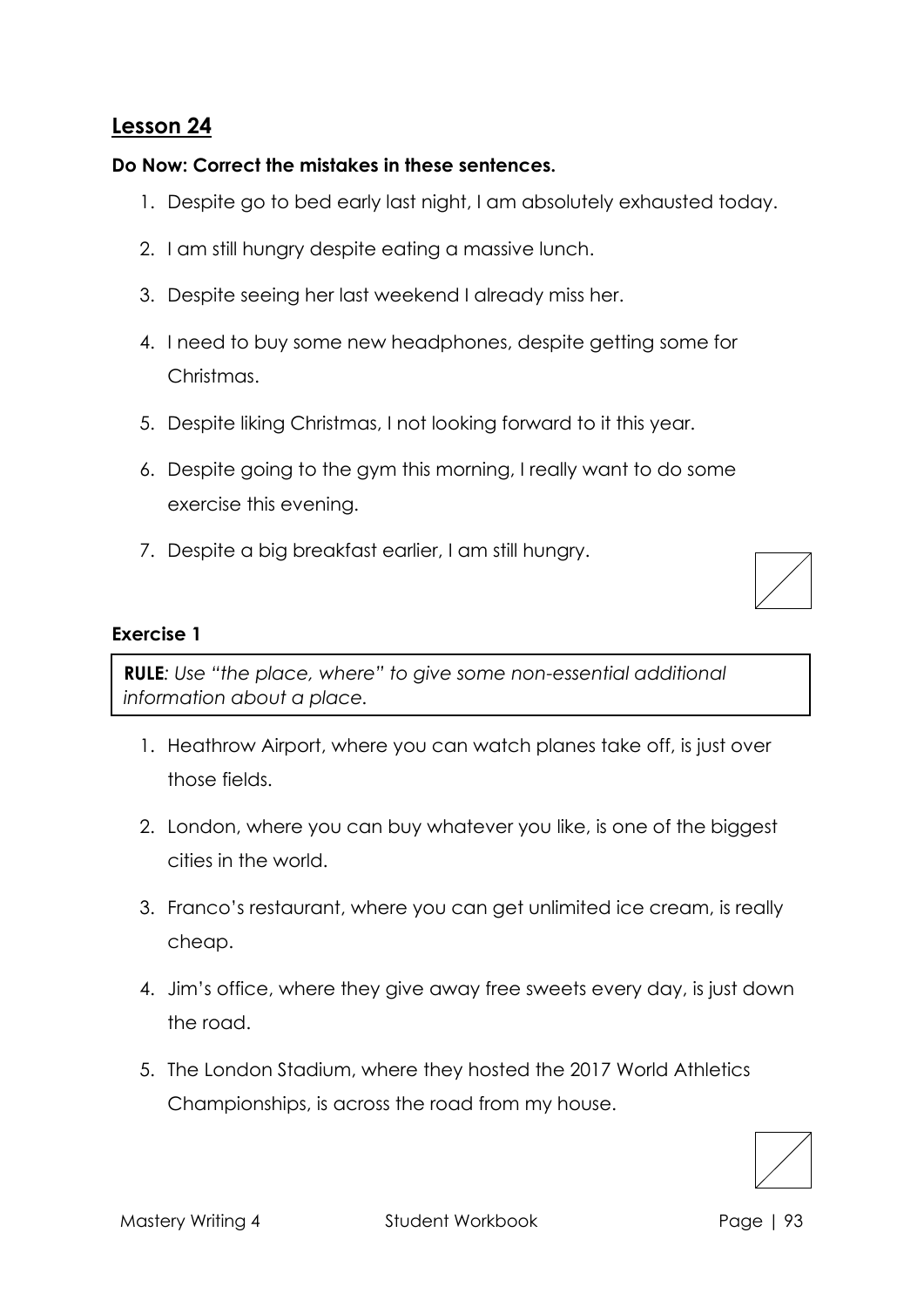## Lesson 24

**Do Now: Correct the mistakes in these sentences.**

1. Despite go to bed early last night, I am absolutely exhausted today.
2. I am still hungry despite eating a massive lunch.
3. Despite seeing her last weekend I already miss her.
4. I need to buy some new headphones, despite getting some for Christmas.
5. Despite liking Christmas, I not looking forward to it this year.
6. Despite going to the gym this morning, I really want to do some exercise this evening.
7. Despite a big breakfast earlier, I am still hungry.

### Exercise 1

> **RULE**: *Use "the place, where" to give some non-essential additional information about a place.*

1. Heathrow Airport, where you can watch planes take off, is just over those fields.
2. London, where you can buy whatever you like, is one of the biggest cities in the world.
3. Franco's restaurant, where you can get unlimited ice cream, is really cheap.
4. Jim's office, where they give away free sweets every day, is just down the road.
5. The London Stadium, where they hosted the 2017 World Athletics Championships, is across the road from my house.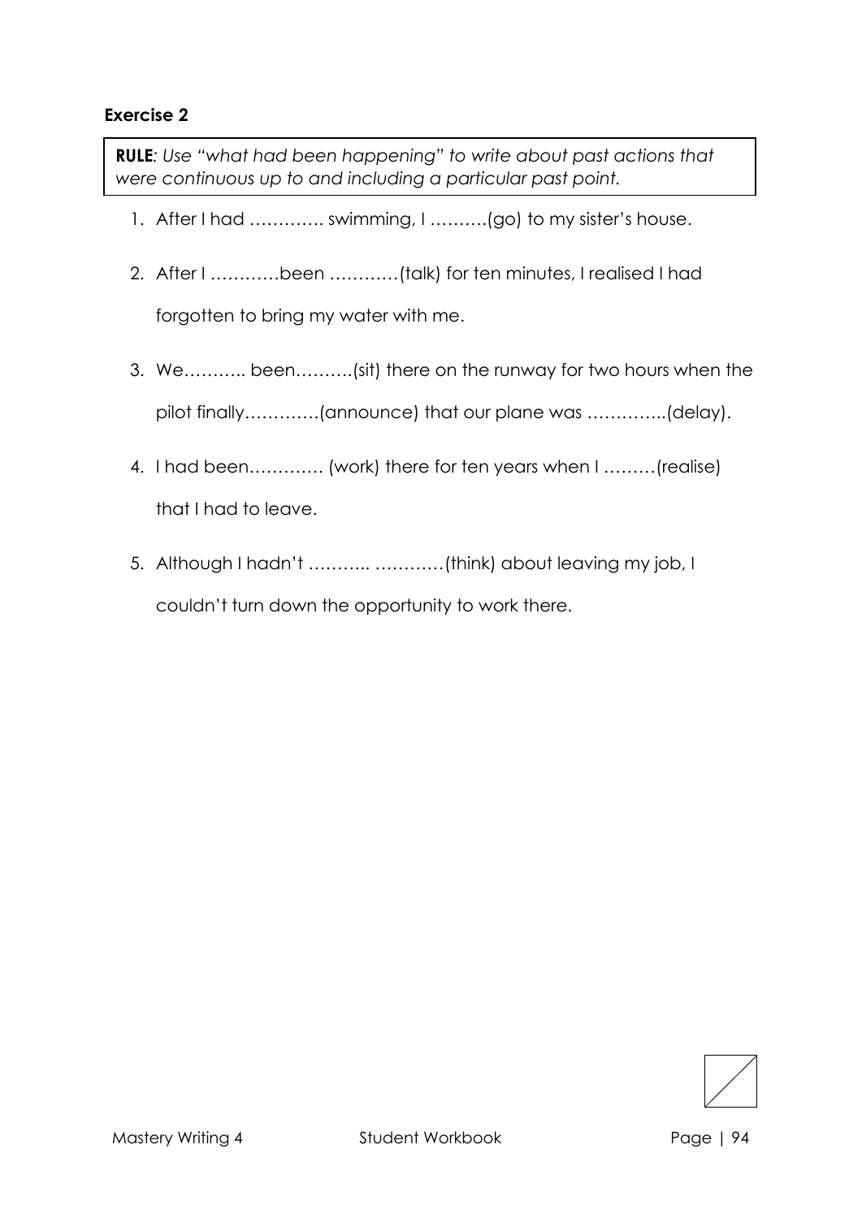**Exercise 2**

**RULE**: *Use "what had been happening" to write about past actions that were continuous up to and including a particular past point.*

1. After I had …………. swimming, I ……….(go) to my sister's house.
2. After I …………been …………(talk) for ten minutes, I realised I had forgotten to bring my water with me.
3. We……….. been……….(sit) there on the runway for two hours when the pilot finally………….(announce) that our plane was …………..(delay).
4. I had been…………. (work) there for ten years when I ………(realise) that I had to leave.
5. Although I hadn't ……….. …………(think) about leaving my job, I couldn't turn down the opportunity to work there.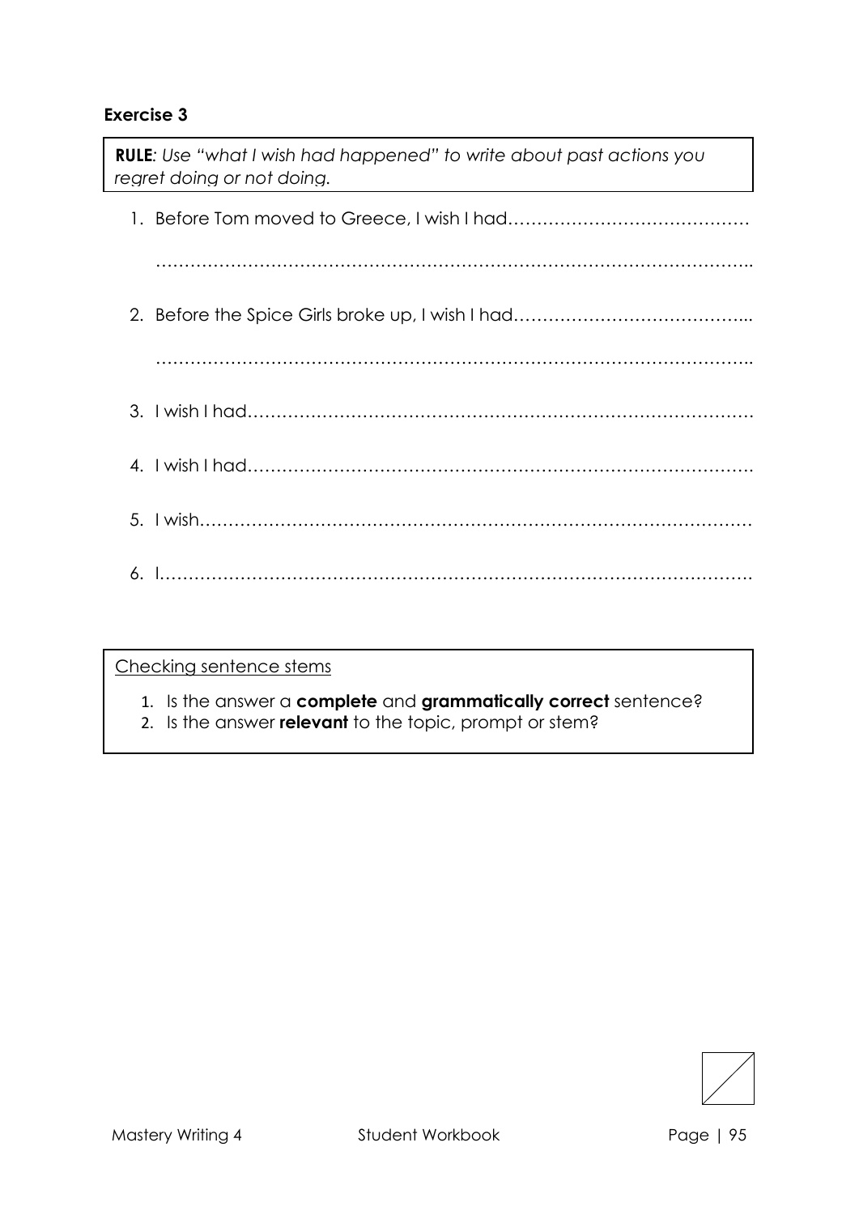**Exercise 3**

> **RULE**: *Use "what I wish had happened" to write about past actions you regret doing or not doing.*

1. Before Tom moved to Greece, I wish I had……………………………………

   ………………………………………………………………………………………..

2. Before the Spice Girls broke up, I wish I had…………………………………...

   ………………………………………………………………………………………..

3. I wish I had…………………………………………………………………………….

4. I wish I had…………………………………………………………………………….

5. I wish……………………………………………………………………………………

6. I…………………………………………………………………………………………

> <u>Checking sentence stems</u>
>
> 1. Is the answer a **complete** and **grammatically correct** sentence?
> 2. Is the answer **relevant** to the topic, prompt or stem?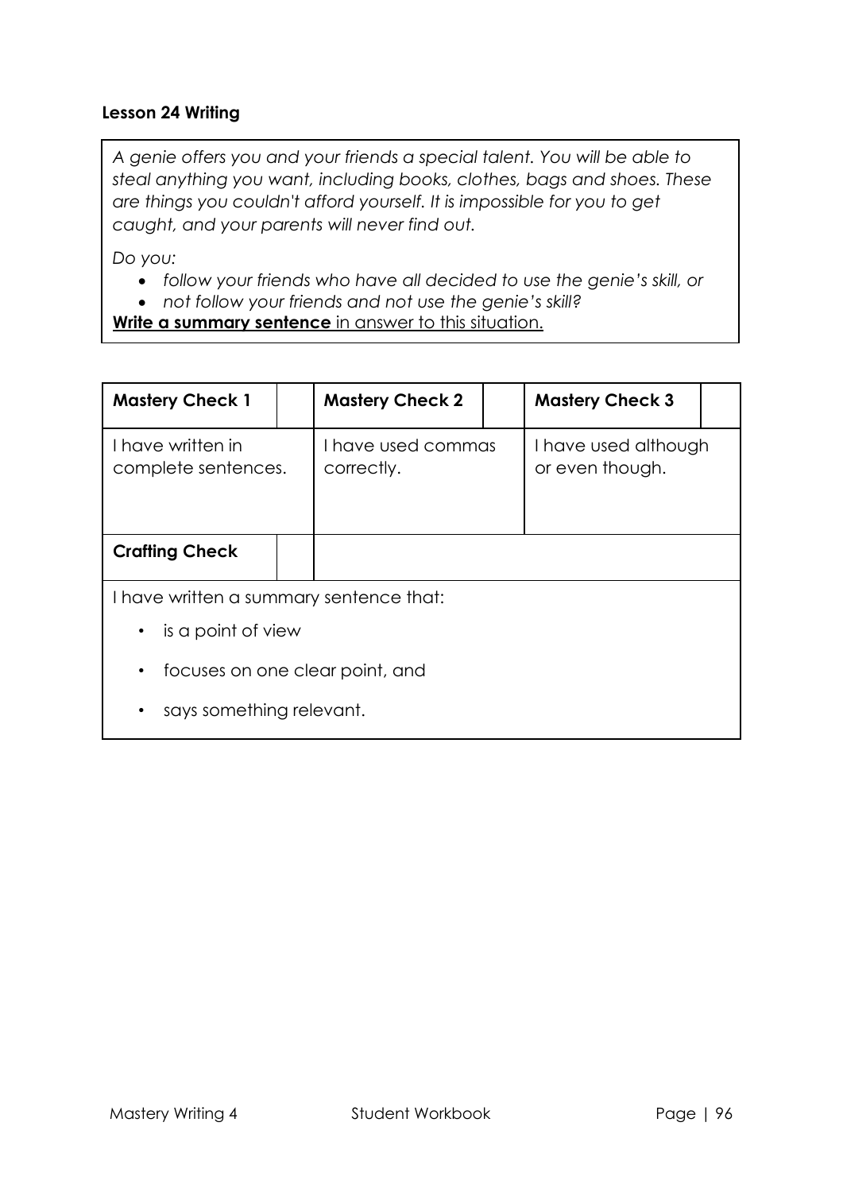**Lesson 24 Writing**

*A genie offers you and your friends a special talent. You will be able to steal anything you want, including books, clothes, bags and shoes. These are things you couldn't afford yourself. It is impossible for you to get caught, and your parents will never find out.*

*Do you:*

- *follow your friends who have all decided to use the genie's skill, or*
- *not follow your friends and not use the genie's skill?*

**Write a summary sentence** in answer to this situation.

| **Mastery Check 1** | | **Mastery Check 2** | | **Mastery Check 3** | |
|---|---|---|---|---|---|
| I have written in complete sentences. | | I have used commas correctly. | | I have used although or even though. | |
| **Crafting Check** | | | | | |

I have written a summary sentence that:

- is a point of view
- focuses on one clear point, and
- says something relevant.